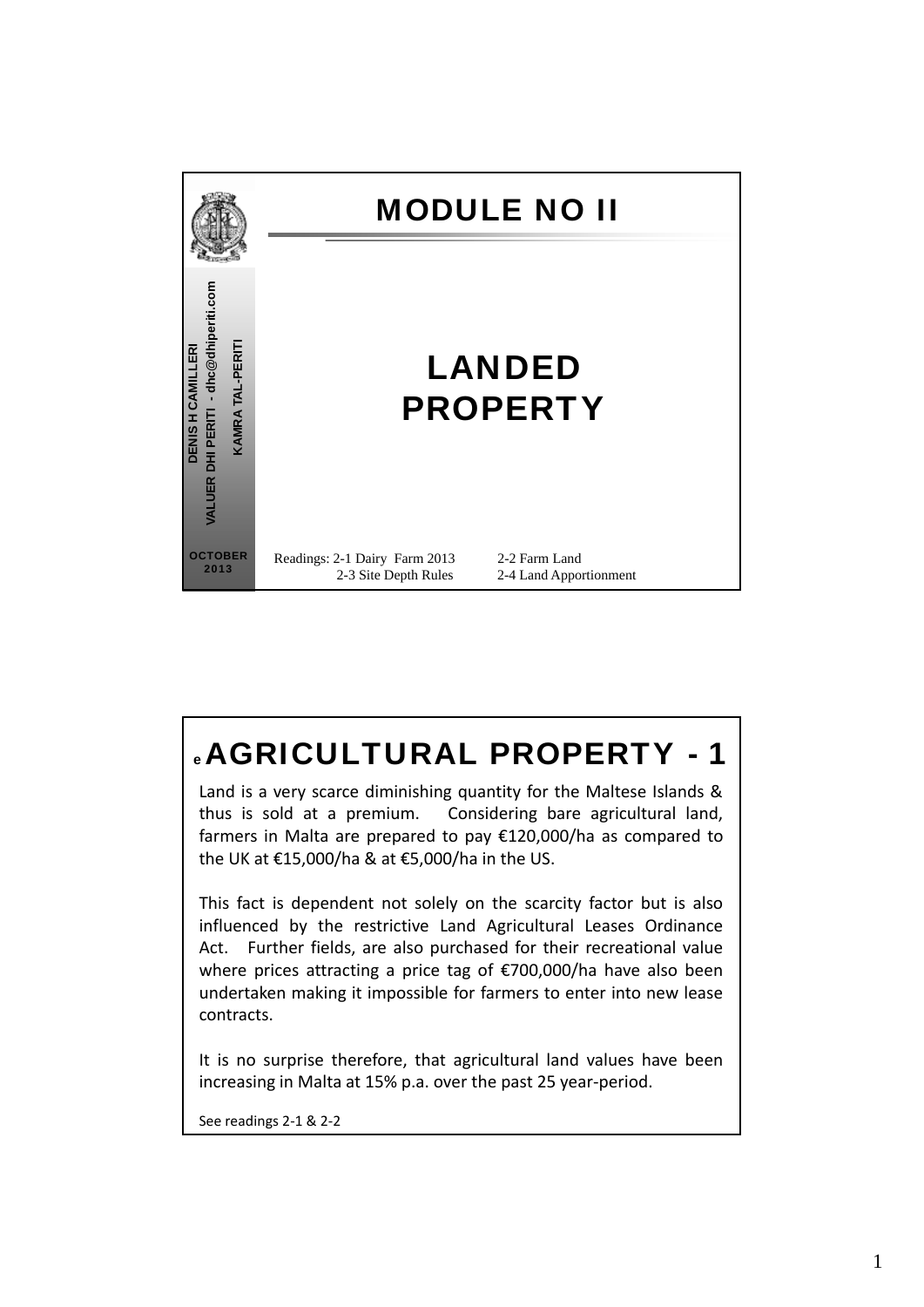# MODULE NO II

DENIS H CAMILLERI
VALUER DHI PERITI - dhc@dhiperiti.com
KAMRA TAL-PERITI

OCTOBER 2013

## LANDED PROPERTY

Readings: 2-1 Dairy Farm 2013 2-2 Farm Land
2-3 Site Depth Rules 2-4 Land Apportionment

## e AGRICULTURAL PROPERTY - 1

Land is a very scarce diminishing quantity for the Maltese Islands & thus is sold at a premium. Considering bare agricultural land, farmers in Malta are prepared to pay €120,000/ha as compared to the UK at €15,000/ha & at €5,000/ha in the US.

This fact is dependent not solely on the scarcity factor but is also influenced by the restrictive Land Agricultural Leases Ordinance Act. Further fields, are also purchased for their recreational value where prices attracting a price tag of €700,000/ha have also been undertaken making it impossible for farmers to enter into new lease contracts.

It is no surprise therefore, that agricultural land values have been increasing in Malta at 15% p.a. over the past 25 year-period.

See readings 2-1 & 2-2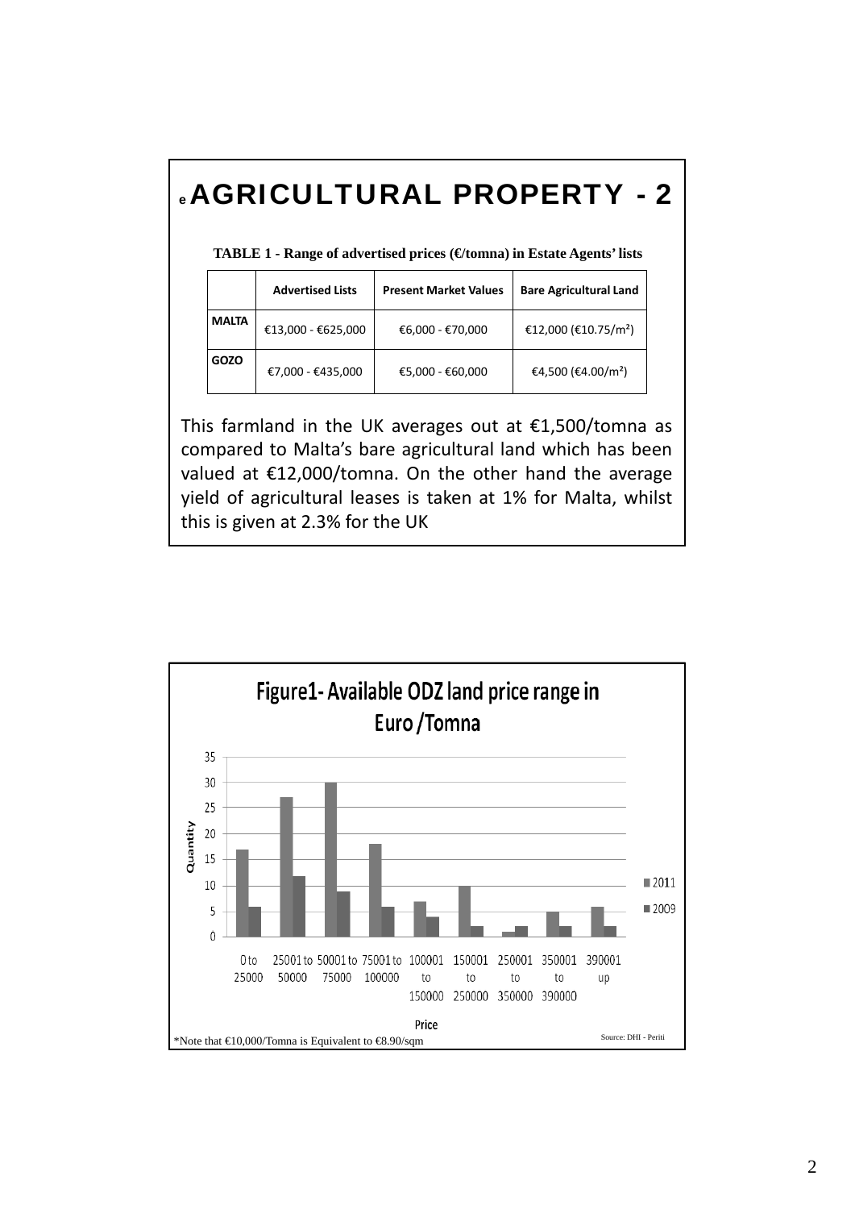# e AGRICULTURAL PROPERTY - 2

**TABLE 1 - Range of advertised prices (€/tomna) in Estate Agents' lists**

| | Advertised Lists | Present Market Values | Bare Agricultural Land |
|---|---|---|---|
| **MALTA** | €13,000 - €625,000 | €6,000 - €70,000 | €12,000 (€10.75/m²) |
| **GOZO** | €7,000 - €435,000 | €5,000 - €60,000 | €4,500 (€4.00/m²) |

This farmland in the UK averages out at €1,500/tomna as compared to Malta's bare agricultural land which has been valued at €12,000/tomna. On the other hand the average yield of agricultural leases is taken at 1% for Malta, whilst this is given at 2.3% for the UK

**Figure1- Available ODZ land price range in Euro /Tomna**

| Price | 2011 | 2009 |
|---|---|---|
| 0 to 25000 | 17 | 6 |
| 25001 to 50000 | 27 | 12 |
| 50001 to 75000 | 30 | 9 |
| 75001 to 100000 | 18 | 6 |
| 100001 to 150000 | 7 | 4 |
| 150001 to 250000 | 10 | 2 |
| 250001 to 350000 | 1 | 2 |
| 350001 to 390000 | 5 | 2 |
| 390001 up | 6 | 2 |

*Note that €10,000/Tomna is Equivalent to €8.90/sqm

Source: DHI - Periti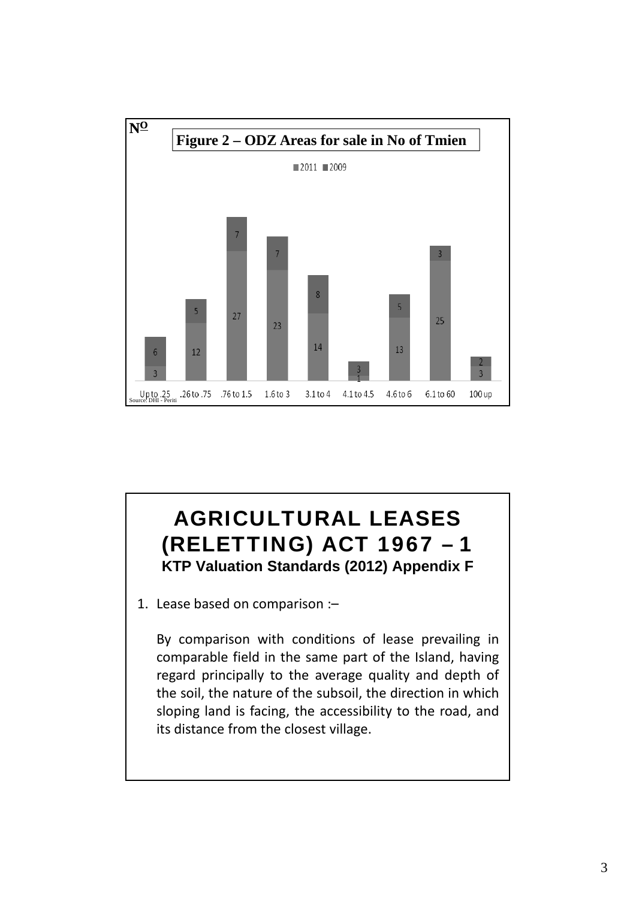Nº

**Figure 2 – ODZ Areas for sale in No of Tmien**

| | Up to .25 | .26 to .75 | .76 to 1.5 | 1.6 to 3 | 3.1 to 4 | 4.1 to 4.5 | 4.6 to 6 | 6.1 to 60 | 100 up |
|---|---|---|---|---|---|---|---|---|---|
| 2011 | 3 | 12 | 27 | 23 | 14 | 1 | 13 | 25 | 3 |
| 2009 | 6 | 5 | 7 | 7 | 8 | 3 | 5 | 3 | 2 |

Source: DHI - Periti

# AGRICULTURAL LEASES (RELETTING) ACT 1967 – 1

**KTP Valuation Standards (2012) Appendix F**

1. Lease based on comparison :–

   By comparison with conditions of lease prevailing in comparable field in the same part of the Island, having regard principally to the average quality and depth of the soil, the nature of the subsoil, the direction in which sloping land is facing, the accessibility to the road, and its distance from the closest village.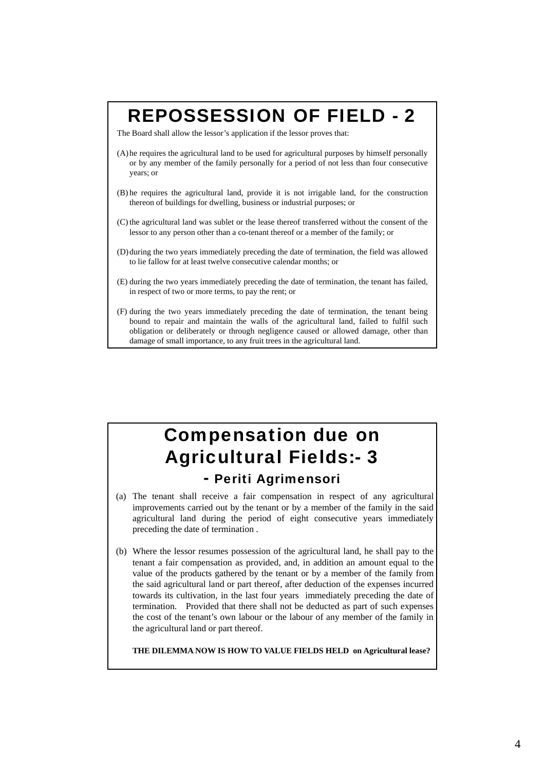# REPOSSESSION OF FIELD - 2

The Board shall allow the lessor's application if the lessor proves that:

(A) he requires the agricultural land to be used for agricultural purposes by himself personally or by any member of the family personally for a period of not less than four consecutive years; or

(B) he requires the agricultural land, provide it is not irrigable land, for the construction thereon of buildings for dwelling, business or industrial purposes; or

(C) the agricultural land was sublet or the lease thereof transferred without the consent of the lessor to any person other than a co-tenant thereof or a member of the family; or

(D) during the two years immediately preceding the date of termination, the field was allowed to lie fallow for at least twelve consecutive calendar months; or

(E) during the two years immediately preceding the date of termination, the tenant has failed, in respect of two or more terms, to pay the rent; or

(F) during the two years immediately preceding the date of termination, the tenant being bound to repair and maintain the walls of the agricultural land, failed to fulfil such obligation or deliberately or through negligence caused or allowed damage, other than damage of small importance, to any fruit trees in the agricultural land.

# Compensation due on Agricultural Fields:- 3

## - Periti Agrimensori

(a) The tenant shall receive a fair compensation in respect of any agricultural improvements carried out by the tenant or by a member of the family in the said agricultural land during the period of eight consecutive years immediately preceding the date of termination .

(b) Where the lessor resumes possession of the agricultural land, he shall pay to the tenant a fair compensation as provided, and, in addition an amount equal to the value of the products gathered by the tenant or by a member of the family from the said agricultural land or part thereof, after deduction of the expenses incurred towards its cultivation, in the last four years immediately preceding the date of termination. Provided that there shall not be deducted as part of such expenses the cost of the tenant's own labour or the labour of any member of the family in the agricultural land or part thereof.

**THE DILEMMA NOW IS HOW TO VALUE FIELDS HELD on Agricultural lease?**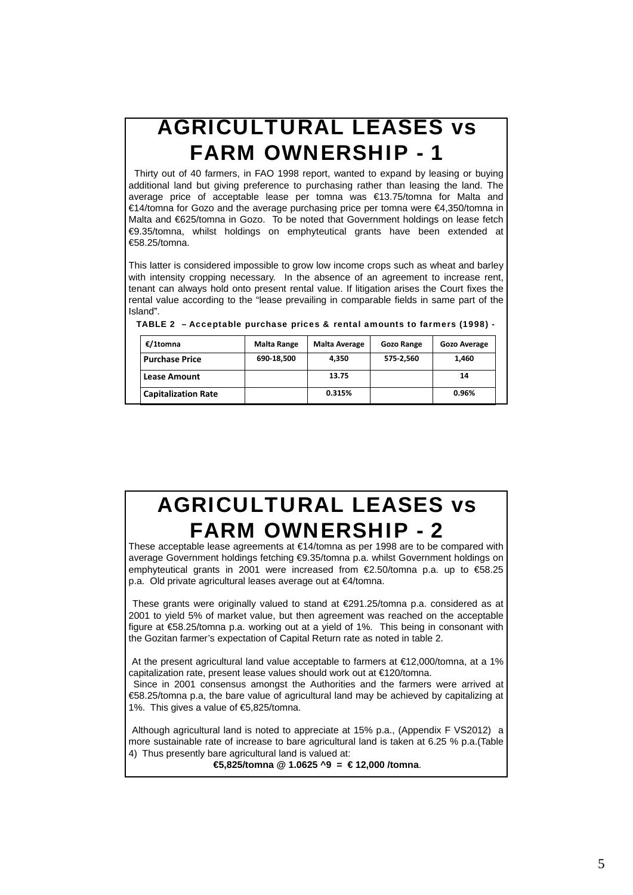# AGRICULTURAL LEASES vs FARM OWNERSHIP - 1

Thirty out of 40 farmers, in FAO 1998 report, wanted to expand by leasing or buying additional land but giving preference to purchasing rather than leasing the land. The average price of acceptable lease per tomna was €13.75/tomna for Malta and €14/tomna for Gozo and the average purchasing price per tomna were €4,350/tomna in Malta and €625/tomna in Gozo. To be noted that Government holdings on lease fetch €9.35/tomna, whilst holdings on emphyteutical grants have been extended at €58.25/tomna.

This latter is considered impossible to grow low income crops such as wheat and barley with intensity cropping necessary. In the absence of an agreement to increase rent, tenant can always hold onto present rental value. If litigation arises the Court fixes the rental value according to the "lease prevailing in comparable fields in same part of the Island".

**TABLE 2 – Acceptable purchase prices & rental amounts to farmers (1998) -**

| €/1tomna | Malta Range | Malta Average | Gozo Range | Gozo Average |
|---|---|---|---|---|
| Purchase Price | 690-18,500 | 4,350 | 575-2,560 | 1,460 |
| Lease Amount | | 13.75 | | 14 |
| Capitalization Rate | | 0.315% | | 0.96% |

# AGRICULTURAL LEASES vs FARM OWNERSHIP - 2

These acceptable lease agreements at €14/tomna as per 1998 are to be compared with average Government holdings fetching €9.35/tomna p.a. whilst Government holdings on emphyteutical grants in 2001 were increased from €2.50/tomna p.a. up to €58.25 p.a. Old private agricultural leases average out at €4/tomna.

These grants were originally valued to stand at €291.25/tomna p.a. considered as at 2001 to yield 5% of market value, but then agreement was reached on the acceptable figure at €58.25/tomna p.a. working out at a yield of 1%. This being in consonant with the Gozitan farmer's expectation of Capital Return rate as noted in table 2.

At the present agricultural land value acceptable to farmers at €12,000/tomna, at a 1% capitalization rate, present lease values should work out at €120/tomna.

Since in 2001 consensus amongst the Authorities and the farmers were arrived at €58.25/tomna p.a, the bare value of agricultural land may be achieved by capitalizing at 1%. This gives a value of €5,825/tomna.

Although agricultural land is noted to appreciate at 15% p.a., (Appendix F VS2012) a more sustainable rate of increase to bare agricultural land is taken at 6.25 % p.a.(Table 4) Thus presently bare agricultural land is valued at:

**€5,825/tomna @ 1.0625 ^9 = € 12,000 /tomna**.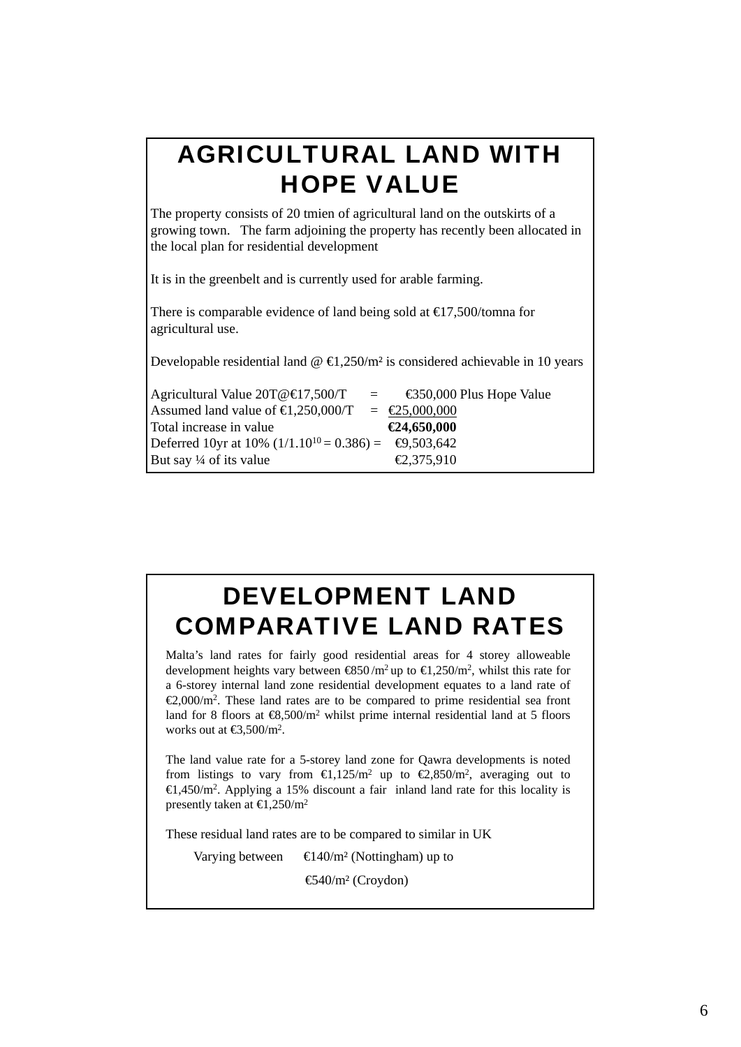# AGRICULTURAL LAND WITH HOPE VALUE

The property consists of 20 tmien of agricultural land on the outskirts of a growing town. The farm adjoining the property has recently been allocated in the local plan for residential development

It is in the greenbelt and is currently used for arable farming.

There is comparable evidence of land being sold at €17,500/tomna for agricultural use.

Developable residential land @ €1,250/m² is considered achievable in 10 years

| | | |
|---|---|---|
| Agricultural Value 20T@€17,500/T | = | €350,000 Plus Hope Value |
| Assumed land value of €1,250,000/T | = | <u>€25,000,000</u> |
| Total increase in value | | **€24,650,000** |
| Deferred 10yr at 10% ($1/1.10^{10} = 0.386$) = | | €9,503,642 |
| But say ¼ of its value | | €2,375,910 |

# DEVELOPMENT LAND COMPARATIVE LAND RATES

Malta's land rates for fairly good residential areas for 4 storey alloweable development heights vary between €850 /m² up to €1,250/m², whilst this rate for a 6-storey internal land zone residential development equates to a land rate of €2,000/m². These land rates are to be compared to prime residential sea front land for 8 floors at €8,500/m² whilst prime internal residential land at 5 floors works out at €3,500/m².

The land value rate for a 5-storey land zone for Qawra developments is noted from listings to vary from €1,125/m² up to €2,850/m², averaging out to €1,450/m². Applying a 15% discount a fair inland land rate for this locality is presently taken at €1,250/m²

These residual land rates are to be compared to similar in UK

Varying between €140/m² (Nottingham) up to

€540/m² (Croydon)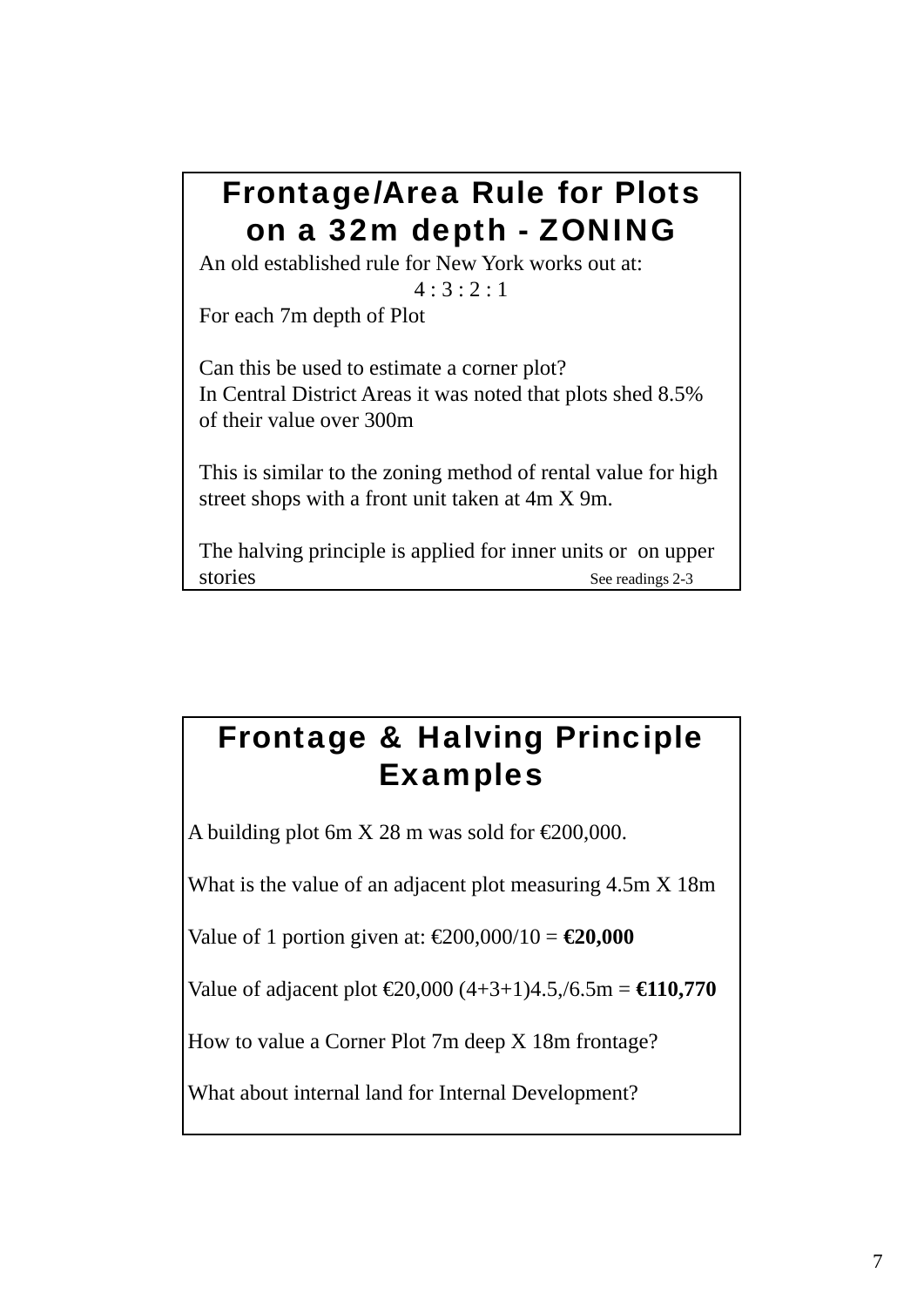## Frontage/Area Rule for Plots on a 32m depth - ZONING

An old established rule for New York works out at:

4 : 3 : 2 : 1

For each 7m depth of Plot

Can this be used to estimate a corner plot?
In Central District Areas it was noted that plots shed 8.5% of their value over 300m

This is similar to the zoning method of rental value for high street shops with a front unit taken at 4m X 9m.

The halving principle is applied for inner units or on upper stories

See readings 2-3

## Frontage & Halving Principle Examples

A building plot 6m X 28 m was sold for €200,000.

What is the value of an adjacent plot measuring 4.5m X 18m

Value of 1 portion given at: €200,000/10 = **€20,000**

Value of adjacent plot €20,000 (4+3+1)4.5,/6.5m = **€110,770**

How to value a Corner Plot 7m deep X 18m frontage?

What about internal land for Internal Development?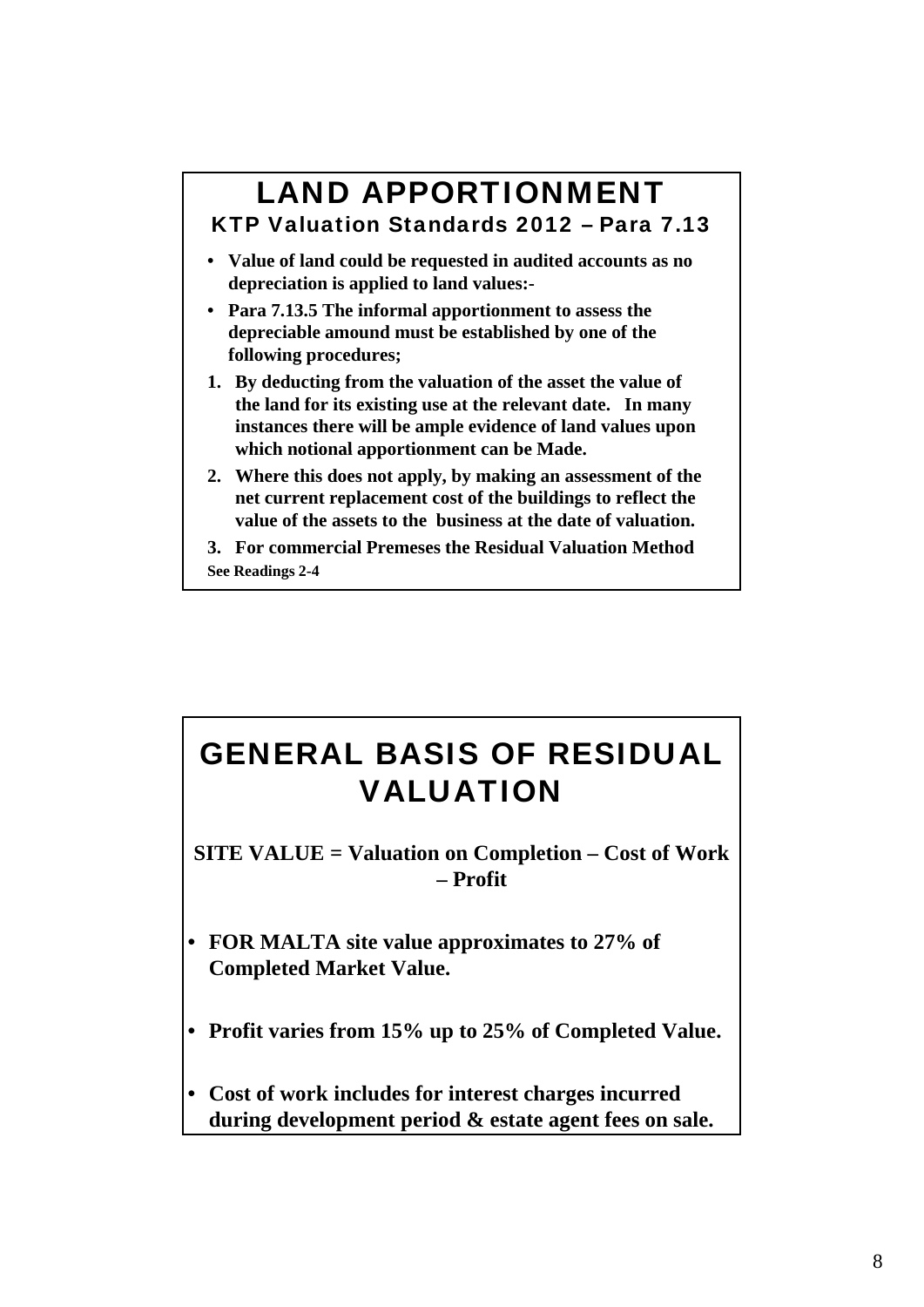# LAND APPORTIONMENT

## KTP Valuation Standards 2012 – Para 7.13

- **Value of land could be requested in audited accounts as no depreciation is applied to land values:-**
- **Para 7.13.5 The informal apportionment to assess the depreciable amound must be established by one of the following procedures;**

1. **By deducting from the valuation of the asset the value of the land for its existing use at the relevant date. In many instances there will be ample evidence of land values upon which notional apportionment can be Made.**
2. **Where this does not apply, by making an assessment of the net current replacement cost of the buildings to reflect the value of the assets to the business at the date of valuation.**
3. **For commercial Premeses the Residual Valuation Method**

**See Readings 2-4**

# GENERAL BASIS OF RESIDUAL VALUATION

**SITE VALUE = Valuation on Completion – Cost of Work – Profit**

- **FOR MALTA site value approximates to 27% of Completed Market Value.**
- **Profit varies from 15% up to 25% of Completed Value.**
- **Cost of work includes for interest charges incurred during development period & estate agent fees on sale.**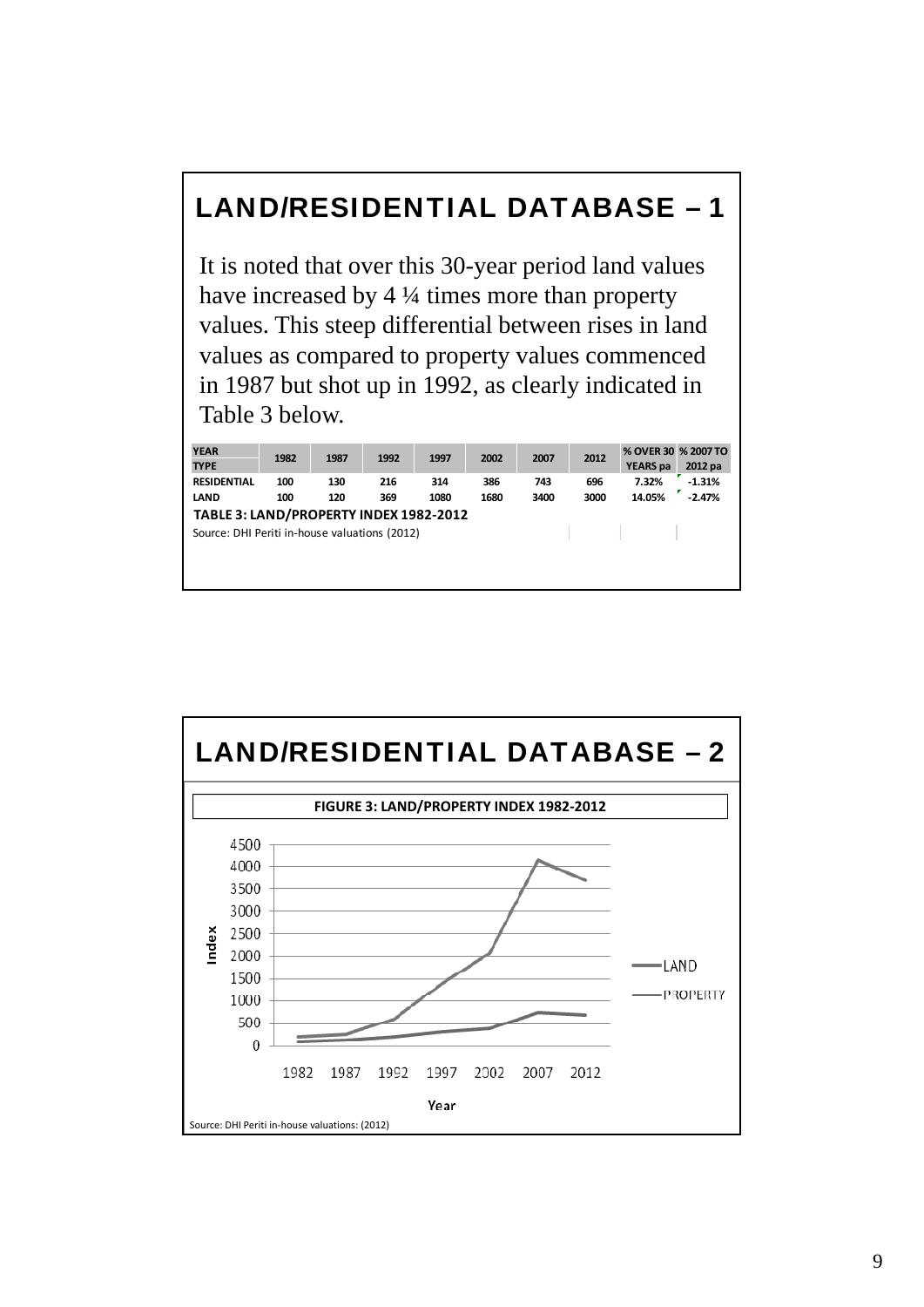# LAND/RESIDENTIAL DATABASE – 1

It is noted that over this 30-year period land values have increased by 4 ¼ times more than property values. This steep differential between rises in land values as compared to property values commenced in 1987 but shot up in 1992, as clearly indicated in Table 3 below.

| YEAR / TYPE | 1982 | 1987 | 1992 | 1997 | 2002 | 2007 | 2012 | % OVER 30 YEARS pa | % 2007 TO 2012 pa |
|---|---|---|---|---|---|---|---|---|---|
| RESIDENTIAL | 100 | 130 | 216 | 314 | 386 | 743 | 696 | 7.32% | -1.31% |
| LAND | 100 | 120 | 369 | 1080 | 1680 | 3400 | 3000 | 14.05% | -2.47% |

**TABLE 3: LAND/PROPERTY INDEX 1982-2012**

Source: DHI Periti in-house valuations (2012)

# LAND/RESIDENTIAL DATABASE – 2

**FIGURE 3: LAND/PROPERTY INDEX 1982-2012**

Source: DHI Periti in-house valuations: (2012)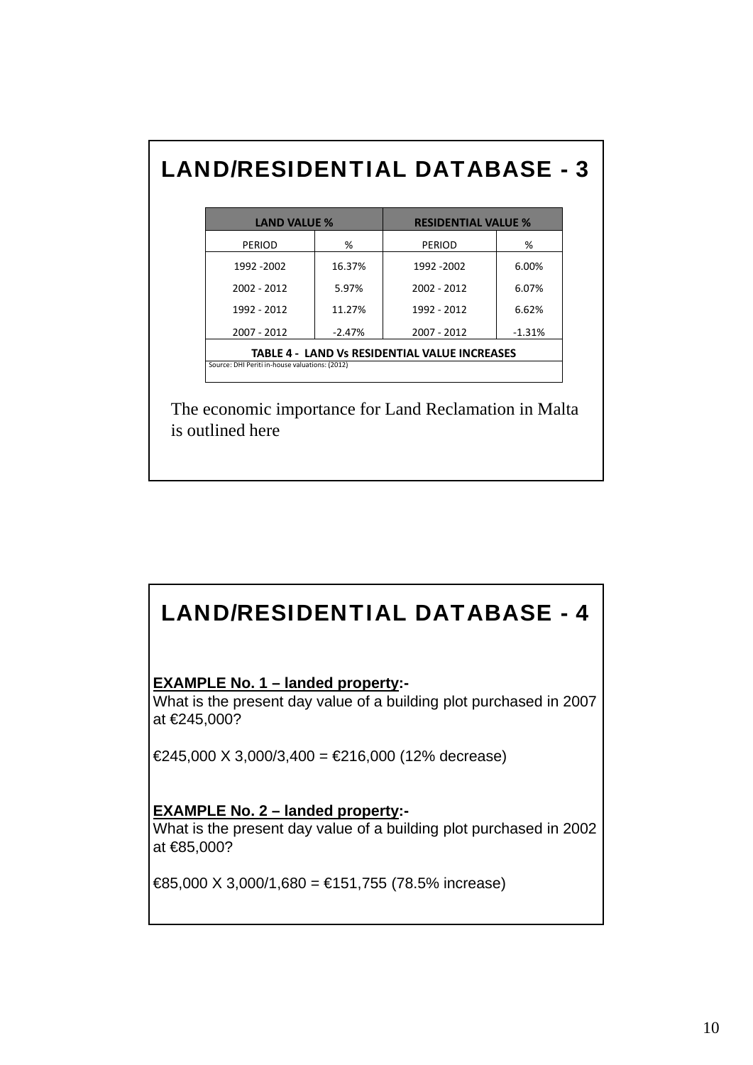# LAND/RESIDENTIAL DATABASE - 3

| LAND VALUE % | | RESIDENTIAL VALUE % | |
|---|---|---|---|
| PERIOD | % | PERIOD | % |
| 1992 -2002 | 16.37% | 1992 -2002 | 6.00% |
| 2002 - 2012 | 5.97% | 2002 - 2012 | 6.07% |
| 1992 - 2012 | 11.27% | 1992 - 2012 | 6.62% |
| 2007 - 2012 | -2.47% | 2007 - 2012 | -1.31% |

**TABLE 4 - LAND Vs RESIDENTIAL VALUE INCREASES**

Source: DHI Periti in-house valuations: (2012)

The economic importance for Land Reclamation in Malta is outlined here

# LAND/RESIDENTIAL DATABASE - 4

**<u>EXAMPLE No. 1 – landed property</u>:-**
What is the present day value of a building plot purchased in 2007 at €245,000?

€245,000 X 3,000/3,400 = €216,000 (12% decrease)

**<u>EXAMPLE No. 2 – landed property</u>:-**
What is the present day value of a building plot purchased in 2002 at €85,000?

€85,000 X 3,000/1,680 = €151,755 (78.5% increase)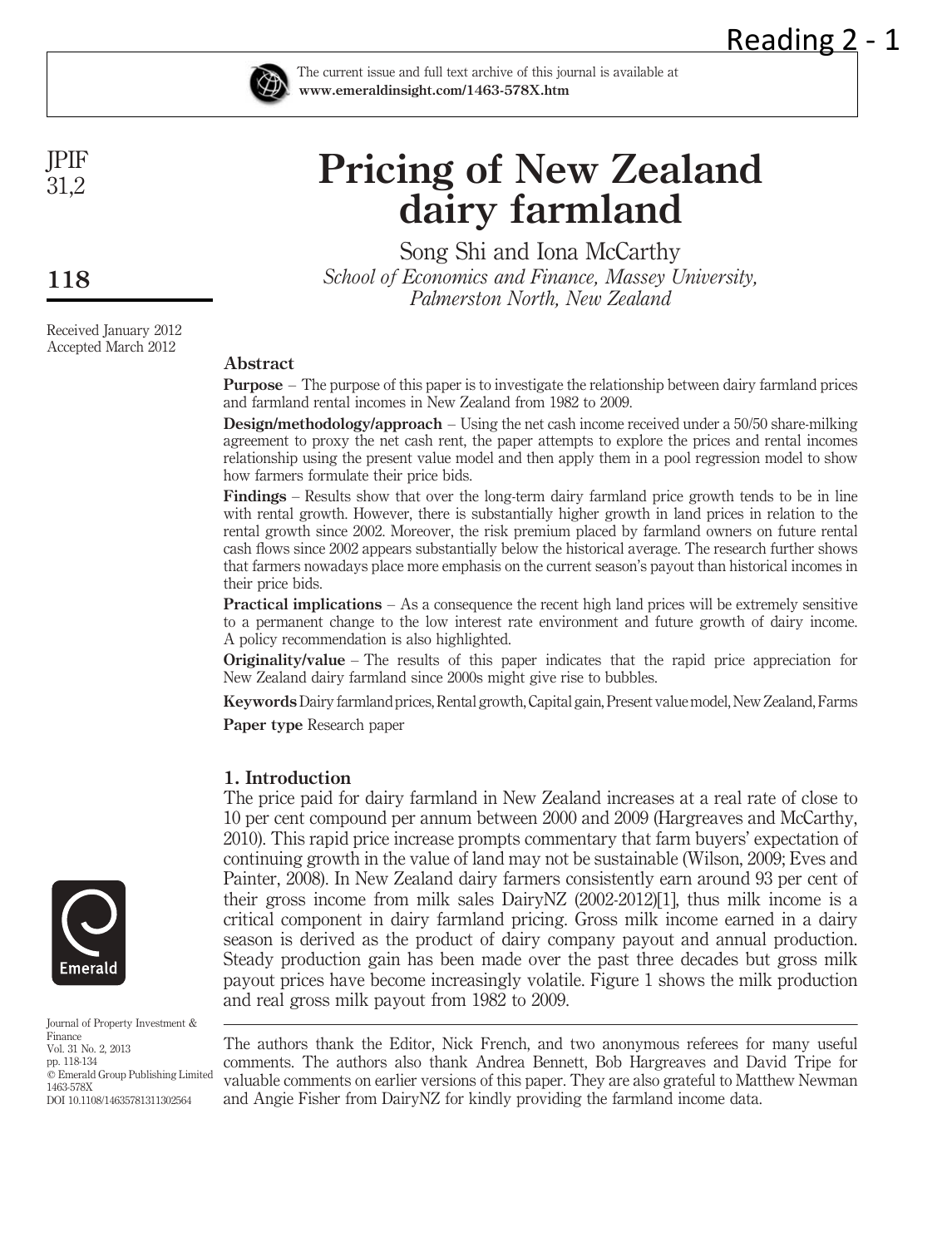Reading 2 - 1

# Pricing of New Zealand dairy farmland

Song Shi and Iona McCarthy

*School of Economics and Finance, Massey University, Palmerston North, New Zealand*

Received January 2012
Accepted March 2012

## Abstract

**Purpose** – The purpose of this paper is to investigate the relationship between dairy farmland prices and farmland rental incomes in New Zealand from 1982 to 2009.

**Design/methodology/approach** – Using the net cash income received under a 50/50 share-milking agreement to proxy the net cash rent, the paper attempts to explore the prices and rental incomes relationship using the present value model and then apply them in a pool regression model to show how farmers formulate their price bids.

**Findings** – Results show that over the long-term dairy farmland price growth tends to be in line with rental growth. However, there is substantially higher growth in land prices in relation to the rental growth since 2002. Moreover, the risk premium placed by farmland owners on future rental cash flows since 2002 appears substantially below the historical average. The research further shows that farmers nowadays place more emphasis on the current season's payout than historical incomes in their price bids.

**Practical implications** – As a consequence the recent high land prices will be extremely sensitive to a permanent change to the low interest rate environment and future growth of dairy income. A policy recommendation is also highlighted.

**Originality/value** – The results of this paper indicates that the rapid price appreciation for New Zealand dairy farmland since 2000s might give rise to bubbles.

**Keywords** Dairy farmland prices, Rental growth, Capital gain, Present value model, New Zealand, Farms

**Paper type** Research paper

## 1. Introduction

The price paid for dairy farmland in New Zealand increases at a real rate of close to 10 per cent compound per annum between 2000 and 2009 (Hargreaves and McCarthy, 2010). This rapid price increase prompts commentary that farm buyers' expectation of continuing growth in the value of land may not be sustainable (Wilson, 2009; Eves and Painter, 2008). In New Zealand dairy farmers consistently earn around 93 per cent of their gross income from milk sales DairyNZ (2002-2012)[1], thus milk income is a critical component in dairy farmland pricing. Gross milk income earned in a dairy season is derived as the product of dairy company payout and annual production. Steady production gain has been made over the past three decades but gross milk payout prices have become increasingly volatile. Figure 1 shows the milk production and real gross milk payout from 1982 to 2009.

The authors thank the Editor, Nick French, and two anonymous referees for many useful comments. The authors also thank Andrea Bennett, Bob Hargreaves and David Tripe for valuable comments on earlier versions of this paper. They are also grateful to Matthew Newman and Angie Fisher from DairyNZ for kindly providing the farmland income data.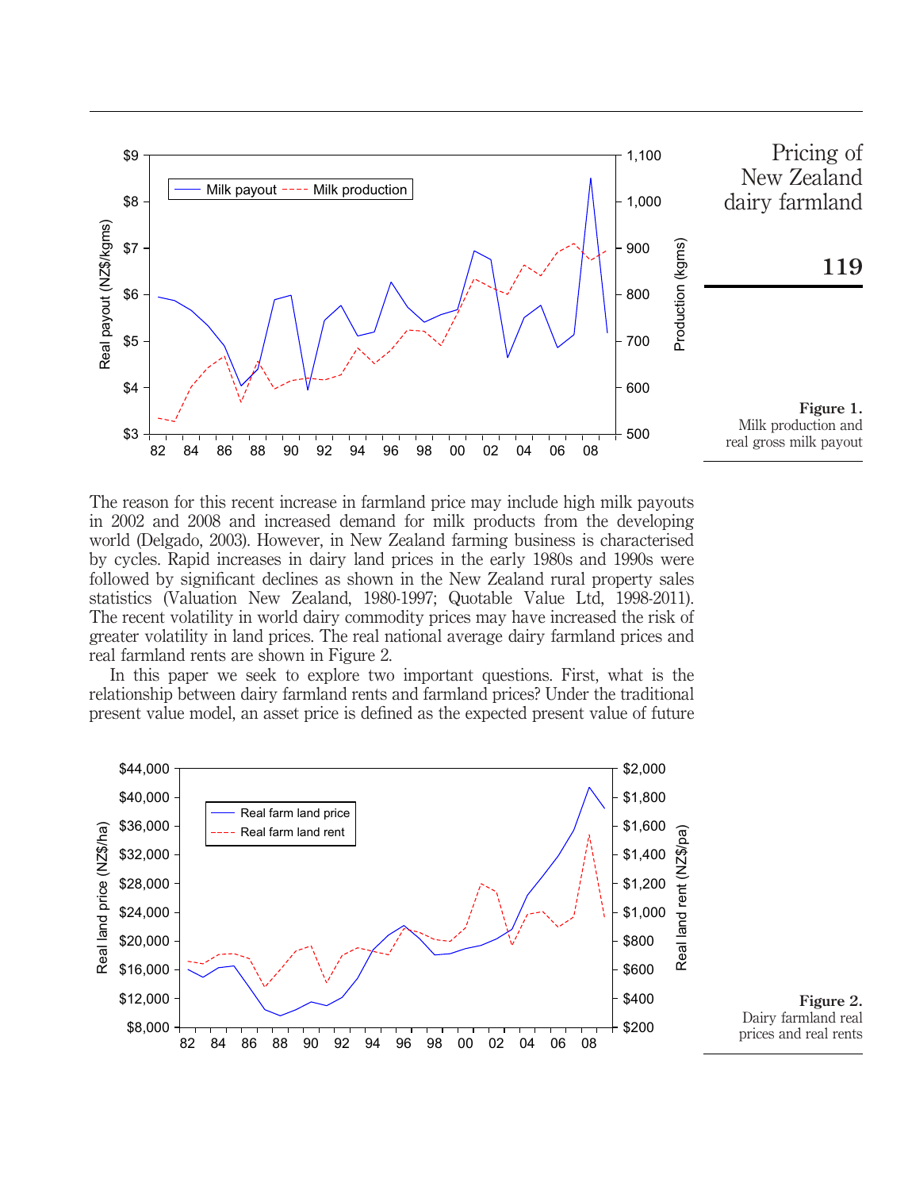Figure 1.
Milk production and real gross milk payout

The reason for this recent increase in farmland price may include high milk payouts in 2002 and 2008 and increased demand for milk products from the developing world (Delgado, 2003). However, in New Zealand farming business is characterised by cycles. Rapid increases in dairy land prices in the early 1980s and 1990s were followed by significant declines as shown in the New Zealand rural property sales statistics (Valuation New Zealand, 1980-1997; Quotable Value Ltd, 1998-2011). The recent volatility in world dairy commodity prices may have increased the risk of greater volatility in land prices. The real national average dairy farmland prices and real farmland rents are shown in Figure 2.

In this paper we seek to explore two important questions. First, what is the relationship between dairy farmland rents and farmland prices? Under the traditional present value model, an asset price is defined as the expected present value of future

Figure 2.
Dairy farmland real prices and real rents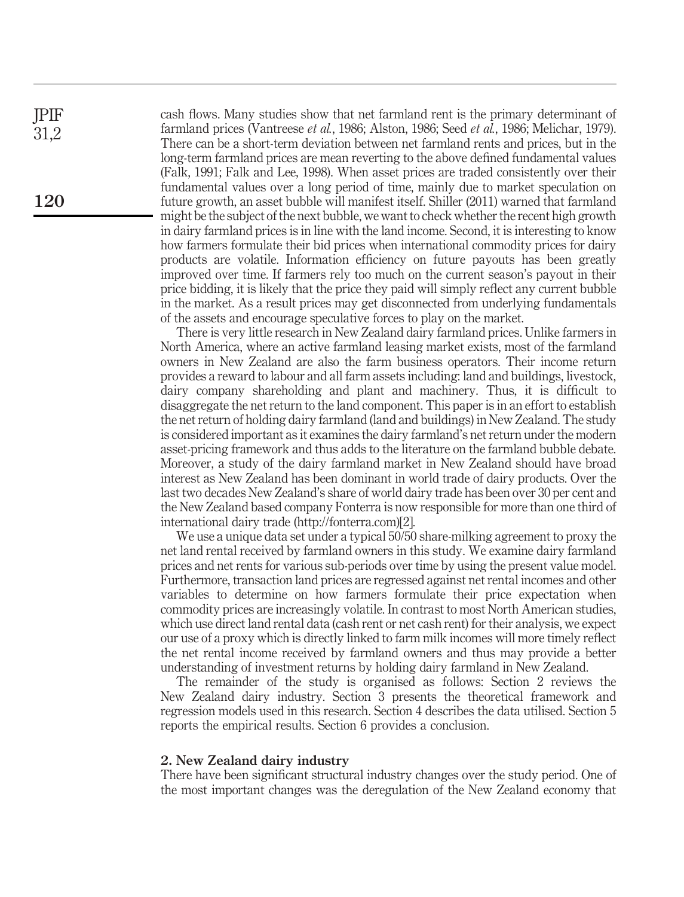cash flows. Many studies show that net farmland rent is the primary determinant of farmland prices (Vantreese *et al.*, 1986; Alston, 1986; Seed *et al.*, 1986; Melichar, 1979). There can be a short-term deviation between net farmland rents and prices, but in the long-term farmland prices are mean reverting to the above defined fundamental values (Falk, 1991; Falk and Lee, 1998). When asset prices are traded consistently over their fundamental values over a long period of time, mainly due to market speculation on future growth, an asset bubble will manifest itself. Shiller (2011) warned that farmland might be the subject of the next bubble, we want to check whether the recent high growth in dairy farmland prices is in line with the land income. Second, it is interesting to know how farmers formulate their bid prices when international commodity prices for dairy products are volatile. Information efficiency on future payouts has been greatly improved over time. If farmers rely too much on the current season's payout in their price bidding, it is likely that the price they paid will simply reflect any current bubble in the market. As a result prices may get disconnected from underlying fundamentals of the assets and encourage speculative forces to play on the market.

There is very little research in New Zealand dairy farmland prices. Unlike farmers in North America, where an active farmland leasing market exists, most of the farmland owners in New Zealand are also the farm business operators. Their income return provides a reward to labour and all farm assets including: land and buildings, livestock, dairy company shareholding and plant and machinery. Thus, it is difficult to disaggregate the net return to the land component. This paper is in an effort to establish the net return of holding dairy farmland (land and buildings) in New Zealand. The study is considered important as it examines the dairy farmland's net return under the modern asset-pricing framework and thus adds to the literature on the farmland bubble debate. Moreover, a study of the dairy farmland market in New Zealand should have broad interest as New Zealand has been dominant in world trade of dairy products. Over the last two decades New Zealand's share of world dairy trade has been over 30 per cent and the New Zealand based company Fonterra is now responsible for more than one third of international dairy trade (http://fonterra.com)[2].

We use a unique data set under a typical 50/50 share-milking agreement to proxy the net land rental received by farmland owners in this study. We examine dairy farmland prices and net rents for various sub-periods over time by using the present value model. Furthermore, transaction land prices are regressed against net rental incomes and other variables to determine on how farmers formulate their price expectation when commodity prices are increasingly volatile. In contrast to most North American studies, which use direct land rental data (cash rent or net cash rent) for their analysis, we expect our use of a proxy which is directly linked to farm milk incomes will more timely reflect the net rental income received by farmland owners and thus may provide a better understanding of investment returns by holding dairy farmland in New Zealand.

The remainder of the study is organised as follows: Section 2 reviews the New Zealand dairy industry. Section 3 presents the theoretical framework and regression models used in this research. Section 4 describes the data utilised. Section 5 reports the empirical results. Section 6 provides a conclusion.

## 2. New Zealand dairy industry

There have been significant structural industry changes over the study period. One of the most important changes was the deregulation of the New Zealand economy that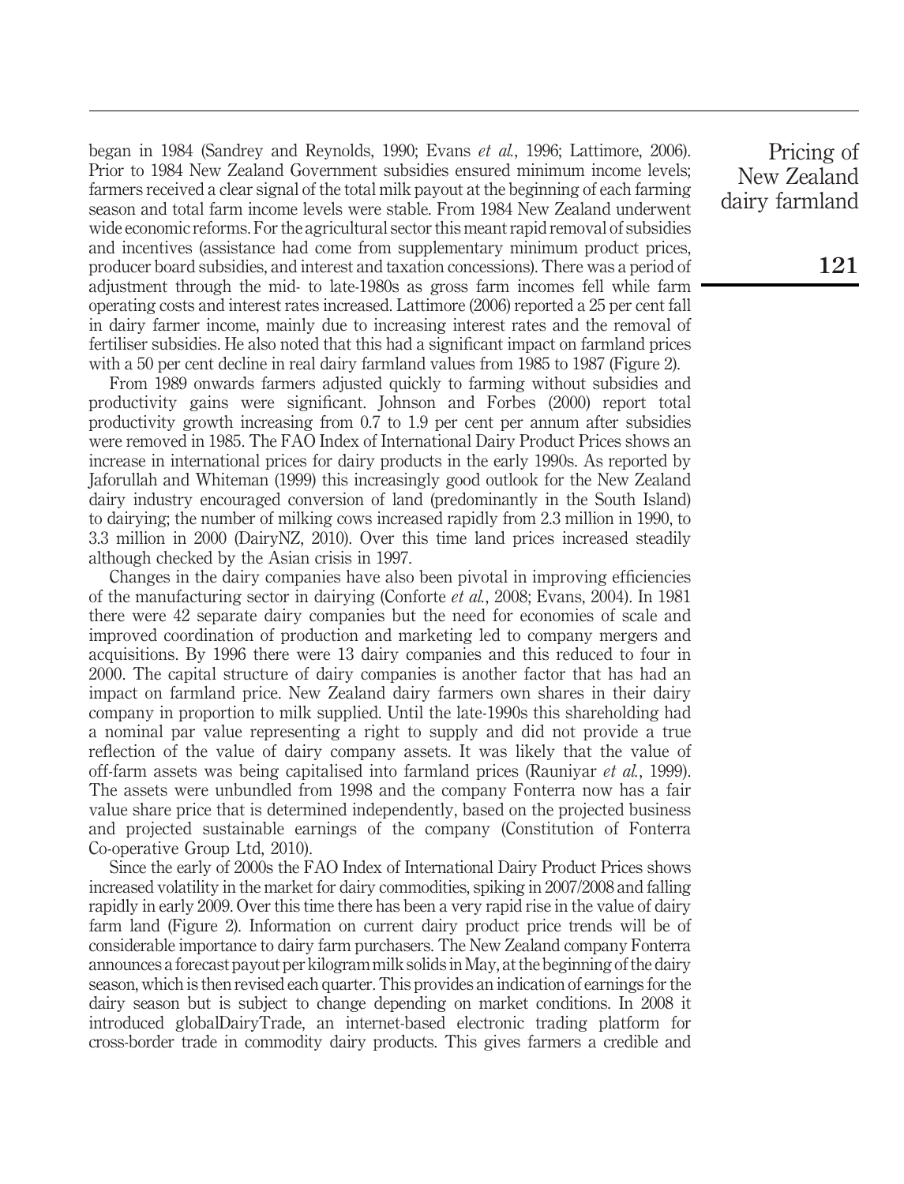began in 1984 (Sandrey and Reynolds, 1990; Evans *et al.*, 1996; Lattimore, 2006). Prior to 1984 New Zealand Government subsidies ensured minimum income levels; farmers received a clear signal of the total milk payout at the beginning of each farming season and total farm income levels were stable. From 1984 New Zealand underwent wide economic reforms. For the agricultural sector this meant rapid removal of subsidies and incentives (assistance had come from supplementary minimum product prices, producer board subsidies, and interest and taxation concessions). There was a period of adjustment through the mid- to late-1980s as gross farm incomes fell while farm operating costs and interest rates increased. Lattimore (2006) reported a 25 per cent fall in dairy farmer income, mainly due to increasing interest rates and the removal of fertiliser subsidies. He also noted that this had a significant impact on farmland prices with a 50 per cent decline in real dairy farmland values from 1985 to 1987 (Figure 2).

From 1989 onwards farmers adjusted quickly to farming without subsidies and productivity gains were significant. Johnson and Forbes (2000) report total productivity growth increasing from 0.7 to 1.9 per cent per annum after subsidies were removed in 1985. The FAO Index of International Dairy Product Prices shows an increase in international prices for dairy products in the early 1990s. As reported by Jaforullah and Whiteman (1999) this increasingly good outlook for the New Zealand dairy industry encouraged conversion of land (predominantly in the South Island) to dairying; the number of milking cows increased rapidly from 2.3 million in 1990, to 3.3 million in 2000 (DairyNZ, 2010). Over this time land prices increased steadily although checked by the Asian crisis in 1997.

Changes in the dairy companies have also been pivotal in improving efficiencies of the manufacturing sector in dairying (Conforte *et al.*, 2008; Evans, 2004). In 1981 there were 42 separate dairy companies but the need for economies of scale and improved coordination of production and marketing led to company mergers and acquisitions. By 1996 there were 13 dairy companies and this reduced to four in 2000. The capital structure of dairy companies is another factor that has had an impact on farmland price. New Zealand dairy farmers own shares in their dairy company in proportion to milk supplied. Until the late-1990s this shareholding had a nominal par value representing a right to supply and did not provide a true reflection of the value of dairy company assets. It was likely that the value of off-farm assets was being capitalised into farmland prices (Rauniyar *et al.*, 1999). The assets were unbundled from 1998 and the company Fonterra now has a fair value share price that is determined independently, based on the projected business and projected sustainable earnings of the company (Constitution of Fonterra Co-operative Group Ltd, 2010).

Since the early of 2000s the FAO Index of International Dairy Product Prices shows increased volatility in the market for dairy commodities, spiking in 2007/2008 and falling rapidly in early 2009. Over this time there has been a very rapid rise in the value of dairy farm land (Figure 2). Information on current dairy product price trends will be of considerable importance to dairy farm purchasers. The New Zealand company Fonterra announces a forecast payout per kilogram milk solids in May, at the beginning of the dairy season, which is then revised each quarter. This provides an indication of earnings for the dairy season but is subject to change depending on market conditions. In 2008 it introduced globalDairyTrade, an internet-based electronic trading platform for cross-border trade in commodity dairy products. This gives farmers a credible and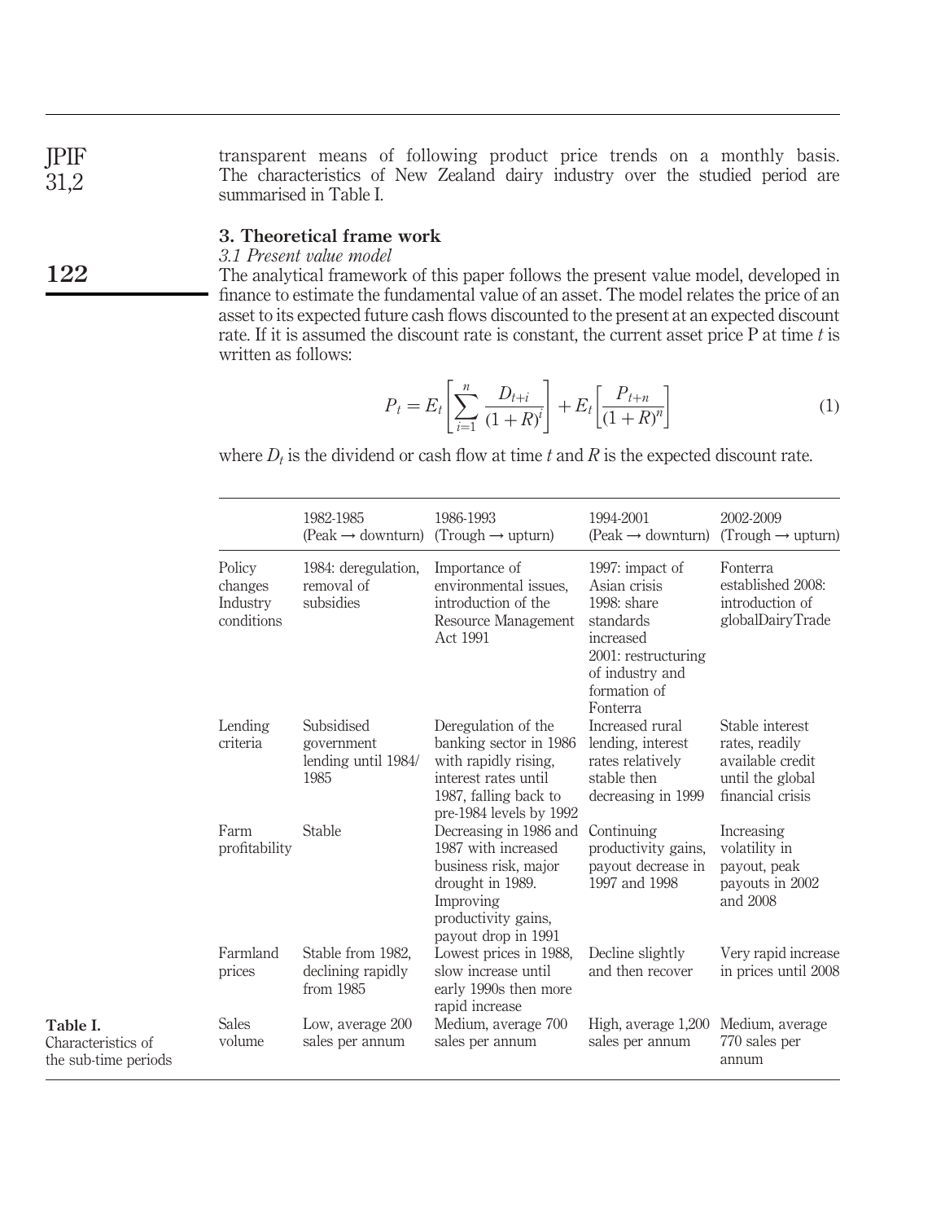transparent means of following product price trends on a monthly basis. The characteristics of New Zealand dairy industry over the studied period are summarised in Table I.

## 3. Theoretical frame work

### *3.1 Present value model*

The analytical framework of this paper follows the present value model, developed in finance to estimate the fundamental value of an asset. The model relates the price of an asset to its expected future cash flows discounted to the present at an expected discount rate. If it is assumed the discount rate is constant, the current asset price P at time $t$ is written as follows:

$$P_t = E_t\left[\sum_{i=1}^{n} \frac{D_{t+i}}{(1+R)^i}\right] + E_t\left[\frac{P_{t+n}}{(1+R)^n}\right] \tag{1}$$

where $D_t$ is the dividend or cash flow at time $t$ and $R$ is the expected discount rate.

| | 1982-1985 (Peak → downturn) | 1986-1993 (Trough → upturn) | 1994-2001 (Peak → downturn) | 2002-2009 (Trough → upturn) |
|---|---|---|---|---|
| Policy changes Industry conditions | 1984: deregulation, removal of subsidies | Importance of environmental issues, introduction of the Resource Management Act 1991 | 1997: impact of Asian crisis 1998: share standards increased 2001: restructuring of industry and formation of Fonterra | Fonterra established 2008: introduction of globalDairyTrade |
| Lending criteria | Subsidised government lending until 1984/1985 | Deregulation of the banking sector in 1986 with rapidly rising, interest rates until 1987, falling back to pre-1984 levels by 1992 | Increased rural lending, interest rates relatively stable then decreasing in 1999 | Stable interest rates, readily available credit until the global financial crisis |
| Farm profitability | Stable | Decreasing in 1986 and 1987 with increased business risk, major drought in 1989. Improving productivity gains, payout drop in 1991 | Continuing productivity gains, payout decrease in 1997 and 1998 | Increasing volatility in payout, peak payouts in 2002 and 2008 |
| Farmland prices | Stable from 1982, declining rapidly from 1985 | Lowest prices in 1988, slow increase until early 1990s then more rapid increase | Decline slightly and then recover | Very rapid increase in prices until 2008 |
| Sales volume | Low, average 200 sales per annum | Medium, average 700 sales per annum | High, average 1,200 sales per annum | Medium, average 770 sales per annum |

**Table I.** Characteristics of the sub-time periods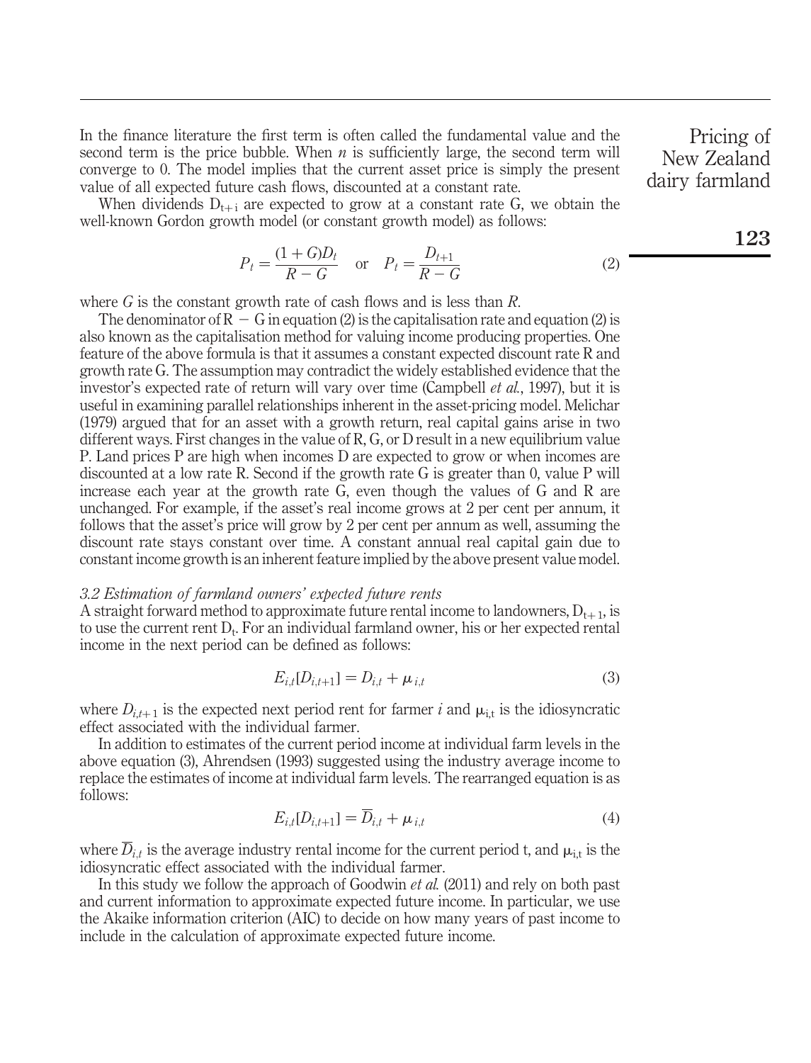In the finance literature the first term is often called the fundamental value and the second term is the price bubble. When $n$ is sufficiently large, the second term will converge to 0. The model implies that the current asset price is simply the present value of all expected future cash flows, discounted at a constant rate.

When dividends $D_{t+i}$ are expected to grow at a constant rate G, we obtain the well-known Gordon growth model (or constant growth model) as follows:

$$P_t = \frac{(1+G)D_t}{R-G} \quad \text{or} \quad P_t = \frac{D_{t+1}}{R-G} \tag{2}$$

where $G$ is the constant growth rate of cash flows and is less than $R$.

The denominator of $R - G$ in equation (2) is the capitalisation rate and equation (2) is also known as the capitalisation method for valuing income producing properties. One feature of the above formula is that it assumes a constant expected discount rate R and growth rate G. The assumption may contradict the widely established evidence that the investor's expected rate of return will vary over time (Campbell *et al.*, 1997), but it is useful in examining parallel relationships inherent in the asset-pricing model. Melichar (1979) argued that for an asset with a growth return, real capital gains arise in two different ways. First changes in the value of R, G, or D result in a new equilibrium value P. Land prices P are high when incomes D are expected to grow or when incomes are discounted at a low rate R. Second if the growth rate G is greater than 0, value P will increase each year at the growth rate G, even though the values of G and R are unchanged. For example, if the asset's real income grows at 2 per cent per annum, it follows that the asset's price will grow by 2 per cent per annum as well, assuming the discount rate stays constant over time. A constant annual real capital gain due to constant income growth is an inherent feature implied by the above present value model.

### *3.2 Estimation of farmland owners' expected future rents*

A straight forward method to approximate future rental income to landowners, $D_{t+1}$, is to use the current rent $D_t$. For an individual farmland owner, his or her expected rental income in the next period can be defined as follows:

$$E_{i,t}[D_{i,t+1}] = D_{i,t} + \mu_{i,t} \tag{3}$$

where $D_{i,t+1}$ is the expected next period rent for farmer $i$ and $\mu_{i,t}$ is the idiosyncratic effect associated with the individual farmer.

In addition to estimates of the current period income at individual farm levels in the above equation (3), Ahrendsen (1993) suggested using the industry average income to replace the estimates of income at individual farm levels. The rearranged equation is as follows:

$$E_{i,t}[D_{i,t+1}] = \overline{D}_{i,t} + \mu_{i,t} \tag{4}$$

where $\overline{D}_{i,t}$ is the average industry rental income for the current period t, and $\mu_{i,t}$ is the idiosyncratic effect associated with the individual farmer.

In this study we follow the approach of Goodwin *et al.* (2011) and rely on both past and current information to approximate expected future income. In particular, we use the Akaike information criterion (AIC) to decide on how many years of past income to include in the calculation of approximate expected future income.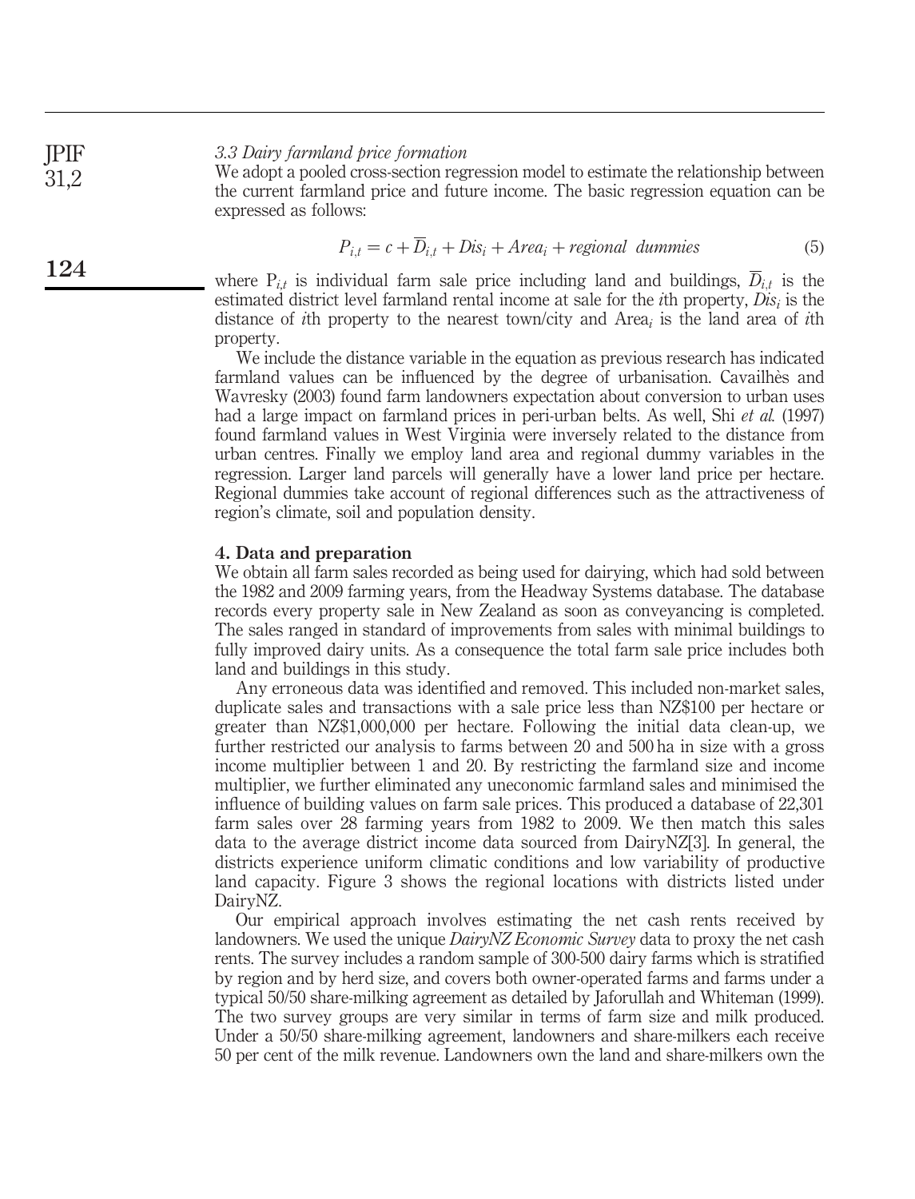### *3.3 Dairy farmland price formation*

We adopt a pooled cross-section regression model to estimate the relationship between the current farmland price and future income. The basic regression equation can be expressed as follows:

$$P_{i,t} = c + \overline{D}_{i,t} + Dis_i + Area_i + regional\ \ dummies \tag{5}$$

where $P_{i,t}$ is individual farm sale price including land and buildings, $\overline{D}_{i,t}$ is the estimated district level farmland rental income at sale for the *i*th property, $Dis_i$ is the distance of *i*th property to the nearest town/city and $Area_i$ is the land area of *i*th property.

We include the distance variable in the equation as previous research has indicated farmland values can be influenced by the degree of urbanisation. Cavailhès and Wavresky (2003) found farm landowners expectation about conversion to urban uses had a large impact on farmland prices in peri-urban belts. As well, Shi *et al.* (1997) found farmland values in West Virginia were inversely related to the distance from urban centres. Finally we employ land area and regional dummy variables in the regression. Larger land parcels will generally have a lower land price per hectare. Regional dummies take account of regional differences such as the attractiveness of region's climate, soil and population density.

## 4. Data and preparation

We obtain all farm sales recorded as being used for dairying, which had sold between the 1982 and 2009 farming years, from the Headway Systems database. The database records every property sale in New Zealand as soon as conveyancing is completed. The sales ranged in standard of improvements from sales with minimal buildings to fully improved dairy units. As a consequence the total farm sale price includes both land and buildings in this study.

Any erroneous data was identified and removed. This included non-market sales, duplicate sales and transactions with a sale price less than NZ$100 per hectare or greater than NZ$1,000,000 per hectare. Following the initial data clean-up, we further restricted our analysis to farms between 20 and 500 ha in size with a gross income multiplier between 1 and 20. By restricting the farmland size and income multiplier, we further eliminated any uneconomic farmland sales and minimised the influence of building values on farm sale prices. This produced a database of 22,301 farm sales over 28 farming years from 1982 to 2009. We then match this sales data to the average district income data sourced from DairyNZ[3]. In general, the districts experience uniform climatic conditions and low variability of productive land capacity. Figure 3 shows the regional locations with districts listed under DairyNZ.

Our empirical approach involves estimating the net cash rents received by landowners. We used the unique *DairyNZ Economic Survey* data to proxy the net cash rents. The survey includes a random sample of 300-500 dairy farms which is stratified by region and by herd size, and covers both owner-operated farms and farms under a typical 50/50 share-milking agreement as detailed by Jaforullah and Whiteman (1999). The two survey groups are very similar in terms of farm size and milk produced. Under a 50/50 share-milking agreement, landowners and share-milkers each receive 50 per cent of the milk revenue. Landowners own the land and share-milkers own the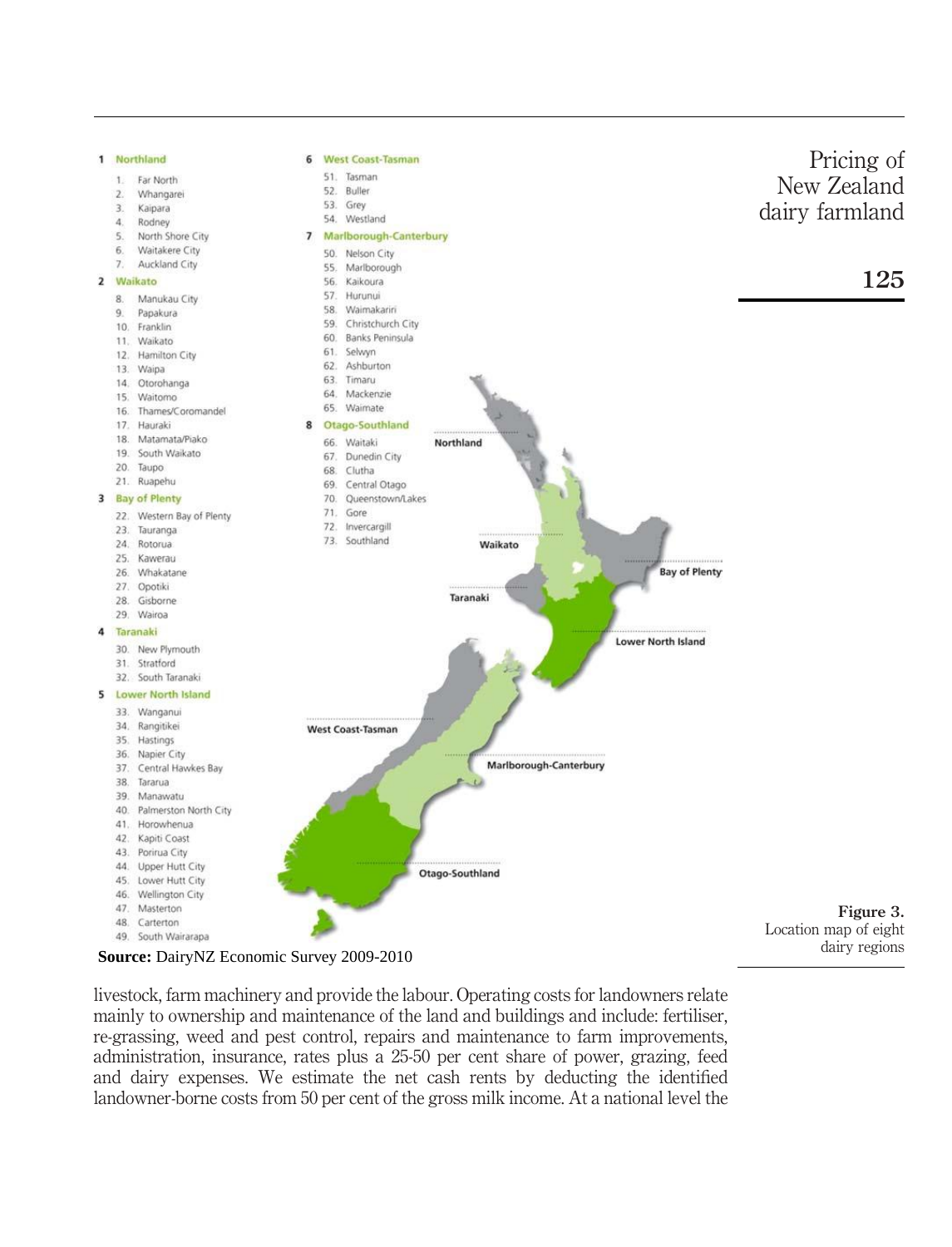1 Northland
1. Far North
2. Whangarei
3. Kaipara
4. Rodney
5. North Shore City
6. Waitakere City
7. Auckland City

2 Waikato
8. Manukau City
9. Papakura
10. Franklin
11. Waikato
12. Hamilton City
13. Waipa
14. Otorohanga
15. Waitomo
16. Thames/Coromandel
17. Hauraki
18. Matamata/Piako
19. South Waikato
20. Taupo
21. Ruapehu

3 Bay of Plenty
22. Western Bay of Plenty
23. Tauranga
24. Rotorua
25. Kawerau
26. Whakatane
27. Opotiki
28. Gisborne
29. Wairoa

4 Taranaki
30. New Plymouth
31. Stratford
32. South Taranaki

5 Lower North Island
33. Wanganui
34. Rangitikei
35. Hastings
36. Napier City
37. Central Hawkes Bay
38. Tararua
39. Manawatu
40. Palmerston North City
41. Horowhenua
42. Kapiti Coast
43. Porirua City
44. Upper Hutt City
45. Lower Hutt City
46. Wellington City
47. Masterton
48. Carterton
49. South Wairarapa

6 West Coast-Tasman
51. Tasman
52. Buller
53. Grey
54. Westland

7 Marlborough-Canterbury
50. Nelson City
55. Marlborough
56. Kaikoura
57. Hurunui
58. Waimakariri
59. Christchurch City
60. Banks Peninsula
61. Selwyn
62. Ashburton
63. Timaru
64. Mackenzie
65. Waimate

8 Otago-Southland
66. Waitaki
67. Dunedin City
68. Clutha
69. Central Otago
70. Queenstown/Lakes
71. Gore
72. Invercargill
73. Southland

Northland, Waikato, Bay of Plenty, Taranaki, Lower North Island, West Coast-Tasman, Marlborough-Canterbury, Otago-Southland

**Source:** DairyNZ Economic Survey 2009-2010

**Figure 3.** Location map of eight dairy regions

livestock, farm machinery and provide the labour. Operating costs for landowners relate mainly to ownership and maintenance of the land and buildings and include: fertiliser, re-grassing, weed and pest control, repairs and maintenance to farm improvements, administration, insurance, rates plus a 25-50 per cent share of power, grazing, feed and dairy expenses. We estimate the net cash rents by deducting the identified landowner-borne costs from 50 per cent of the gross milk income. At a national level the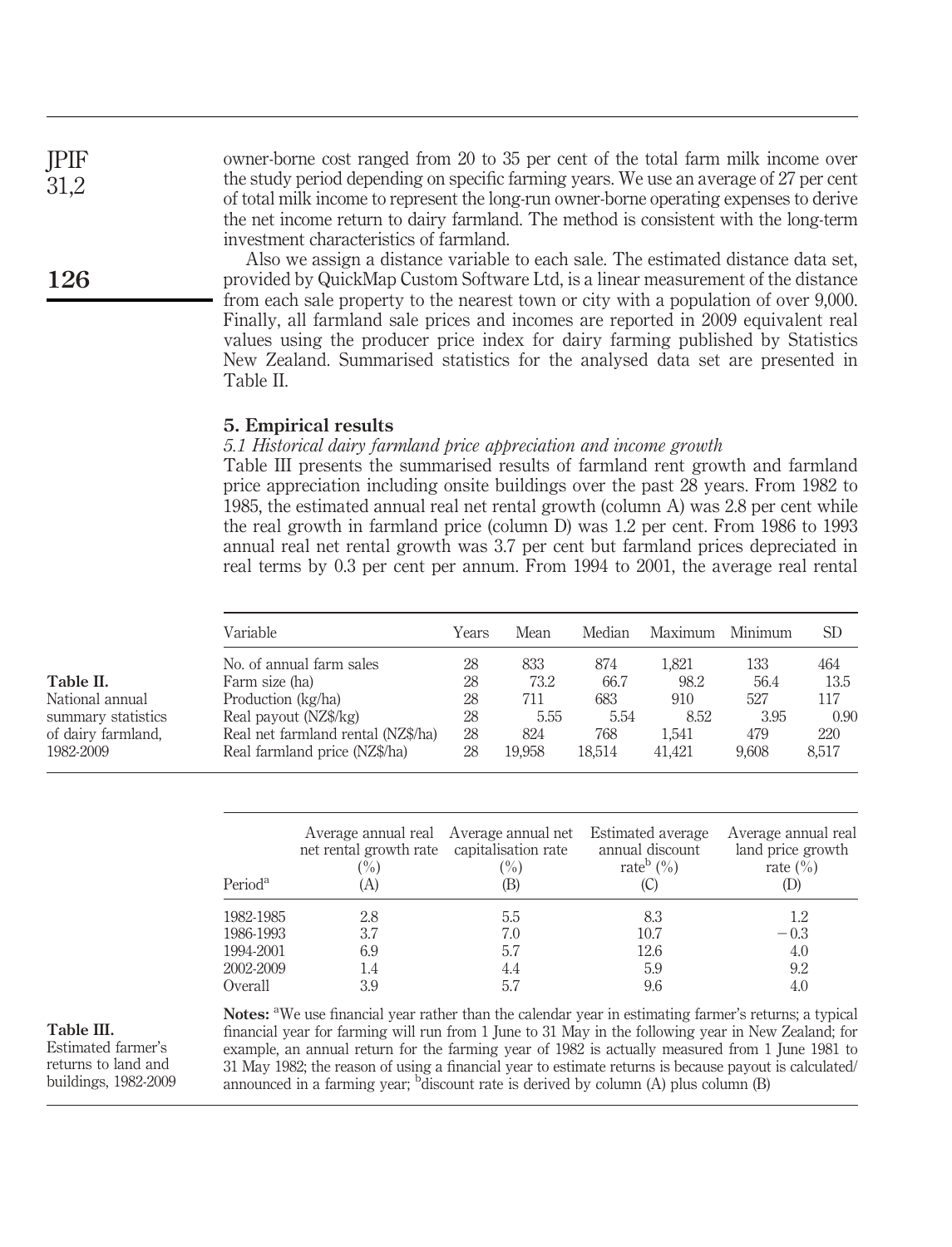owner-borne cost ranged from 20 to 35 per cent of the total farm milk income over the study period depending on specific farming years. We use an average of 27 per cent of total milk income to represent the long-run owner-borne operating expenses to derive the net income return to dairy farmland. The method is consistent with the long-term investment characteristics of farmland.

Also we assign a distance variable to each sale. The estimated distance data set, provided by QuickMap Custom Software Ltd, is a linear measurement of the distance from each sale property to the nearest town or city with a population of over 9,000. Finally, all farmland sale prices and incomes are reported in 2009 equivalent real values using the producer price index for dairy farming published by Statistics New Zealand. Summarised statistics for the analysed data set are presented in Table II.

## 5. Empirical results

### *5.1 Historical dairy farmland price appreciation and income growth*

Table III presents the summarised results of farmland rent growth and farmland price appreciation including onsite buildings over the past 28 years. From 1982 to 1985, the estimated annual real net rental growth (column A) was 2.8 per cent while the real growth in farmland price (column D) was 1.2 per cent. From 1986 to 1993 annual real net rental growth was 3.7 per cent but farmland prices depreciated in real terms by 0.3 per cent per annum. From 1994 to 2001, the average real rental

**Table II.** National annual summary statistics of dairy farmland, 1982-2009

| Variable | Years | Mean | Median | Maximum | Minimum | SD |
|---|---|---|---|---|---|---|
| No. of annual farm sales | 28 | 833 | 874 | 1,821 | 133 | 464 |
| Farm size (ha) | 28 | 73.2 | 66.7 | 98.2 | 56.4 | 13.5 |
| Production (kg/ha) | 28 | 711 | 683 | 910 | 527 | 117 |
| Real payout (NZ$/kg) | 28 | 5.55 | 5.54 | 8.52 | 3.95 | 0.90 |
| Real net farmland rental (NZ$/ha) | 28 | 824 | 768 | 1,541 | 479 | 220 |
| Real farmland price (NZ$/ha) | 28 | 19,958 | 18,514 | 41,421 | 9,608 | 8,517 |

**Table III.** Estimated farmer's returns to land and buildings, 1982-2009

| Period[a] | Average annual real net rental growth rate (%) (A) | Average annual net capitalisation rate (%) (B) | Estimated average annual discount rate[b] (%) (C) | Average annual real land price growth rate (%) (D) |
|---|---|---|---|---|
| 1982-1985 | 2.8 | 5.5 | 8.3 | 1.2 |
| 1986-1993 | 3.7 | 7.0 | 10.7 | −0.3 |
| 1994-2001 | 6.9 | 5.7 | 12.6 | 4.0 |
| 2002-2009 | 1.4 | 4.4 | 5.9 | 9.2 |
| Overall | 3.9 | 5.7 | 9.6 | 4.0 |

**Notes:** [a]We use financial year rather than the calendar year in estimating farmer's returns; a typical financial year for farming will run from 1 June to 31 May in the following year in New Zealand; for example, an annual return for the farming year of 1982 is actually measured from 1 June 1981 to 31 May 1982; the reason of using a financial year to estimate returns is because payout is calculated/announced in a farming year; [b]discount rate is derived by column (A) plus column (B)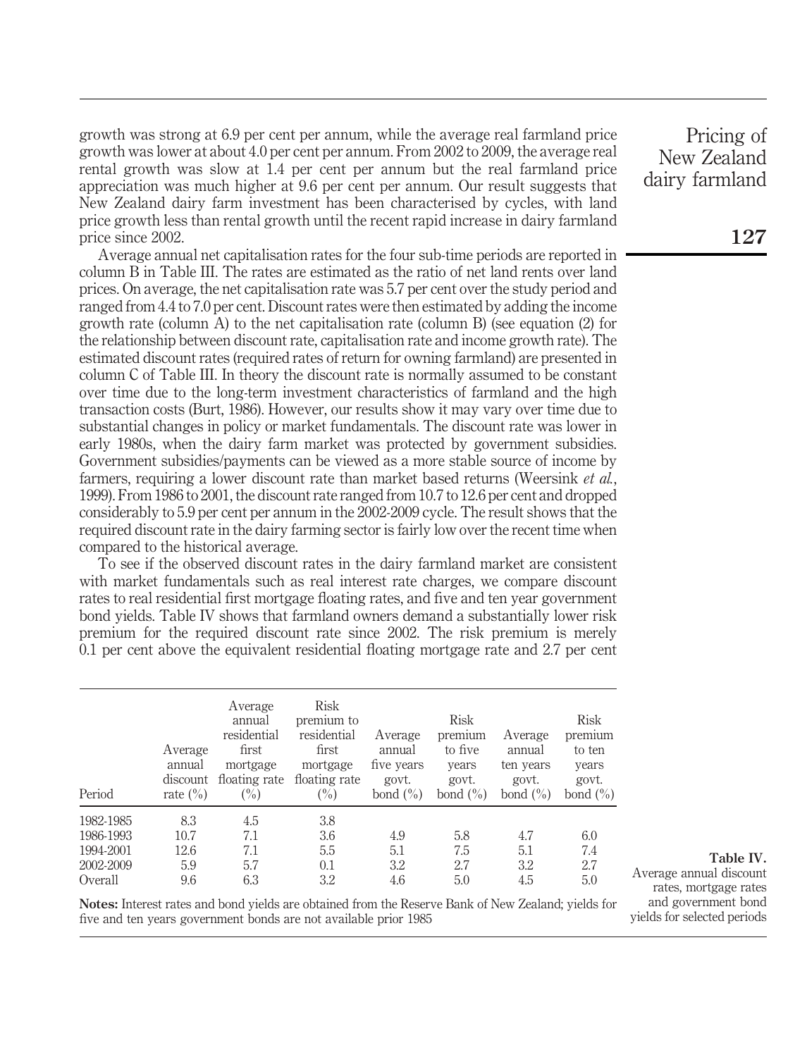growth was strong at 6.9 per cent per annum, while the average real farmland price growth was lower at about 4.0 per cent per annum. From 2002 to 2009, the average real rental growth was slow at 1.4 per cent per annum but the real farmland price appreciation was much higher at 9.6 per cent per annum. Our result suggests that New Zealand dairy farm investment has been characterised by cycles, with land price growth less than rental growth until the recent rapid increase in dairy farmland price since 2002.

Average annual net capitalisation rates for the four sub-time periods are reported in column B in Table III. The rates are estimated as the ratio of net land rents over land prices. On average, the net capitalisation rate was 5.7 per cent over the study period and ranged from 4.4 to 7.0 per cent. Discount rates were then estimated by adding the income growth rate (column A) to the net capitalisation rate (column B) (see equation (2) for the relationship between discount rate, capitalisation rate and income growth rate). The estimated discount rates (required rates of return for owning farmland) are presented in column C of Table III. In theory the discount rate is normally assumed to be constant over time due to the long-term investment characteristics of farmland and the high transaction costs (Burt, 1986). However, our results show it may vary over time due to substantial changes in policy or market fundamentals. The discount rate was lower in early 1980s, when the dairy farm market was protected by government subsidies. Government subsidies/payments can be viewed as a more stable source of income by farmers, requiring a lower discount rate than market based returns (Weersink *et al.*, 1999). From 1986 to 2001, the discount rate ranged from 10.7 to 12.6 per cent and dropped considerably to 5.9 per cent per annum in the 2002-2009 cycle. The result shows that the required discount rate in the dairy farming sector is fairly low over the recent time when compared to the historical average.

To see if the observed discount rates in the dairy farmland market are consistent with market fundamentals such as real interest rate charges, we compare discount rates to real residential first mortgage floating rates, and five and ten year government bond yields. Table IV shows that farmland owners demand a substantially lower risk premium for the required discount rate since 2002. The risk premium is merely 0.1 per cent above the equivalent residential floating mortgage rate and 2.7 per cent

| Period | Average annual discount rate (%) | Average annual residential first mortgage floating rate (%) | Risk premium to residential first mortgage floating rate (%) | Average annual five years govt. bond (%) | Risk premium to five years govt. bond (%) | Average annual ten years govt. bond (%) | Risk premium to ten years govt. bond (%) |
|---|---|---|---|---|---|---|---|
| 1982-1985 | 8.3 | 4.5 | 3.8 | | | | |
| 1986-1993 | 10.7 | 7.1 | 3.6 | 4.9 | 5.8 | 4.7 | 6.0 |
| 1994-2001 | 12.6 | 7.1 | 5.5 | 5.1 | 7.5 | 5.1 | 7.4 |
| 2002-2009 | 5.9 | 5.7 | 0.1 | 3.2 | 2.7 | 3.2 | 2.7 |
| Overall | 9.6 | 6.3 | 3.2 | 4.6 | 5.0 | 4.5 | 5.0 |

**Notes:** Interest rates and bond yields are obtained from the Reserve Bank of New Zealand; yields for five and ten years government bonds are not available prior 1985

**Table IV.** Average annual discount rates, mortgage rates and government bond yields for selected periods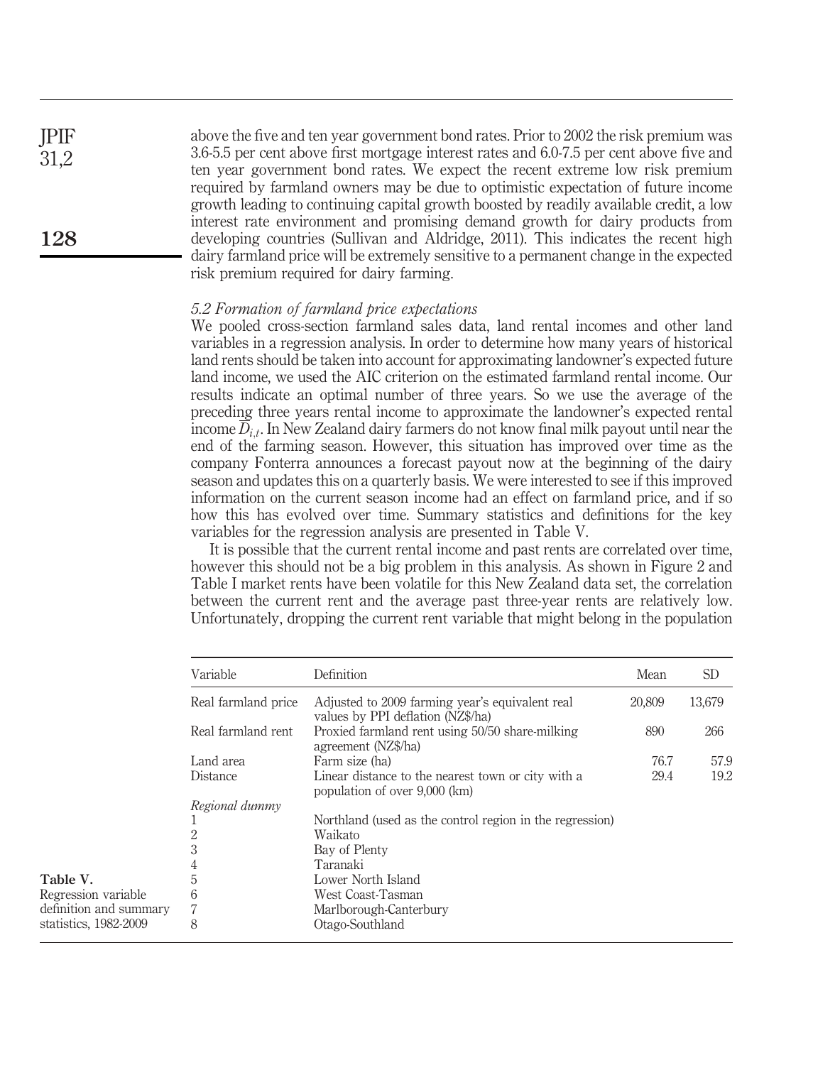above the five and ten year government bond rates. Prior to 2002 the risk premium was 3.6-5.5 per cent above first mortgage interest rates and 6.0-7.5 per cent above five and ten year government bond rates. We expect the recent extreme low risk premium required by farmland owners may be due to optimistic expectation of future income growth leading to continuing capital growth boosted by readily available credit, a low interest rate environment and promising demand growth for dairy products from developing countries (Sullivan and Aldridge, 2011). This indicates the recent high dairy farmland price will be extremely sensitive to a permanent change in the expected risk premium required for dairy farming.

### *5.2 Formation of farmland price expectations*

We pooled cross-section farmland sales data, land rental incomes and other land variables in a regression analysis. In order to determine how many years of historical land rents should be taken into account for approximating landowner's expected future land income, we used the AIC criterion on the estimated farmland rental income. Our results indicate an optimal number of three years. So we use the average of the preceding three years rental income to approximate the landowner's expected rental income $\overline{D}_{i,t}$. In New Zealand dairy farmers do not know final milk payout until near the end of the farming season. However, this situation has improved over time as the company Fonterra announces a forecast payout now at the beginning of the dairy season and updates this on a quarterly basis. We were interested to see if this improved information on the current season income had an effect on farmland price, and if so how this has evolved over time. Summary statistics and definitions for the key variables for the regression analysis are presented in Table V.

It is possible that the current rental income and past rents are correlated over time, however this should not be a big problem in this analysis. As shown in Figure 2 and Table I market rents have been volatile for this New Zealand data set, the correlation between the current rent and the average past three-year rents are relatively low. Unfortunately, dropping the current rent variable that might belong in the population

**Table V.** Regression variable definition and summary statistics, 1982-2009

| Variable | Definition | Mean | SD |
|---|---|---|---|
| Real farmland price | Adjusted to 2009 farming year's equivalent real values by PPI deflation (NZ$/ha) | 20,809 | 13,679 |
| Real farmland rent | Proxied farmland rent using 50/50 share-milking agreement (NZ$/ha) | 890 | 266 |
| Land area | Farm size (ha) | 76.7 | 57.9 |
| Distance | Linear distance to the nearest town or city with a population of over 9,000 (km) | 29.4 | 19.2 |
| *Regional dummy* | | | |
| 1 | Northland (used as the control region in the regression) | | |
| 2 | Waikato | | |
| 3 | Bay of Plenty | | |
| 4 | Taranaki | | |
| 5 | Lower North Island | | |
| 6 | West Coast-Tasman | | |
| 7 | Marlborough-Canterbury | | |
| 8 | Otago-Southland | | |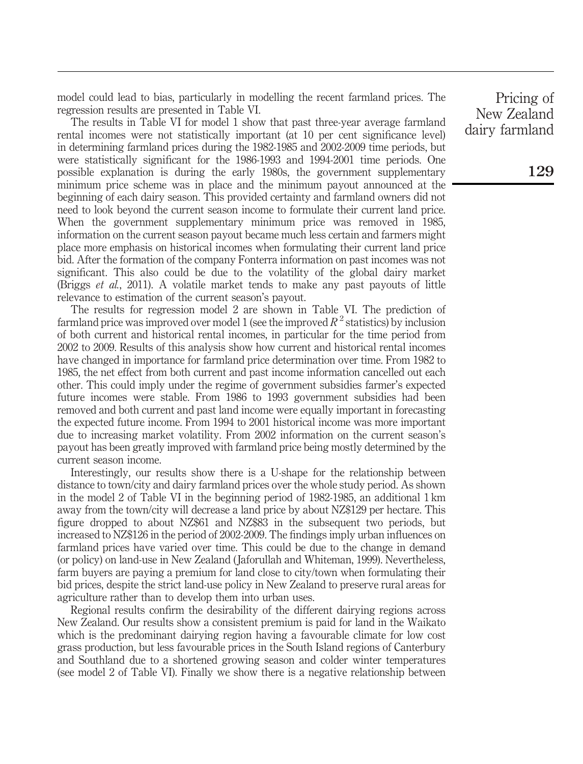model could lead to bias, particularly in modelling the recent farmland prices. The regression results are presented in Table VI.

The results in Table VI for model 1 show that past three-year average farmland rental incomes were not statistically important (at 10 per cent significance level) in determining farmland prices during the 1982-1985 and 2002-2009 time periods, but were statistically significant for the 1986-1993 and 1994-2001 time periods. One possible explanation is during the early 1980s, the government supplementary minimum price scheme was in place and the minimum payout announced at the beginning of each dairy season. This provided certainty and farmland owners did not need to look beyond the current season income to formulate their current land price. When the government supplementary minimum price was removed in 1985, information on the current season payout became much less certain and farmers might place more emphasis on historical incomes when formulating their current land price bid. After the formation of the company Fonterra information on past incomes was not significant. This also could be due to the volatility of the global dairy market (Briggs *et al.*, 2011). A volatile market tends to make any past payouts of little relevance to estimation of the current season's payout.

The results for regression model 2 are shown in Table VI. The prediction of farmland price was improved over model 1 (see the improved $R^2$ statistics) by inclusion of both current and historical rental incomes, in particular for the time period from 2002 to 2009. Results of this analysis show how current and historical rental incomes have changed in importance for farmland price determination over time. From 1982 to 1985, the net effect from both current and past income information cancelled out each other. This could imply under the regime of government subsidies farmer's expected future incomes were stable. From 1986 to 1993 government subsidies had been removed and both current and past land income were equally important in forecasting the expected future income. From 1994 to 2001 historical income was more important due to increasing market volatility. From 2002 information on the current season's payout has been greatly improved with farmland price being mostly determined by the current season income.

Interestingly, our results show there is a U-shape for the relationship between distance to town/city and dairy farmland prices over the whole study period. As shown in the model 2 of Table VI in the beginning period of 1982-1985, an additional 1 km away from the town/city will decrease a land price by about NZ$129 per hectare. This figure dropped to about NZ$61 and NZ$83 in the subsequent two periods, but increased to NZ$126 in the period of 2002-2009. The findings imply urban influences on farmland prices have varied over time. This could be due to the change in demand (or policy) on land-use in New Zealand (Jaforullah and Whiteman, 1999). Nevertheless, farm buyers are paying a premium for land close to city/town when formulating their bid prices, despite the strict land-use policy in New Zealand to preserve rural areas for agriculture rather than to develop them into urban uses.

Regional results confirm the desirability of the different dairying regions across New Zealand. Our results show a consistent premium is paid for land in the Waikato which is the predominant dairying region having a favourable climate for low cost grass production, but less favourable prices in the South Island regions of Canterbury and Southland due to a shortened growing season and colder winter temperatures (see model 2 of Table VI). Finally we show there is a negative relationship between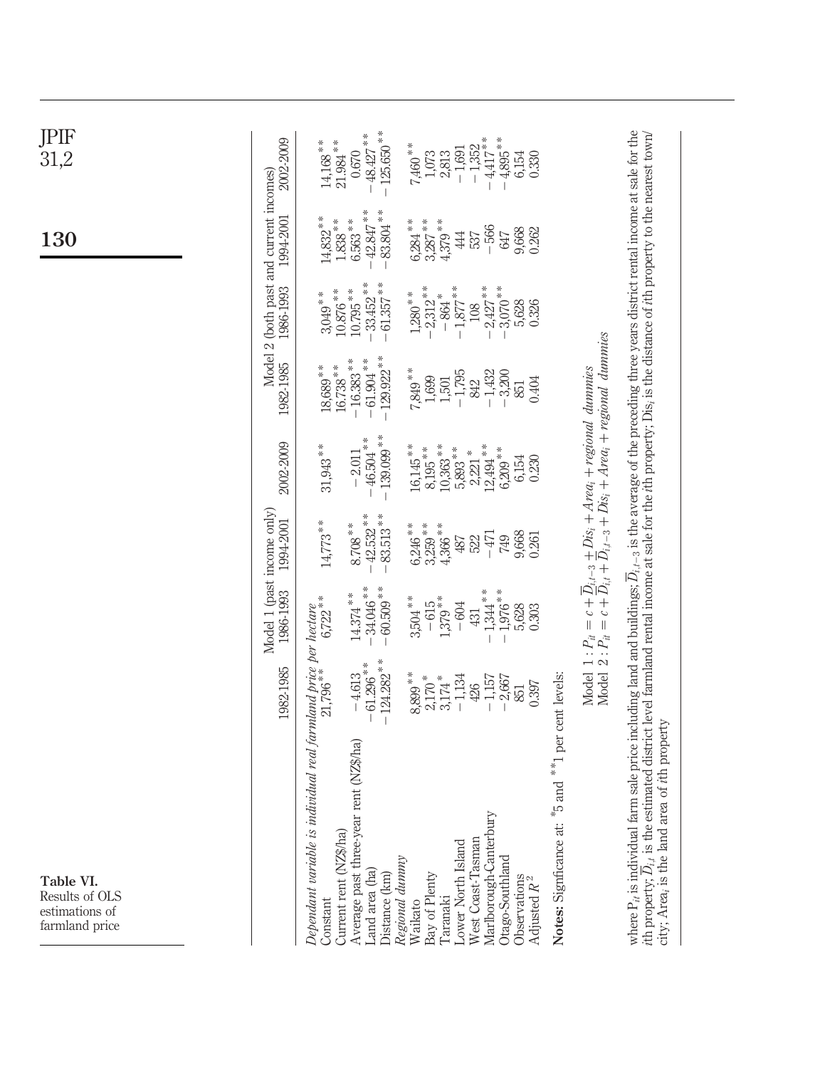**Table VI.** Results of OLS estimations of farmland price

| | Model 1 (past income only) | | | | Model 2 (both past and current incomes) | | | |
|---|---|---|---|---|---|---|---|---|
| | 1982-1985 | 1986-1993 | 1994-2001 | 2002-2009 | 1982-1985 | 1986-1993 | 1994-2001 | 2002-2009 |
| *Dependant variable is individual real farmland price per hectare* | | | | | | | | |
| Constant | 21,796** | 6,722** | 14,773** | 31,943** | 18,689** | 3,049** | 14,832** | 14,168** |
| Current rent (NZ$/ha) | | | | | 16.738** | 10.876** | 1.838** | 21.984** |
| Average past three-year rent (NZ$/ha) | −4.613 | 14.374** | 8.708** | −2.011 | −16.383** | 10.795** | 6.563** | 0.670 |
| Land area (ha) | −61.296** | −34.046** | −42.532** | −46.504** | −61.904** | −33.452** | −42.847** | −48.427** |
| Distance (km) | −124.282** | −60.509** | −83.513** | −139.099** | −129.922** | −61.357** | −83.804** | −125.650** |
| *Regional dummy* | | | | | | | | |
| Waikato | 8,899** | 3,504** | 6,246** | 16,145** | 7,849** | 1,280** | 6,284** | 7,460** |
| Bay of Plenty | 2,170* | −615 | 3,259** | 8,195** | 1,699 | −2,312** | 3,287** | 1,073 |
| Taranaki | 3,174* | 1,379** | 4,366** | 10,363** | 1,501 | −864* | 4,379** | 2,813 |
| Lower North Island | −1,134 | −604 | 487 | 5,893** | −1,795 | −1,877** | 444 | −1,691 |
| West Coast-Tasman | 426 | 431 | 522 | 2,221* | 842 | 108 | 537 | −1,352 |
| Marlborough-Canterbury | −1,157 | −1,344** | −471 | 12,494** | −1,432 | −2,427** | −566 | −4,417** |
| Otago-Southland | −2,667 | −1,976** | 749 | 6,209** | −3,200 | −3,070** | 647 | −4,895** |
| Observations | 851 | 5,628 | 9,668 | 6,154 | 851 | 5,628 | 9,668 | 6,154 |
| Adjusted $R^2$ | 0.397 | 0.303 | 0.261 | 0.230 | 0.404 | 0.326 | 0.262 | 0.330 |

**Notes:** Significance at: *5 and **1 per cent levels:

$$\text{Model 1}: P_{it} = c + \overline{D}_{i,t-3} + Dis_i + Area_i + \textit{regional dummies}$$
$$\text{Model 2}: P_{it} = c + \overline{D}_{i,t} + \overline{D}_{i,t-3} + Dis_i + Area_i + \textit{regional dummies}$$

where $P_{it}$ is individual farm sale price including land and buildings; $\overline{D}_{i,t-3}$ is the average of the preceding three years district rental income at sale for the *i*th property; $\overline{D}_{i,t}$ is the estimated district level farmland rental income at sale for the *i*th property; $Dis_i$ is the distance of *i*th property to the nearest town/city; $Area_i$ is the land area of *i*th property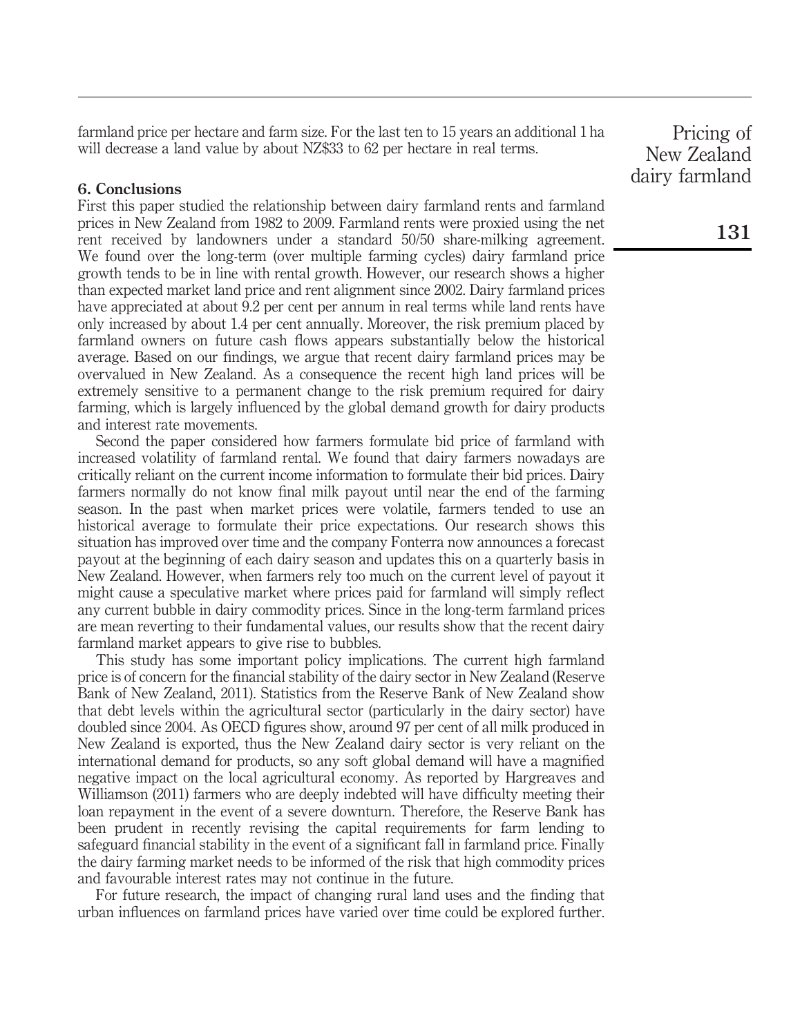farmland price per hectare and farm size. For the last ten to 15 years an additional 1 ha will decrease a land value by about NZ$33 to 62 per hectare in real terms.

## 6. Conclusions

First this paper studied the relationship between dairy farmland rents and farmland prices in New Zealand from 1982 to 2009. Farmland rents were proxied using the net rent received by landowners under a standard 50/50 share-milking agreement. We found over the long-term (over multiple farming cycles) dairy farmland price growth tends to be in line with rental growth. However, our research shows a higher than expected market land price and rent alignment since 2002. Dairy farmland prices have appreciated at about 9.2 per cent per annum in real terms while land rents have only increased by about 1.4 per cent annually. Moreover, the risk premium placed by farmland owners on future cash flows appears substantially below the historical average. Based on our findings, we argue that recent dairy farmland prices may be overvalued in New Zealand. As a consequence the recent high land prices will be extremely sensitive to a permanent change to the risk premium required for dairy farming, which is largely influenced by the global demand growth for dairy products and interest rate movements.

Second the paper considered how farmers formulate bid price of farmland with increased volatility of farmland rental. We found that dairy farmers nowadays are critically reliant on the current income information to formulate their bid prices. Dairy farmers normally do not know final milk payout until near the end of the farming season. In the past when market prices were volatile, farmers tended to use an historical average to formulate their price expectations. Our research shows this situation has improved over time and the company Fonterra now announces a forecast payout at the beginning of each dairy season and updates this on a quarterly basis in New Zealand. However, when farmers rely too much on the current level of payout it might cause a speculative market where prices paid for farmland will simply reflect any current bubble in dairy commodity prices. Since in the long-term farmland prices are mean reverting to their fundamental values, our results show that the recent dairy farmland market appears to give rise to bubbles.

This study has some important policy implications. The current high farmland price is of concern for the financial stability of the dairy sector in New Zealand (Reserve Bank of New Zealand, 2011). Statistics from the Reserve Bank of New Zealand show that debt levels within the agricultural sector (particularly in the dairy sector) have doubled since 2004. As OECD figures show, around 97 per cent of all milk produced in New Zealand is exported, thus the New Zealand dairy sector is very reliant on the international demand for products, so any soft global demand will have a magnified negative impact on the local agricultural economy. As reported by Hargreaves and Williamson (2011) farmers who are deeply indebted will have difficulty meeting their loan repayment in the event of a severe downturn. Therefore, the Reserve Bank has been prudent in recently revising the capital requirements for farm lending to safeguard financial stability in the event of a significant fall in farmland price. Finally the dairy farming market needs to be informed of the risk that high commodity prices and favourable interest rates may not continue in the future.

For future research, the impact of changing rural land uses and the finding that urban influences on farmland prices have varied over time could be explored further.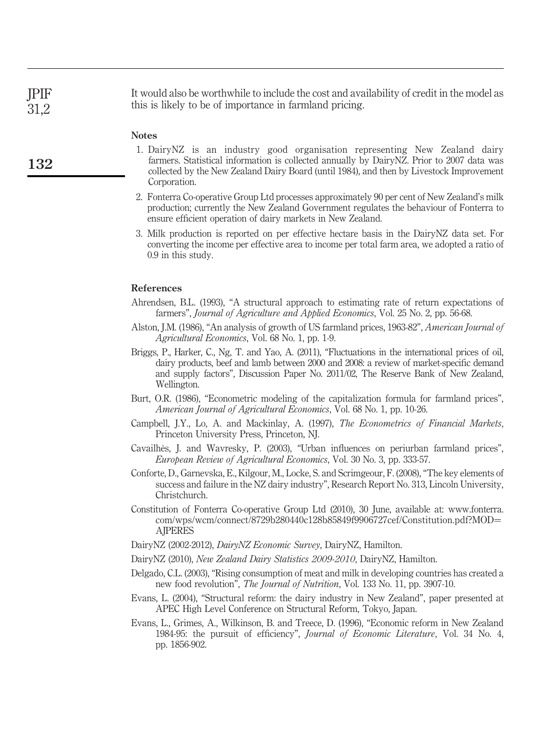It would also be worthwhile to include the cost and availability of credit in the model as this is likely to be of importance in farmland pricing.

### Notes

1. DairyNZ is an industry good organisation representing New Zealand dairy farmers. Statistical information is collected annually by DairyNZ. Prior to 2007 data was collected by the New Zealand Dairy Board (until 1984), and then by Livestock Improvement Corporation.
2. Fonterra Co-operative Group Ltd processes approximately 90 per cent of New Zealand's milk production; currently the New Zealand Government regulates the behaviour of Fonterra to ensure efficient operation of dairy markets in New Zealand.
3. Milk production is reported on per effective hectare basis in the DairyNZ data set. For converting the income per effective area to income per total farm area, we adopted a ratio of 0.9 in this study.

### References

Ahrendsen, B.L. (1993), "A structural approach to estimating rate of return expectations of farmers", *Journal of Agriculture and Applied Economics*, Vol. 25 No. 2, pp. 56-68.

Alston, J.M. (1986), "An analysis of growth of US farmland prices, 1963-82", *American Journal of Agricultural Economics*, Vol. 68 No. 1, pp. 1-9.

Briggs, P., Harker, C., Ng, T. and Yao, A. (2011), "Fluctuations in the international prices of oil, dairy products, beef and lamb between 2000 and 2008: a review of market-specific demand and supply factors", Discussion Paper No. 2011/02, The Reserve Bank of New Zealand, Wellington.

Burt, O.R. (1986), "Econometric modeling of the capitalization formula for farmland prices", *American Journal of Agricultural Economics*, Vol. 68 No. 1, pp. 10-26.

Campbell, J.Y., Lo, A. and Mackinlay, A. (1997), *The Econometrics of Financial Markets*, Princeton University Press, Princeton, NJ.

Cavailhès, J. and Wavresky, P. (2003), "Urban influences on periurban farmland prices", *European Review of Agricultural Economics*, Vol. 30 No. 3, pp. 333-57.

Conforte, D., Garnevska, E., Kilgour, M., Locke, S. and Scrimgeour, F. (2008), "The key elements of success and failure in the NZ dairy industry", Research Report No. 313, Lincoln University, Christchurch.

Constitution of Fonterra Co-operative Group Ltd (2010), 30 June, available at: www.fonterra.com/wps/wcm/connect/8729b280440c128b85849f9906727cef/Constitution.pdf?MOD=AJPERES

DairyNZ (2002-2012), *DairyNZ Economic Survey*, DairyNZ, Hamilton.

DairyNZ (2010), *New Zealand Dairy Statistics 2009-2010*, DairyNZ, Hamilton.

Delgado, C.L. (2003), "Rising consumption of meat and milk in developing countries has created a new food revolution", *The Journal of Nutrition*, Vol. 133 No. 11, pp. 3907-10.

Evans, L. (2004), "Structural reform: the dairy industry in New Zealand", paper presented at APEC High Level Conference on Structural Reform, Tokyo, Japan.

Evans, L., Grimes, A., Wilkinson, B. and Treece, D. (1996), "Economic reform in New Zealand 1984-95: the pursuit of efficiency", *Journal of Economic Literature*, Vol. 34 No. 4, pp. 1856-902.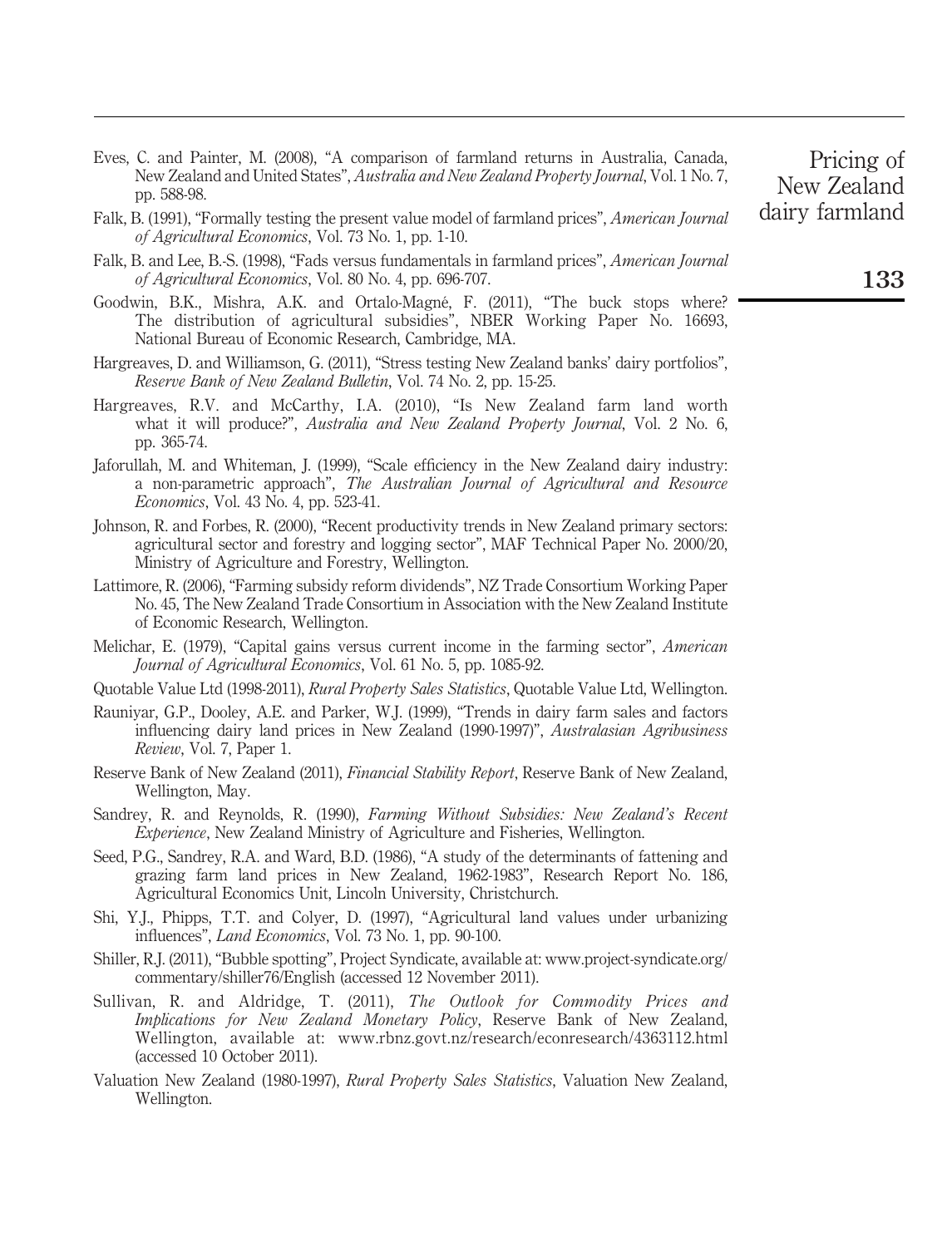Eves, C. and Painter, M. (2008), "A comparison of farmland returns in Australia, Canada, New Zealand and United States", *Australia and New Zealand Property Journal*, Vol. 1 No. 7, pp. 588-98.

Falk, B. (1991), "Formally testing the present value model of farmland prices", *American Journal of Agricultural Economics*, Vol. 73 No. 1, pp. 1-10.

Falk, B. and Lee, B.-S. (1998), "Fads versus fundamentals in farmland prices", *American Journal of Agricultural Economics*, Vol. 80 No. 4, pp. 696-707.

Goodwin, B.K., Mishra, A.K. and Ortalo-Magné, F. (2011), "The buck stops where? The distribution of agricultural subsidies", NBER Working Paper No. 16693, National Bureau of Economic Research, Cambridge, MA.

Hargreaves, D. and Williamson, G. (2011), "Stress testing New Zealand banks' dairy portfolios", *Reserve Bank of New Zealand Bulletin*, Vol. 74 No. 2, pp. 15-25.

Hargreaves, R.V. and McCarthy, I.A. (2010), "Is New Zealand farm land worth what it will produce?", *Australia and New Zealand Property Journal*, Vol. 2 No. 6, pp. 365-74.

Jaforullah, M. and Whiteman, J. (1999), "Scale efficiency in the New Zealand dairy industry: a non-parametric approach", *The Australian Journal of Agricultural and Resource Economics*, Vol. 43 No. 4, pp. 523-41.

Johnson, R. and Forbes, R. (2000), "Recent productivity trends in New Zealand primary sectors: agricultural sector and forestry and logging sector", MAF Technical Paper No. 2000/20, Ministry of Agriculture and Forestry, Wellington.

Lattimore, R. (2006), "Farming subsidy reform dividends", NZ Trade Consortium Working Paper No. 45, The New Zealand Trade Consortium in Association with the New Zealand Institute of Economic Research, Wellington.

Melichar, E. (1979), "Capital gains versus current income in the farming sector", *American Journal of Agricultural Economics*, Vol. 61 No. 5, pp. 1085-92.

Quotable Value Ltd (1998-2011), *Rural Property Sales Statistics*, Quotable Value Ltd, Wellington.

Rauniyar, G.P., Dooley, A.E. and Parker, W.J. (1999), "Trends in dairy farm sales and factors influencing dairy land prices in New Zealand (1990-1997)", *Australasian Agribusiness Review*, Vol. 7, Paper 1.

Reserve Bank of New Zealand (2011), *Financial Stability Report*, Reserve Bank of New Zealand, Wellington, May.

Sandrey, R. and Reynolds, R. (1990), *Farming Without Subsidies: New Zealand's Recent Experience*, New Zealand Ministry of Agriculture and Fisheries, Wellington.

Seed, P.G., Sandrey, R.A. and Ward, B.D. (1986), "A study of the determinants of fattening and grazing farm land prices in New Zealand, 1962-1983", Research Report No. 186, Agricultural Economics Unit, Lincoln University, Christchurch.

Shi, Y.J., Phipps, T.T. and Colyer, D. (1997), "Agricultural land values under urbanizing influences", *Land Economics*, Vol. 73 No. 1, pp. 90-100.

Shiller, R.J. (2011), "Bubble spotting", Project Syndicate, available at: www.project-syndicate.org/commentary/shiller76/English (accessed 12 November 2011).

Sullivan, R. and Aldridge, T. (2011), *The Outlook for Commodity Prices and Implications for New Zealand Monetary Policy*, Reserve Bank of New Zealand, Wellington, available at: www.rbnz.govt.nz/research/econresearch/4363112.html (accessed 10 October 2011).

Valuation New Zealand (1980-1997), *Rural Property Sales Statistics*, Valuation New Zealand, Wellington.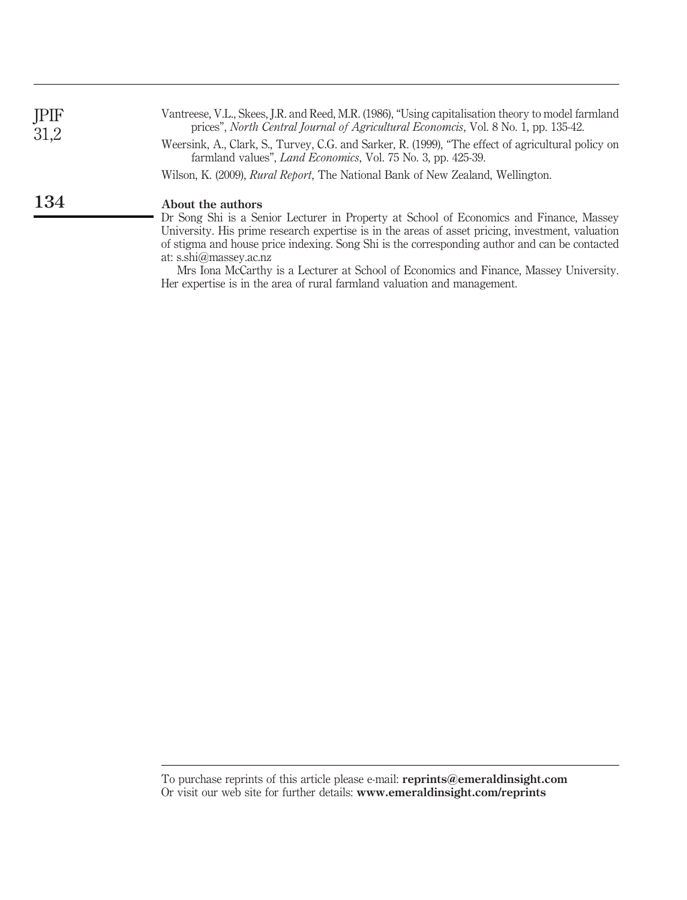Vantreese, V.L., Skees, J.R. and Reed, M.R. (1986), "Using capitalisation theory to model farmland prices", *North Central Journal of Agricultural Economcis*, Vol. 8 No. 1, pp. 135-42.

Weersink, A., Clark, S., Turvey, C.G. and Sarker, R. (1999), "The effect of agricultural policy on farmland values", *Land Economics*, Vol. 75 No. 3, pp. 425-39.

Wilson, K. (2009), *Rural Report*, The National Bank of New Zealand, Wellington.

## About the authors

Dr Song Shi is a Senior Lecturer in Property at School of Economics and Finance, Massey University. His prime research expertise is in the areas of asset pricing, investment, valuation of stigma and house price indexing. Song Shi is the corresponding author and can be contacted at: s.shi@massey.ac.nz

Mrs Iona McCarthy is a Lecturer at School of Economics and Finance, Massey University. Her expertise is in the area of rural farmland valuation and management.

To purchase reprints of this article please e-mail: **reprints@emeraldinsight.com**
Or visit our web site for further details: **www.emeraldinsight.com/reprints**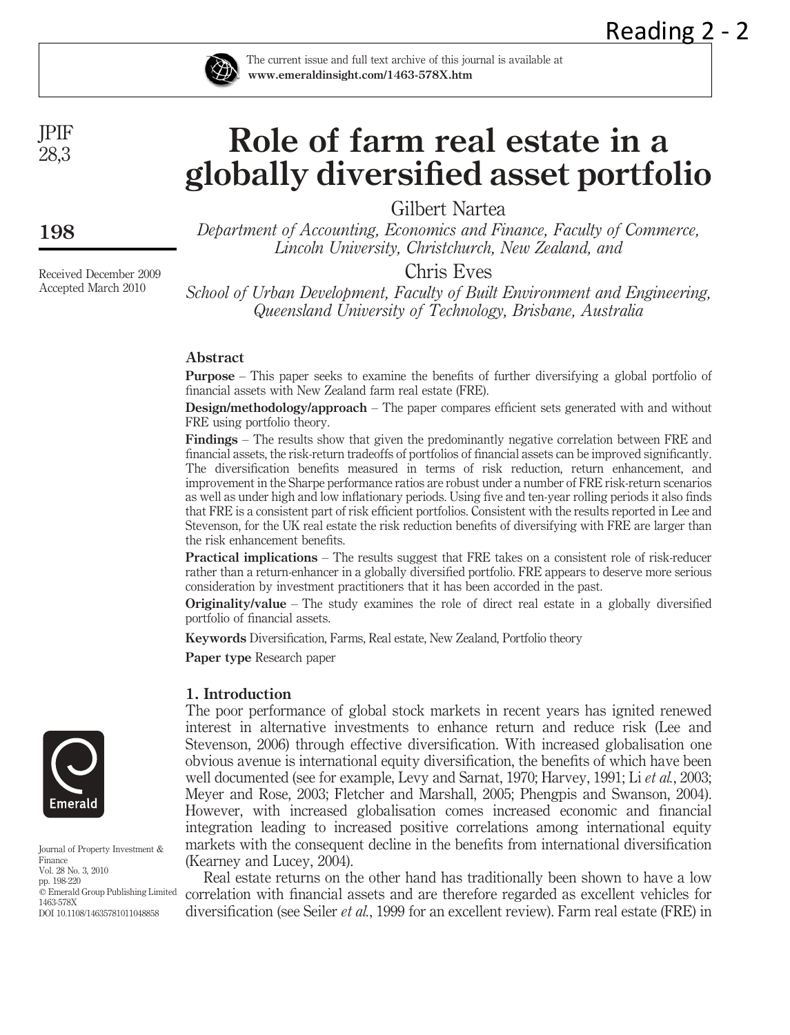# Role of farm real estate in a globally diversified asset portfolio

Gilbert Nartea

*Department of Accounting, Economics and Finance, Faculty of Commerce, Lincoln University, Christchurch, New Zealand, and*

Chris Eves

*School of Urban Development, Faculty of Built Environment and Engineering, Queensland University of Technology, Brisbane, Australia*

Received December 2009
Accepted March 2010

## Abstract

**Purpose** – This paper seeks to examine the benefits of further diversifying a global portfolio of financial assets with New Zealand farm real estate (FRE).

**Design/methodology/approach** – The paper compares efficient sets generated with and without FRE using portfolio theory.

**Findings** – The results show that given the predominantly negative correlation between FRE and financial assets, the risk-return tradeoffs of portfolios of financial assets can be improved significantly. The diversification benefits measured in terms of risk reduction, return enhancement, and improvement in the Sharpe performance ratios are robust under a number of FRE risk-return scenarios as well as under high and low inflationary periods. Using five and ten-year rolling periods it also finds that FRE is a consistent part of risk efficient portfolios. Consistent with the results reported in Lee and Stevenson, for the UK real estate the risk reduction benefits of diversifying with FRE are larger than the risk enhancement benefits.

**Practical implications** – The results suggest that FRE takes on a consistent role of risk-reducer rather than a return-enhancer in a globally diversified portfolio. FRE appears to deserve more serious consideration by investment practitioners that it has been accorded in the past.

**Originality/value** – The study examines the role of direct real estate in a globally diversified portfolio of financial assets.

**Keywords** Diversification, Farms, Real estate, New Zealand, Portfolio theory

**Paper type** Research paper

## 1. Introduction

The poor performance of global stock markets in recent years has ignited renewed interest in alternative investments to enhance return and reduce risk (Lee and Stevenson, 2006) through effective diversification. With increased globalisation one obvious avenue is international equity diversification, the benefits of which have been well documented (see for example, Levy and Sarnat, 1970; Harvey, 1991; Li *et al.*, 2003; Meyer and Rose, 2003; Fletcher and Marshall, 2005; Phengpis and Swanson, 2004). However, with increased globalisation comes increased economic and financial integration leading to increased positive correlations among international equity markets with the consequent decline in the benefits from international diversification (Kearney and Lucey, 2004).

Real estate returns on the other hand has traditionally been shown to have a low correlation with financial assets and are therefore regarded as excellent vehicles for diversification (see Seiler *et al.*, 1999 for an excellent review). Farm real estate (FRE) in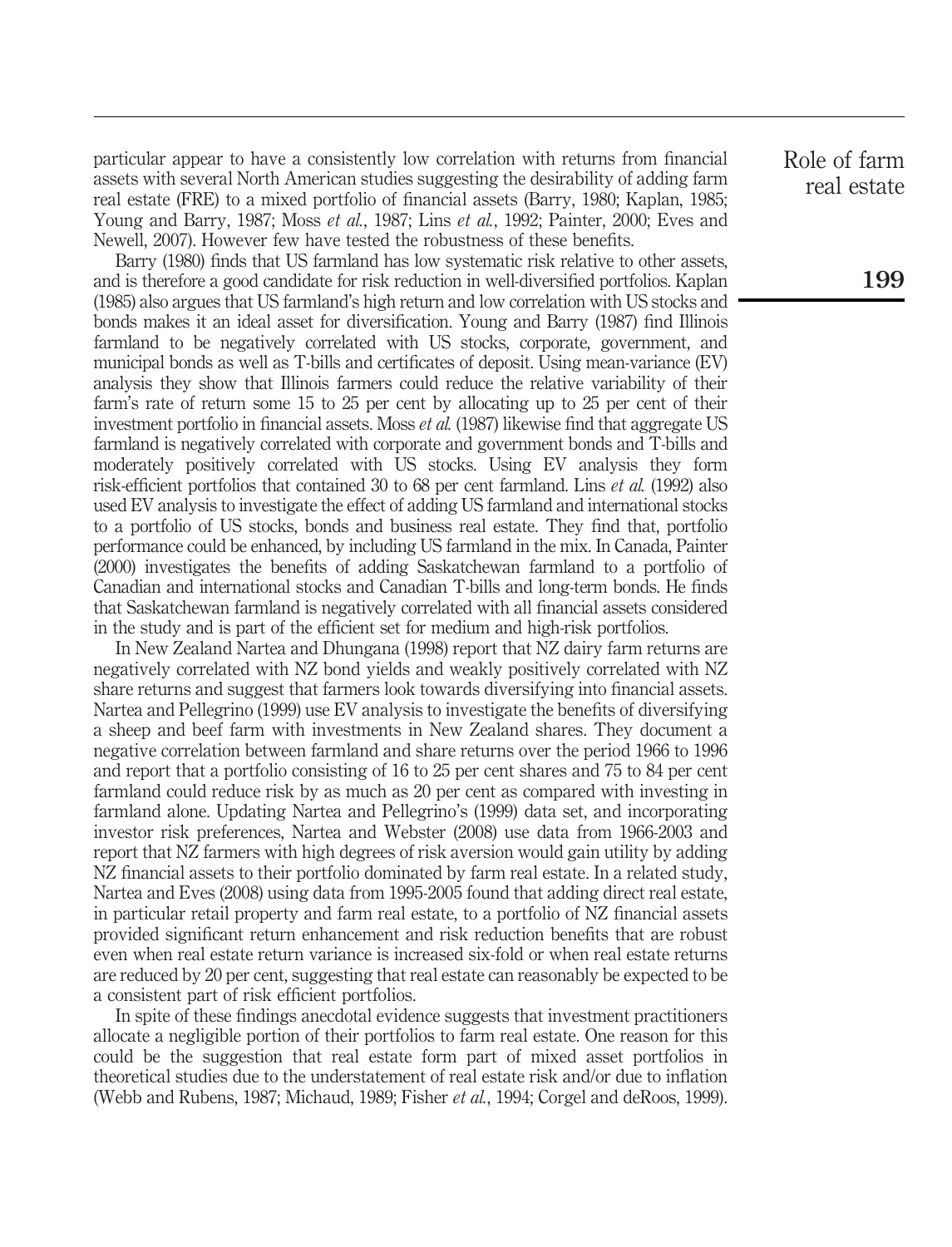particular appear to have a consistently low correlation with returns from financial assets with several North American studies suggesting the desirability of adding farm real estate (FRE) to a mixed portfolio of financial assets (Barry, 1980; Kaplan, 1985; Young and Barry, 1987; Moss *et al.*, 1987; Lins *et al.*, 1992; Painter, 2000; Eves and Newell, 2007). However few have tested the robustness of these benefits.

Barry (1980) finds that US farmland has low systematic risk relative to other assets, and is therefore a good candidate for risk reduction in well-diversified portfolios. Kaplan (1985) also argues that US farmland's high return and low correlation with US stocks and bonds makes it an ideal asset for diversification. Young and Barry (1987) find Illinois farmland to be negatively correlated with US stocks, corporate, government, and municipal bonds as well as T-bills and certificates of deposit. Using mean-variance (EV) analysis they show that Illinois farmers could reduce the relative variability of their farm's rate of return some 15 to 25 per cent by allocating up to 25 per cent of their investment portfolio in financial assets. Moss *et al.* (1987) likewise find that aggregate US farmland is negatively correlated with corporate and government bonds and T-bills and moderately positively correlated with US stocks. Using EV analysis they form risk-efficient portfolios that contained 30 to 68 per cent farmland. Lins *et al.* (1992) also used EV analysis to investigate the effect of adding US farmland and international stocks to a portfolio of US stocks, bonds and business real estate. They find that, portfolio performance could be enhanced, by including US farmland in the mix. In Canada, Painter (2000) investigates the benefits of adding Saskatchewan farmland to a portfolio of Canadian and international stocks and Canadian T-bills and long-term bonds. He finds that Saskatchewan farmland is negatively correlated with all financial assets considered in the study and is part of the efficient set for medium and high-risk portfolios.

In New Zealand Nartea and Dhungana (1998) report that NZ dairy farm returns are negatively correlated with NZ bond yields and weakly positively correlated with NZ share returns and suggest that farmers look towards diversifying into financial assets. Nartea and Pellegrino (1999) use EV analysis to investigate the benefits of diversifying a sheep and beef farm with investments in New Zealand shares. They document a negative correlation between farmland and share returns over the period 1966 to 1996 and report that a portfolio consisting of 16 to 25 per cent shares and 75 to 84 per cent farmland could reduce risk by as much as 20 per cent as compared with investing in farmland alone. Updating Nartea and Pellegrino's (1999) data set, and incorporating investor risk preferences, Nartea and Webster (2008) use data from 1966-2003 and report that NZ farmers with high degrees of risk aversion would gain utility by adding NZ financial assets to their portfolio dominated by farm real estate. In a related study, Nartea and Eves (2008) using data from 1995-2005 found that adding direct real estate, in particular retail property and farm real estate, to a portfolio of NZ financial assets provided significant return enhancement and risk reduction benefits that are robust even when real estate return variance is increased six-fold or when real estate returns are reduced by 20 per cent, suggesting that real estate can reasonably be expected to be a consistent part of risk efficient portfolios.

In spite of these findings anecdotal evidence suggests that investment practitioners allocate a negligible portion of their portfolios to farm real estate. One reason for this could be the suggestion that real estate form part of mixed asset portfolios in theoretical studies due to the understatement of real estate risk and/or due to inflation (Webb and Rubens, 1987; Michaud, 1989; Fisher *et al.*, 1994; Corgel and deRoos, 1999).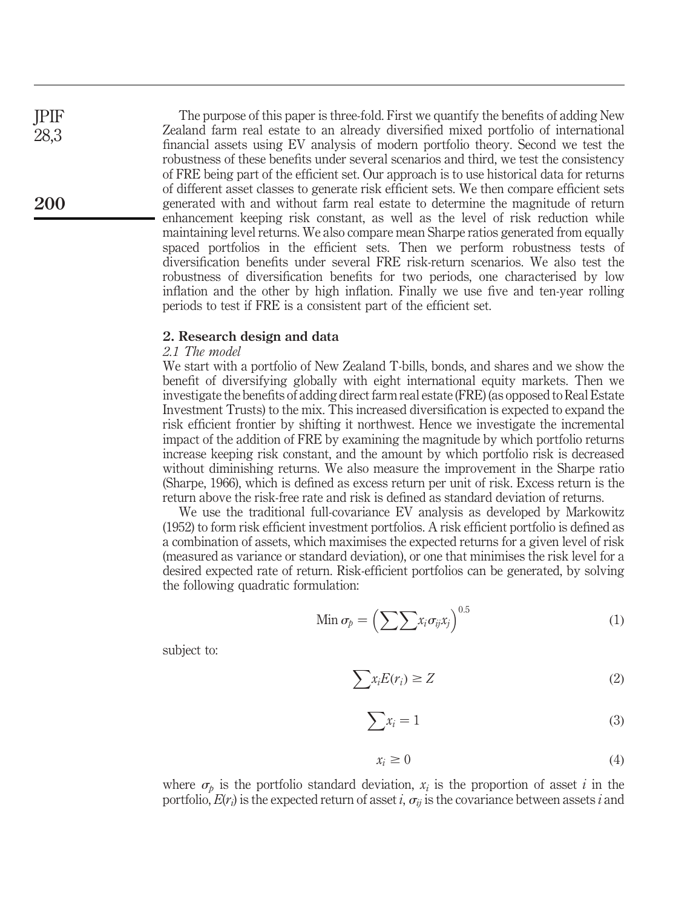The purpose of this paper is three-fold. First we quantify the benefits of adding New Zealand farm real estate to an already diversified mixed portfolio of international financial assets using EV analysis of modern portfolio theory. Second we test the robustness of these benefits under several scenarios and third, we test the consistency of FRE being part of the efficient set. Our approach is to use historical data for returns of different asset classes to generate risk efficient sets. We then compare efficient sets generated with and without farm real estate to determine the magnitude of return enhancement keeping risk constant, as well as the level of risk reduction while maintaining level returns. We also compare mean Sharpe ratios generated from equally spaced portfolios in the efficient sets. Then we perform robustness tests of diversification benefits under several FRE risk-return scenarios. We also test the robustness of diversification benefits for two periods, one characterised by low inflation and the other by high inflation. Finally we use five and ten-year rolling periods to test if FRE is a consistent part of the efficient set.

## 2. Research design and data

### *2.1 The model*

We start with a portfolio of New Zealand T-bills, bonds, and shares and we show the benefit of diversifying globally with eight international equity markets. Then we investigate the benefits of adding direct farm real estate (FRE) (as opposed to Real Estate Investment Trusts) to the mix. This increased diversification is expected to expand the risk efficient frontier by shifting it northwest. Hence we investigate the incremental impact of the addition of FRE by examining the magnitude by which portfolio returns increase keeping risk constant, and the amount by which portfolio risk is decreased without diminishing returns. We also measure the improvement in the Sharpe ratio (Sharpe, 1966), which is defined as excess return per unit of risk. Excess return is the return above the risk-free rate and risk is defined as standard deviation of returns.

We use the traditional full-covariance EV analysis as developed by Markowitz (1952) to form risk efficient investment portfolios. A risk efficient portfolio is defined as a combination of assets, which maximises the expected returns for a given level of risk (measured as variance or standard deviation), or one that minimises the risk level for a desired expected rate of return. Risk-efficient portfolios can be generated, by solving the following quadratic formulation:

$$\text{Min } \sigma_p = \left(\sum\sum x_i \sigma_{ij} x_j\right)^{0.5} \tag{1}$$

subject to:

$$\sum x_i E(r_i) \geq Z \tag{2}$$

$$\sum x_i = 1 \tag{3}$$

$$x_i \geq 0 \tag{4}$$

where $\sigma_p$ is the portfolio standard deviation, $x_i$ is the proportion of asset $i$ in the portfolio, $E(r_i)$ is the expected return of asset $i$, $\sigma_{ij}$ is the covariance between assets $i$ and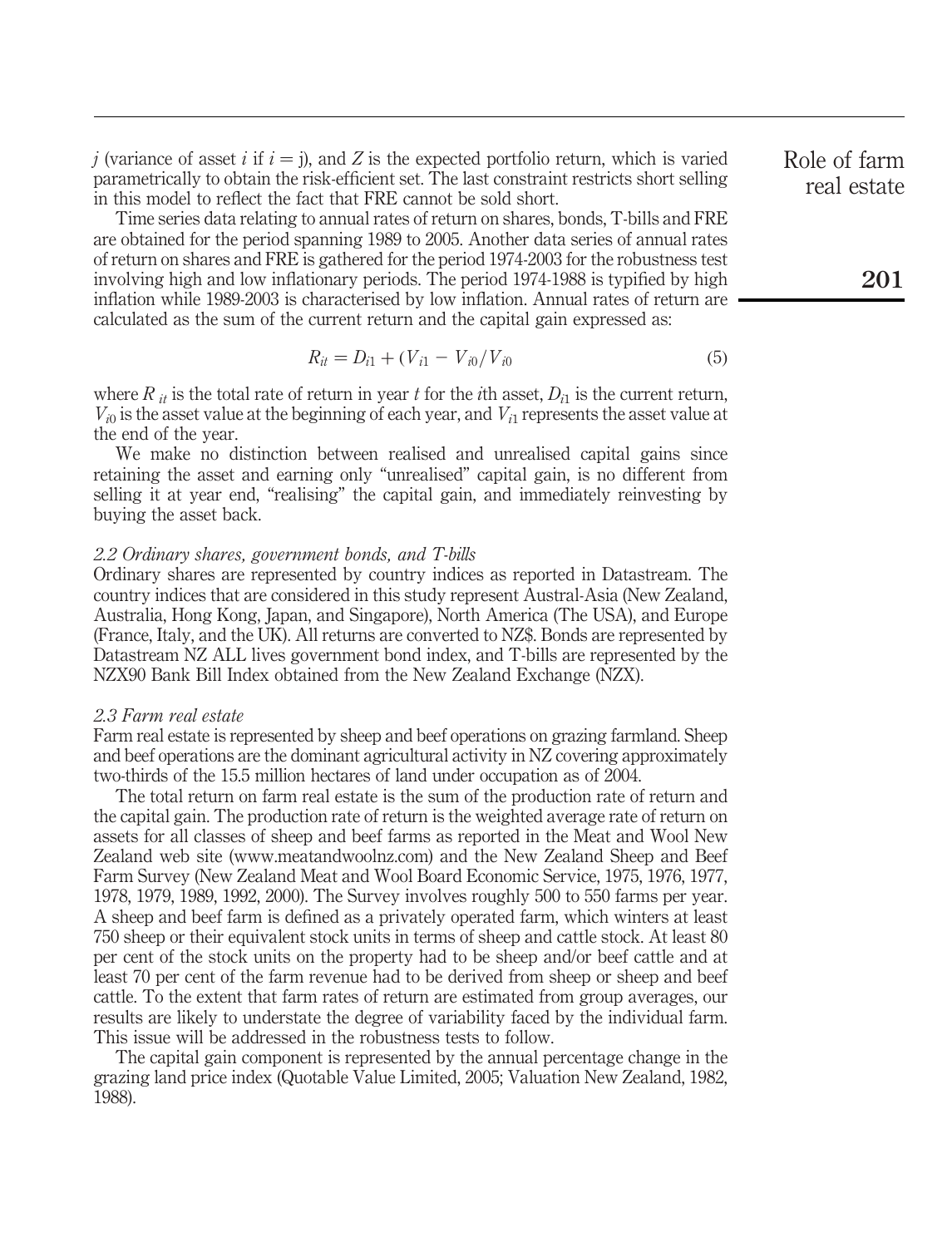j (variance of asset $i$ if $i = j$), and $Z$ is the expected portfolio return, which is varied parametrically to obtain the risk-efficient set. The last constraint restricts short selling in this model to reflect the fact that FRE cannot be sold short.

Time series data relating to annual rates of return on shares, bonds, T-bills and FRE are obtained for the period spanning 1989 to 2005. Another data series of annual rates of return on shares and FRE is gathered for the period 1974-2003 for the robustness test involving high and low inflationary periods. The period 1974-1988 is typified by high inflation while 1989-2003 is characterised by low inflation. Annual rates of return are calculated as the sum of the current return and the capital gain expressed as:

$$R_{it} = D_{i1} + (V_{i1} - V_{i0}/V_{i0} \tag{5}$$

where $R_{it}$ is the total rate of return in year $t$ for the $i$th asset, $D_{i1}$ is the current return, $V_{i0}$ is the asset value at the beginning of each year, and $V_{i1}$ represents the asset value at the end of the year.

We make no distinction between realised and unrealised capital gains since retaining the asset and earning only "unrealised" capital gain, is no different from selling it at year end, "realising" the capital gain, and immediately reinvesting by buying the asset back.

### *2.2 Ordinary shares, government bonds, and T-bills*

Ordinary shares are represented by country indices as reported in Datastream. The country indices that are considered in this study represent Austral-Asia (New Zealand, Australia, Hong Kong, Japan, and Singapore), North America (The USA), and Europe (France, Italy, and the UK). All returns are converted to NZ$. Bonds are represented by Datastream NZ ALL lives government bond index, and T-bills are represented by the NZX90 Bank Bill Index obtained from the New Zealand Exchange (NZX).

### *2.3 Farm real estate*

Farm real estate is represented by sheep and beef operations on grazing farmland. Sheep and beef operations are the dominant agricultural activity in NZ covering approximately two-thirds of the 15.5 million hectares of land under occupation as of 2004.

The total return on farm real estate is the sum of the production rate of return and the capital gain. The production rate of return is the weighted average rate of return on assets for all classes of sheep and beef farms as reported in the Meat and Wool New Zealand web site (www.meatandwoolnz.com) and the New Zealand Sheep and Beef Farm Survey (New Zealand Meat and Wool Board Economic Service, 1975, 1976, 1977, 1978, 1979, 1989, 1992, 2000). The Survey involves roughly 500 to 550 farms per year. A sheep and beef farm is defined as a privately operated farm, which winters at least 750 sheep or their equivalent stock units in terms of sheep and cattle stock. At least 80 per cent of the stock units on the property had to be sheep and/or beef cattle and at least 70 per cent of the farm revenue had to be derived from sheep or sheep and beef cattle. To the extent that farm rates of return are estimated from group averages, our results are likely to understate the degree of variability faced by the individual farm. This issue will be addressed in the robustness tests to follow.

The capital gain component is represented by the annual percentage change in the grazing land price index (Quotable Value Limited, 2005; Valuation New Zealand, 1982, 1988).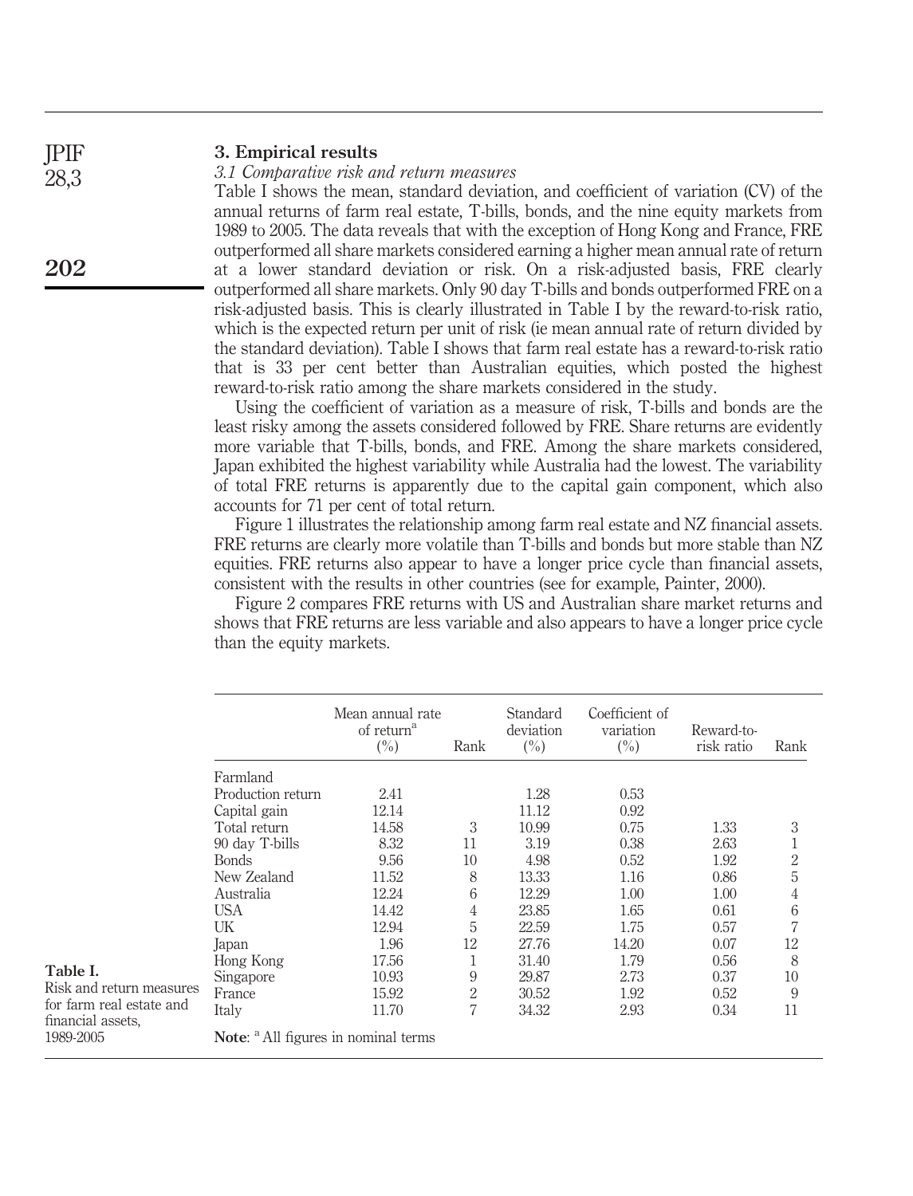## 3. Empirical results

### *3.1 Comparative risk and return measures*

Table I shows the mean, standard deviation, and coefficient of variation (CV) of the annual returns of farm real estate, T-bills, bonds, and the nine equity markets from 1989 to 2005. The data reveals that with the exception of Hong Kong and France, FRE outperformed all share markets considered earning a higher mean annual rate of return at a lower standard deviation or risk. On a risk-adjusted basis, FRE clearly outperformed all share markets. Only 90 day T-bills and bonds outperformed FRE on a risk-adjusted basis. This is clearly illustrated in Table I by the reward-to-risk ratio, which is the expected return per unit of risk (ie mean annual rate of return divided by the standard deviation). Table I shows that farm real estate has a reward-to-risk ratio that is 33 per cent better than Australian equities, which posted the highest reward-to-risk ratio among the share markets considered in the study.

Using the coefficient of variation as a measure of risk, T-bills and bonds are the least risky among the assets considered followed by FRE. Share returns are evidently more variable that T-bills, bonds, and FRE. Among the share markets considered, Japan exhibited the highest variability while Australia had the lowest. The variability of total FRE returns is apparently due to the capital gain component, which also accounts for 71 per cent of total return.

Figure 1 illustrates the relationship among farm real estate and NZ financial assets. FRE returns are clearly more volatile than T-bills and bonds but more stable than NZ equities. FRE returns also appear to have a longer price cycle than financial assets, consistent with the results in other countries (see for example, Painter, 2000).

Figure 2 compares FRE returns with US and Australian share market returns and shows that FRE returns are less variable and also appears to have a longer price cycle than the equity markets.

**Table I.** Risk and return measures for farm real estate and financial assets, 1989-2005

| | Mean annual rate of return[a] (%) | Rank | Standard deviation (%) | Coefficient of variation (%) | Reward-to-risk ratio | Rank |
|---|---|---|---|---|---|---|
| Farmland | | | | | | |
| Production return | 2.41 | | 1.28 | 0.53 | | |
| Capital gain | 12.14 | | 11.12 | 0.92 | | |
| Total return | 14.58 | 3 | 10.99 | 0.75 | 1.33 | 3 |
| 90 day T-bills | 8.32 | 11 | 3.19 | 0.38 | 2.63 | 1 |
| Bonds | 9.56 | 10 | 4.98 | 0.52 | 1.92 | 2 |
| New Zealand | 11.52 | 8 | 13.33 | 1.16 | 0.86 | 5 |
| Australia | 12.24 | 6 | 12.29 | 1.00 | 1.00 | 4 |
| USA | 14.42 | 4 | 23.85 | 1.65 | 0.61 | 6 |
| UK | 12.94 | 5 | 22.59 | 1.75 | 0.57 | 7 |
| Japan | 1.96 | 12 | 27.76 | 14.20 | 0.07 | 12 |
| Hong Kong | 17.56 | 1 | 31.40 | 1.79 | 0.56 | 8 |
| Singapore | 10.93 | 9 | 29.87 | 2.73 | 0.37 | 10 |
| France | 15.92 | 2 | 30.52 | 1.92 | 0.52 | 9 |
| Italy | 11.70 | 7 | 34.32 | 2.93 | 0.34 | 11 |

**Note**: [a] All figures in nominal terms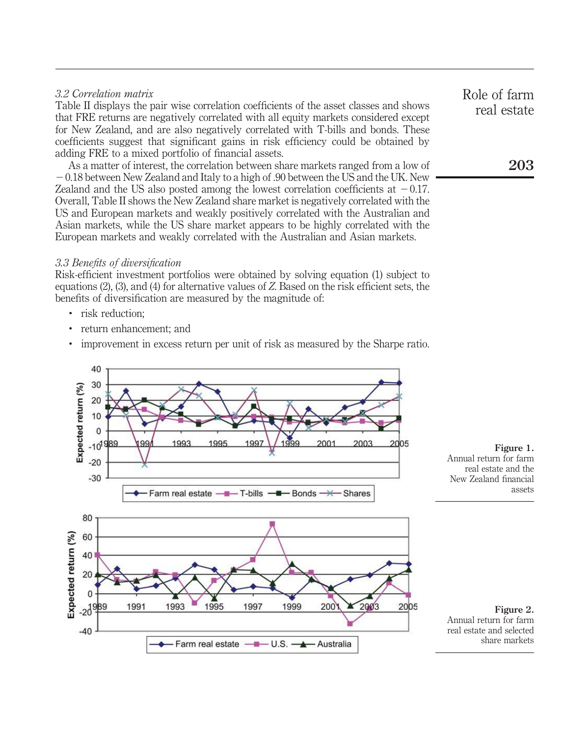### *3.2 Correlation matrix*

Table II displays the pair wise correlation coefficients of the asset classes and shows that FRE returns are negatively correlated with all equity markets considered except for New Zealand, and are also negatively correlated with T-bills and bonds. These coefficients suggest that significant gains in risk efficiency could be obtained by adding FRE to a mixed portfolio of financial assets.

As a matter of interest, the correlation between share markets ranged from a low of −0.18 between New Zealand and Italy to a high of .90 between the US and the UK. New Zealand and the US also posted among the lowest correlation coefficients at −0.17. Overall, Table II shows the New Zealand share market is negatively correlated with the US and European markets and weakly positively correlated with the Australian and Asian markets, while the US share market appears to be highly correlated with the European markets and weakly correlated with the Australian and Asian markets.

### *3.3 Benefits of diversification*

Risk-efficient investment portfolios were obtained by solving equation (1) subject to equations (2), (3), and (4) for alternative values of $Z$. Based on the risk efficient sets, the benefits of diversification are measured by the magnitude of:

- risk reduction;
- return enhancement; and
- improvement in excess return per unit of risk as measured by the Sharpe ratio.

**Figure 1.** Annual return for farm real estate and the New Zealand financial assets

**Figure 2.** Annual return for farm real estate and selected share markets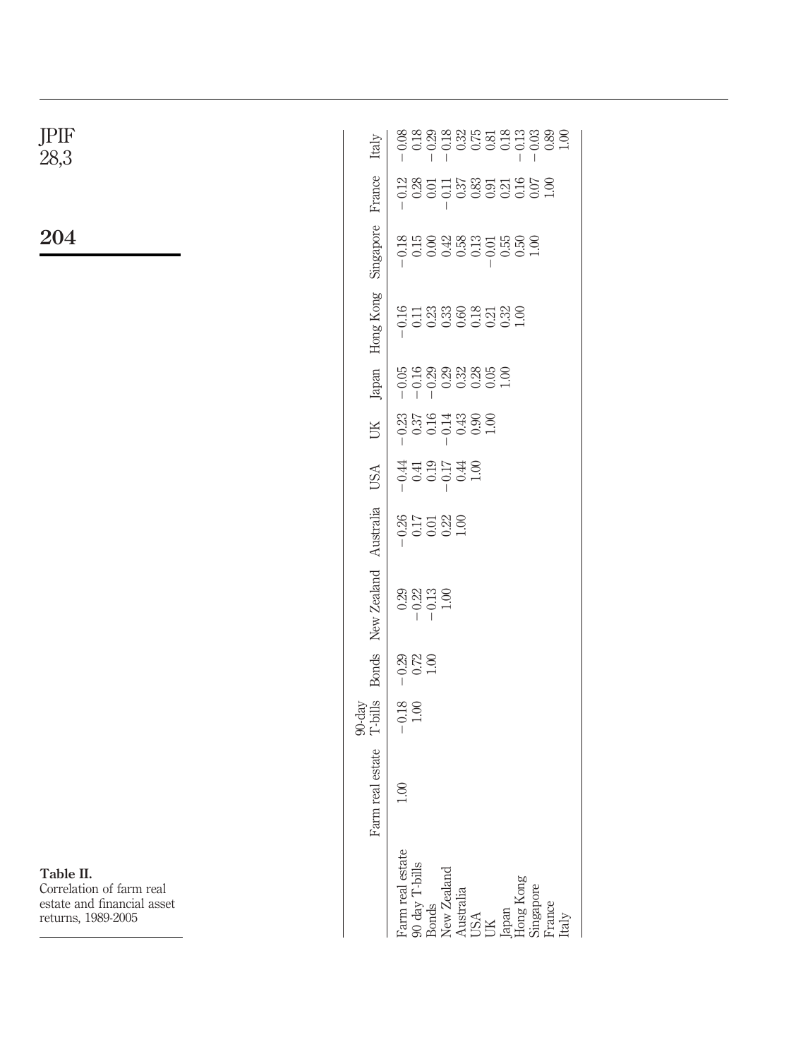**Table II.** Correlation of farm real estate and financial asset returns, 1989-2005

| | Farm real estate | 90-day T-bills | Bonds | New Zealand | Australia | USA | UK | Japan | Hong Kong | Singapore | France | Italy |
|---|---|---|---|---|---|---|---|---|---|---|---|---|
| Farm real estate | 1.00 | −0.18 | −0.29 | 0.29 | −0.26 | −0.44 | −0.23 | −0.05 | −0.16 | −0.18 | −0.12 | −0.08 |
| 90 day T-bills | | 1.00 | 0.72 | −0.22 | 0.17 | 0.41 | 0.37 | −0.16 | 0.11 | 0.15 | 0.28 | 0.18 |
| Bonds | | | 1.00 | −0.13 | 0.01 | 0.19 | 0.16 | −0.29 | 0.23 | 0.00 | 0.01 | −0.29 |
| New Zealand | | | | 1.00 | 0.22 | −0.17 | −0.14 | 0.29 | 0.33 | 0.42 | −0.11 | −0.18 |
| Australia | | | | | 1.00 | 0.44 | 0.43 | 0.32 | 0.60 | 0.58 | 0.37 | 0.32 |
| USA | | | | | | 1.00 | 0.90 | 0.28 | 0.18 | 0.13 | 0.83 | 0.75 |
| UK | | | | | | | 1.00 | 0.05 | 0.21 | −0.01 | 0.91 | 0.81 |
| Japan | | | | | | | | 1.00 | 0.32 | 0.55 | 0.21 | 0.18 |
| Hong Kong | | | | | | | | | 1.00 | 0.50 | 0.16 | −0.13 |
| Singapore | | | | | | | | | | 1.00 | 0.07 | −0.03 |
| France | | | | | | | | | | | 1.00 | 0.89 |
| Italy | | | | | | | | | | | | 1.00 |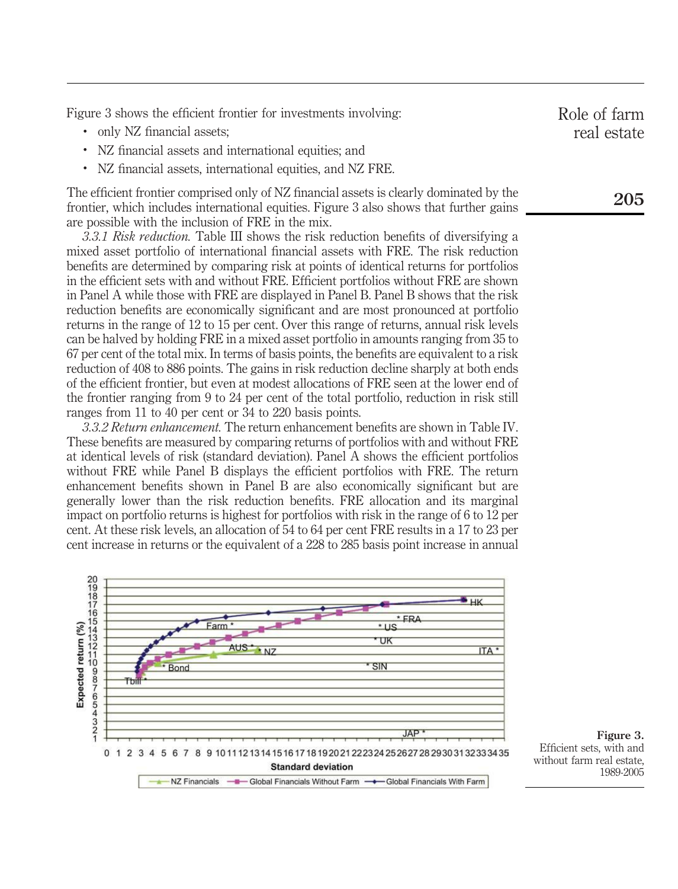Figure 3 shows the efficient frontier for investments involving:

- only NZ financial assets;
- NZ financial assets and international equities; and
- NZ financial assets, international equities, and NZ FRE.

The efficient frontier comprised only of NZ financial assets is clearly dominated by the frontier, which includes international equities. Figure 3 also shows that further gains are possible with the inclusion of FRE in the mix.

*3.3.1 Risk reduction.* Table III shows the risk reduction benefits of diversifying a mixed asset portfolio of international financial assets with FRE. The risk reduction benefits are determined by comparing risk at points of identical returns for portfolios in the efficient sets with and without FRE. Efficient portfolios without FRE are shown in Panel A while those with FRE are displayed in Panel B. Panel B shows that the risk reduction benefits are economically significant and are most pronounced at portfolio returns in the range of 12 to 15 per cent. Over this range of returns, annual risk levels can be halved by holding FRE in a mixed asset portfolio in amounts ranging from 35 to 67 per cent of the total mix. In terms of basis points, the benefits are equivalent to a risk reduction of 408 to 886 points. The gains in risk reduction decline sharply at both ends of the efficient frontier, but even at modest allocations of FRE seen at the lower end of the frontier ranging from 9 to 24 per cent of the total portfolio, reduction in risk still ranges from 11 to 40 per cent or 34 to 220 basis points.

*3.3.2 Return enhancement.* The return enhancement benefits are shown in Table IV. These benefits are measured by comparing returns of portfolios with and without FRE at identical levels of risk (standard deviation). Panel A shows the efficient portfolios without FRE while Panel B displays the efficient portfolios with FRE. The return enhancement benefits shown in Panel B are also economically significant but are generally lower than the risk reduction benefits. FRE allocation and its marginal impact on portfolio returns is highest for portfolios with risk in the range of 6 to 12 per cent. At these risk levels, an allocation of 54 to 64 per cent FRE results in a 17 to 23 per cent increase in returns or the equivalent of a 228 to 285 basis point increase in annual

**Figure 3.** Efficient sets, with and without farm real estate, 1989-2005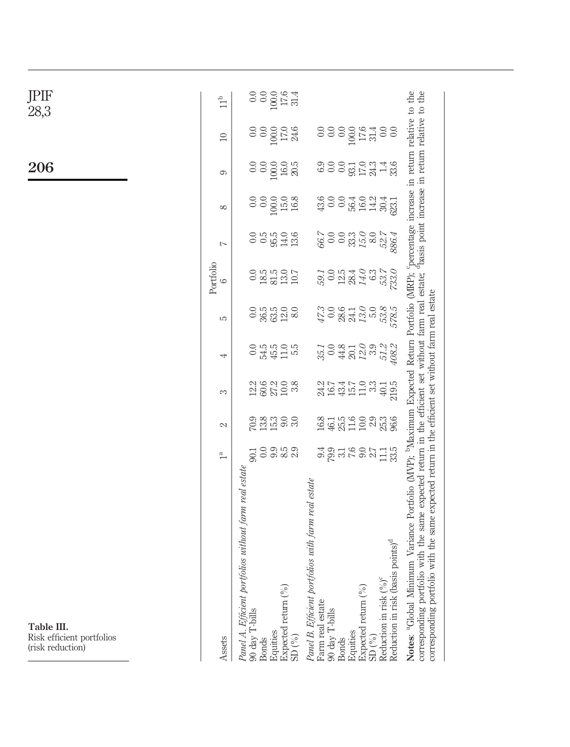**Table III.** Risk efficient portfolios (risk reduction)

| Assets | Portfolio 1[a] | 2 | 3 | 4 | 5 | 6 | 7 | 8 | 9 | 10 | 11[b] |
|---|---|---|---|---|---|---|---|---|---|---|---|
| *Panel A. Efficient portfolios without farm real estate* | | | | | | | | | | | |
| 90 day T-bills | 90.1 | 70.9 | 12.2 | 0.0 | 0.0 | 0.0 | 0.0 | 0.0 | 0.0 | 0.0 | 0.0 |
| Bonds | 0.0 | 13.8 | 60.6 | 54.5 | 36.5 | 18.5 | 0.5 | 0.0 | 0.0 | 0.0 | 0.0 |
| Equities | 9.9 | 15.3 | 27.2 | 45.5 | 63.5 | 81.5 | 95.5 | 100.0 | 100.0 | 100.0 | 100.0 |
| Expected return (%) | 8.5 | 9.0 | 10.0 | 11.0 | 12.0 | 13.0 | 14.0 | 15.0 | 16.0 | 17.0 | 17.6 |
| SD (%) | 2.9 | 3.0 | 3.8 | 5.5 | 8.0 | 10.7 | 13.6 | 16.8 | 20.5 | 24.6 | 31.4 |
| *Panel B. Efficient portfolios with farm real estate* | | | | | | | | | | | |
| Farm real estate | 9.4 | 16.8 | 24.2 | *35.1* | *47.3* | *59.1* | *66.7* | 43.6 | 6.9 | 0.0 | |
| 90 day T-bills | 79.9 | 46.1 | 16.7 | 0.0 | 0.0 | 0.0 | 0.0 | 0.0 | 0.0 | 0.0 | |
| Bonds | 3.1 | 25.5 | 43.4 | 44.8 | 28.6 | 12.5 | 0.0 | 0.0 | 0.0 | 0.0 | |
| Equities | 7.6 | 11.6 | 15.7 | 20.1 | 24.1 | 28.4 | 33.3 | 56.4 | 93.1 | 100.0 | |
| Expected return (%) | 9.0 | 10.0 | 11.0 | *12.0* | *13.0* | *14.0* | *15.0* | 16.0 | 17.0 | 17.6 | |
| SD (%) | 2.7 | 2.9 | 3.3 | 3.9 | 5.0 | 6.3 | 8.0 | 14.2 | 24.3 | 31.4 | |
| Reduction in risk (%)[c] | 11.1 | 25.3 | 40.1 | *51.2* | *53.8* | *53.7* | *52.7* | 30.4 | 1.4 | 0.0 | |
| Reduction in risk (basis points)[d] | 33.5 | 96.6 | 219.5 | *408.2* | *578.5* | *733.0* | *886.4* | 623.1 | 33.6 | 0.0 | |

**Notes:** [a]Global Minimum Variance Portfolio (MVP); [b]Maximum Expected Return Portfolio (MRP); [c]percentage increase in return relative to the corresponding portfolio with the same expected return in the efficient set without farm real estate; [d]basis point increase in return relative to the corresponding portfolio with the same expected return in the efficient set without farm real estate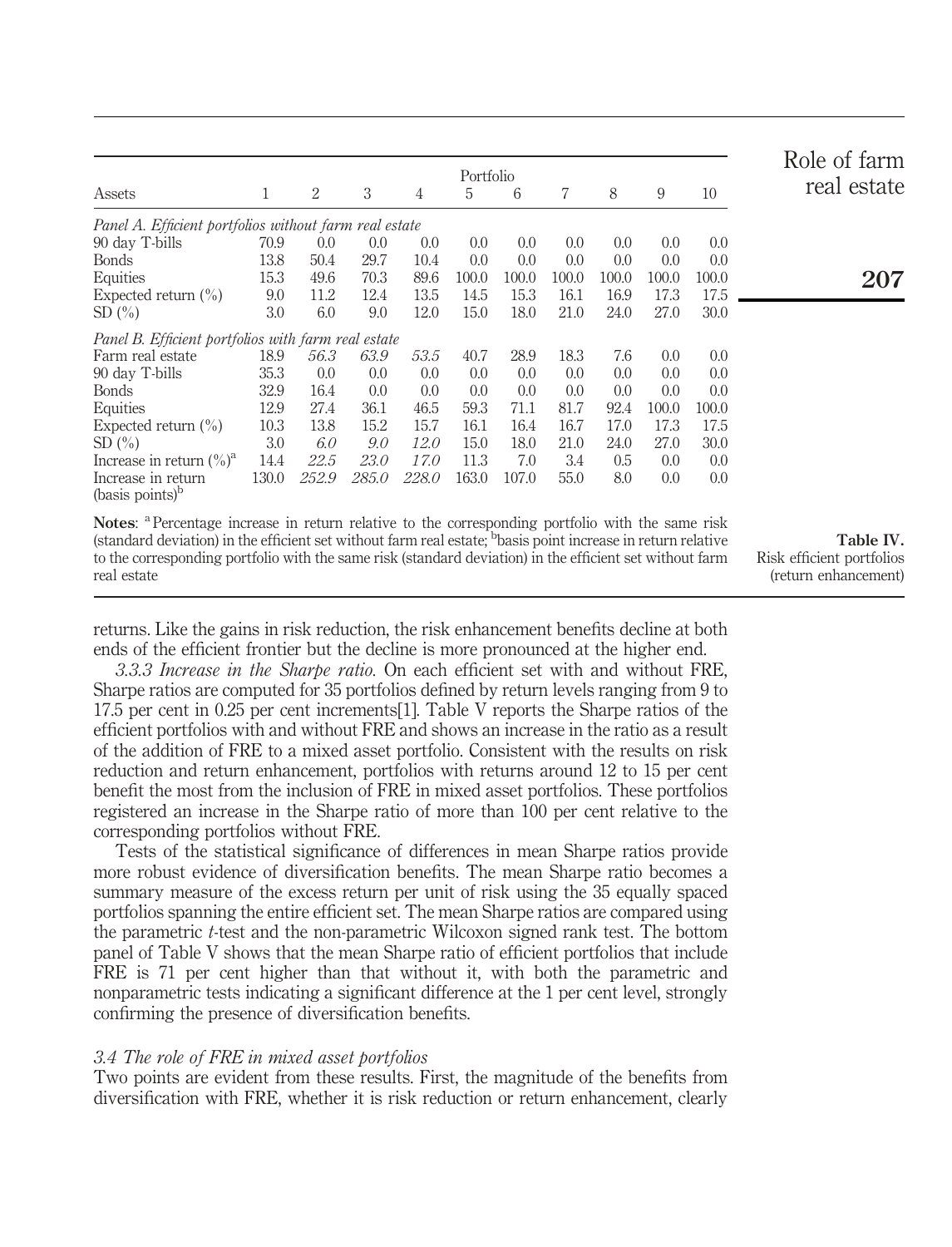**Table IV.** Risk efficient portfolios (return enhancement)

| Assets | Portfolio 1 | 2 | 3 | 4 | 5 | 6 | 7 | 8 | 9 | 10 |
|---|---|---|---|---|---|---|---|---|---|---|
| *Panel A. Efficient portfolios without farm real estate* | | | | | | | | | | |
| 90 day T-bills | 70.9 | 0.0 | 0.0 | 0.0 | 0.0 | 0.0 | 0.0 | 0.0 | 0.0 | 0.0 |
| Bonds | 13.8 | 50.4 | 29.7 | 10.4 | 0.0 | 0.0 | 0.0 | 0.0 | 0.0 | 0.0 |
| Equities | 15.3 | 49.6 | 70.3 | 89.6 | 100.0 | 100.0 | 100.0 | 100.0 | 100.0 | 100.0 |
| Expected return (%) | 9.0 | 11.2 | 12.4 | 13.5 | 14.5 | 15.3 | 16.1 | 16.9 | 17.3 | 17.5 |
| SD (%) | 3.0 | 6.0 | 9.0 | 12.0 | 15.0 | 18.0 | 21.0 | 24.0 | 27.0 | 30.0 |
| *Panel B. Efficient portfolios with farm real estate* | | | | | | | | | | |
| Farm real estate | 18.9 | *56.3* | *63.9* | *53.5* | 40.7 | 28.9 | 18.3 | 7.6 | 0.0 | 0.0 |
| 90 day T-bills | 35.3 | 0.0 | 0.0 | 0.0 | 0.0 | 0.0 | 0.0 | 0.0 | 0.0 | 0.0 |
| Bonds | 32.9 | 16.4 | 0.0 | 0.0 | 0.0 | 0.0 | 0.0 | 0.0 | 0.0 | 0.0 |
| Equities | 12.9 | 27.4 | 36.1 | 46.5 | 59.3 | 71.1 | 81.7 | 92.4 | 100.0 | 100.0 |
| Expected return (%) | 10.3 | 13.8 | 15.2 | 15.7 | 16.1 | 16.4 | 16.7 | 17.0 | 17.3 | 17.5 |
| SD (%) | 3.0 | *6.0* | *9.0* | *12.0* | 15.0 | 18.0 | 21.0 | 24.0 | 27.0 | 30.0 |
| Increase in return (%)[a] | 14.4 | *22.5* | *23.0* | *17.0* | 11.3 | 7.0 | 3.4 | 0.5 | 0.0 | 0.0 |
| Increase in return (basis points)[b] | 130.0 | *252.9* | *285.0* | *228.0* | 163.0 | 107.0 | 55.0 | 8.0 | 0.0 | 0.0 |

**Notes**: [a] Percentage increase in return relative to the corresponding portfolio with the same risk (standard deviation) in the efficient set without farm real estate; [b] basis point increase in return relative to the corresponding portfolio with the same risk (standard deviation) in the efficient set without farm real estate

returns. Like the gains in risk reduction, the risk enhancement benefits decline at both ends of the efficient frontier but the decline is more pronounced at the higher end.

*3.3.3 Increase in the Sharpe ratio.* On each efficient set with and without FRE, Sharpe ratios are computed for 35 portfolios defined by return levels ranging from 9 to 17.5 per cent in 0.25 per cent increments[1]. Table V reports the Sharpe ratios of the efficient portfolios with and without FRE and shows an increase in the ratio as a result of the addition of FRE to a mixed asset portfolio. Consistent with the results on risk reduction and return enhancement, portfolios with returns around 12 to 15 per cent benefit the most from the inclusion of FRE in mixed asset portfolios. These portfolios registered an increase in the Sharpe ratio of more than 100 per cent relative to the corresponding portfolios without FRE.

Tests of the statistical significance of differences in mean Sharpe ratios provide more robust evidence of diversification benefits. The mean Sharpe ratio becomes a summary measure of the excess return per unit of risk using the 35 equally spaced portfolios spanning the entire efficient set. The mean Sharpe ratios are compared using the parametric *t*-test and the non-parametric Wilcoxon signed rank test. The bottom panel of Table V shows that the mean Sharpe ratio of efficient portfolios that include FRE is 71 per cent higher than that without it, with both the parametric and nonparametric tests indicating a significant difference at the 1 per cent level, strongly confirming the presence of diversification benefits.

### *3.4 The role of FRE in mixed asset portfolios*

Two points are evident from these results. First, the magnitude of the benefits from diversification with FRE, whether it is risk reduction or return enhancement, clearly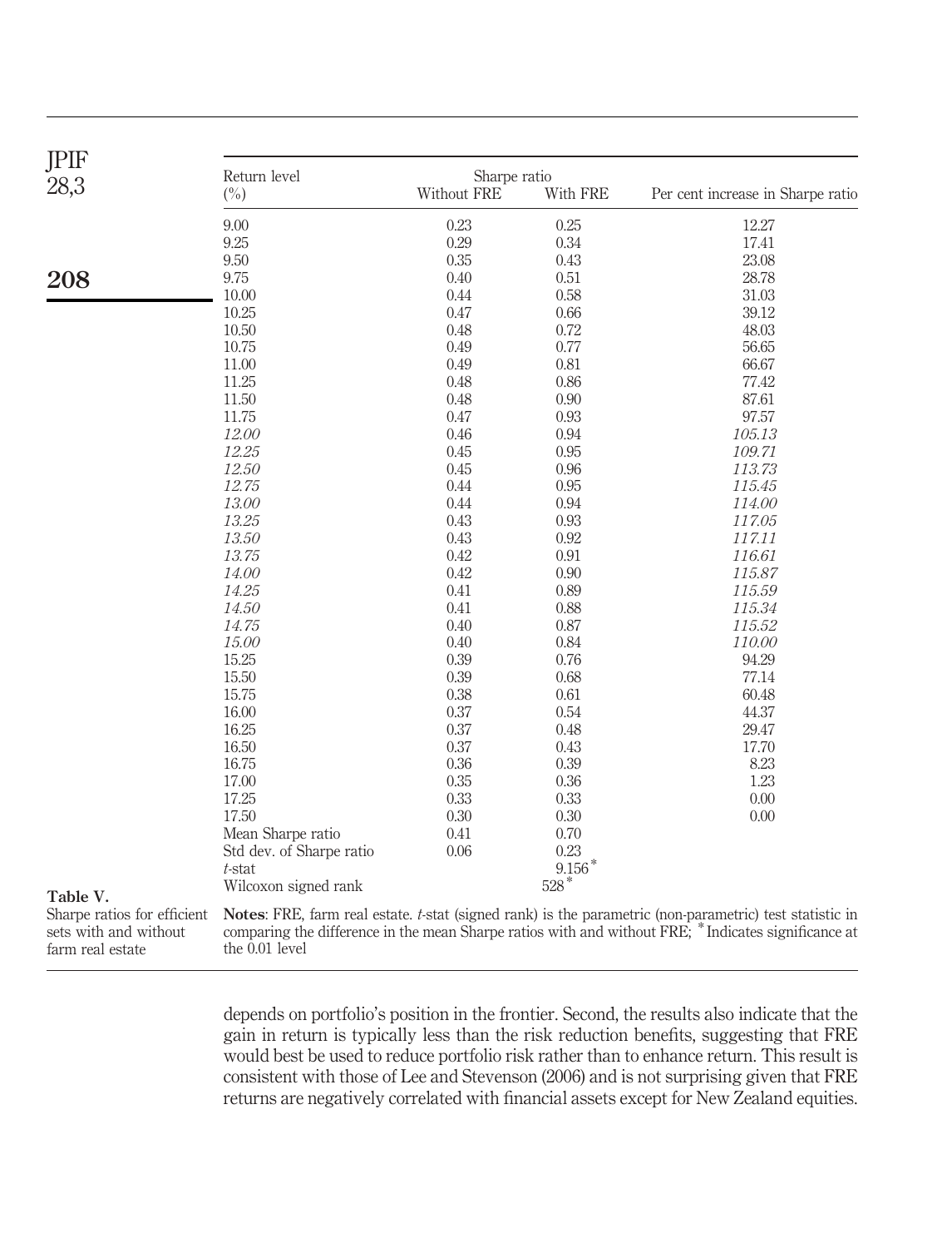**Table V.** Sharpe ratios for efficient sets with and without farm real estate

| Return level (%) | Sharpe ratio Without FRE | Sharpe ratio With FRE | Per cent increase in Sharpe ratio |
|---|---|---|---|
| 9.00 | 0.23 | 0.25 | 12.27 |
| 9.25 | 0.29 | 0.34 | 17.41 |
| 9.50 | 0.35 | 0.43 | 23.08 |
| 9.75 | 0.40 | 0.51 | 28.78 |
| 10.00 | 0.44 | 0.58 | 31.03 |
| 10.25 | 0.47 | 0.66 | 39.12 |
| 10.50 | 0.48 | 0.72 | 48.03 |
| 10.75 | 0.49 | 0.77 | 56.65 |
| 11.00 | 0.49 | 0.81 | 66.67 |
| 11.25 | 0.48 | 0.86 | 77.42 |
| 11.50 | 0.48 | 0.90 | 87.61 |
| 11.75 | 0.47 | 0.93 | 97.57 |
| *12.00* | 0.46 | 0.94 | *105.13* |
| *12.25* | 0.45 | 0.95 | *109.71* |
| *12.50* | 0.45 | 0.96 | *113.73* |
| *12.75* | 0.44 | 0.95 | *115.45* |
| *13.00* | 0.44 | 0.94 | *114.00* |
| *13.25* | 0.43 | 0.93 | *117.05* |
| *13.50* | 0.43 | 0.92 | *117.11* |
| *13.75* | 0.42 | 0.91 | *116.61* |
| *14.00* | 0.42 | 0.90 | *115.87* |
| *14.25* | 0.41 | 0.89 | *115.59* |
| *14.50* | 0.41 | 0.88 | *115.34* |
| *14.75* | 0.40 | 0.87 | *115.52* |
| *15.00* | 0.40 | 0.84 | *110.00* |
| 15.25 | 0.39 | 0.76 | 94.29 |
| 15.50 | 0.39 | 0.68 | 77.14 |
| 15.75 | 0.38 | 0.61 | 60.48 |
| 16.00 | 0.37 | 0.54 | 44.37 |
| 16.25 | 0.37 | 0.48 | 29.47 |
| 16.50 | 0.37 | 0.43 | 17.70 |
| 16.75 | 0.36 | 0.39 | 8.23 |
| 17.00 | 0.35 | 0.36 | 1.23 |
| 17.25 | 0.33 | 0.33 | 0.00 |
| 17.50 | 0.30 | 0.30 | 0.00 |
| Mean Sharpe ratio | 0.41 | 0.70 | |
| Std dev. of Sharpe ratio | 0.06 | 0.23 | |
| *t*-stat | | 9.156* | |
| Wilcoxon signed rank | | 528* | |

**Notes**: FRE, farm real estate. *t*-stat (signed rank) is the parametric (non-parametric) test statistic in comparing the difference in the mean Sharpe ratios with and without FRE; *Indicates significance at the 0.01 level

depends on portfolio's position in the frontier. Second, the results also indicate that the gain in return is typically less than the risk reduction benefits, suggesting that FRE would best be used to reduce portfolio risk rather than to enhance return. This result is consistent with those of Lee and Stevenson (2006) and is not surprising given that FRE returns are negatively correlated with financial assets except for New Zealand equities.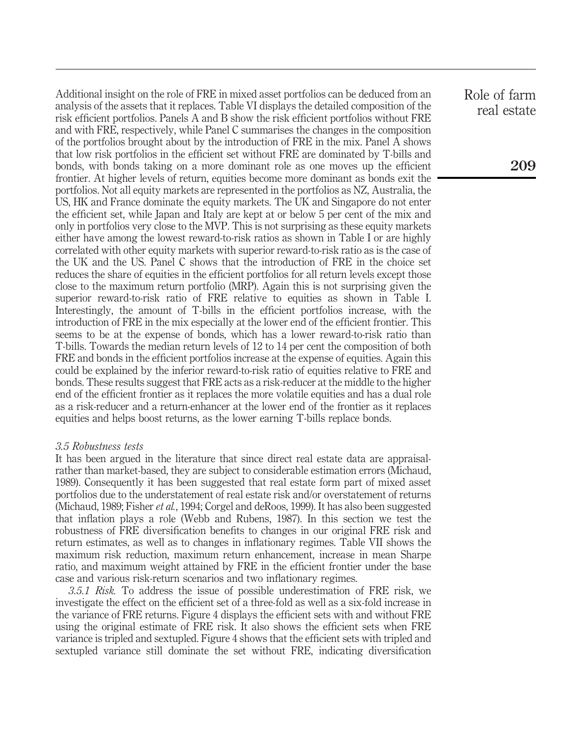Additional insight on the role of FRE in mixed asset portfolios can be deduced from an analysis of the assets that it replaces. Table VI displays the detailed composition of the risk efficient portfolios. Panels A and B show the risk efficient portfolios without FRE and with FRE, respectively, while Panel C summarises the changes in the composition of the portfolios brought about by the introduction of FRE in the mix. Panel A shows that low risk portfolios in the efficient set without FRE are dominated by T-bills and bonds, with bonds taking on a more dominant role as one moves up the efficient frontier. At higher levels of return, equities become more dominant as bonds exit the portfolios. Not all equity markets are represented in the portfolios as NZ, Australia, the US, HK and France dominate the equity markets. The UK and Singapore do not enter the efficient set, while Japan and Italy are kept at or below 5 per cent of the mix and only in portfolios very close to the MVP. This is not surprising as these equity markets either have among the lowest reward-to-risk ratios as shown in Table I or are highly correlated with other equity markets with superior reward-to-risk ratio as is the case of the UK and the US. Panel C shows that the introduction of FRE in the choice set reduces the share of equities in the efficient portfolios for all return levels except those close to the maximum return portfolio (MRP). Again this is not surprising given the superior reward-to-risk ratio of FRE relative to equities as shown in Table I. Interestingly, the amount of T-bills in the efficient portfolios increase, with the introduction of FRE in the mix especially at the lower end of the efficient frontier. This seems to be at the expense of bonds, which has a lower reward-to-risk ratio than T-bills. Towards the median return levels of 12 to 14 per cent the composition of both FRE and bonds in the efficient portfolios increase at the expense of equities. Again this could be explained by the inferior reward-to-risk ratio of equities relative to FRE and bonds. These results suggest that FRE acts as a risk-reducer at the middle to the higher end of the efficient frontier as it replaces the more volatile equities and has a dual role as a risk-reducer and a return-enhancer at the lower end of the frontier as it replaces equities and helps boost returns, as the lower earning T-bills replace bonds.

### *3.5 Robustness tests*

It has been argued in the literature that since direct real estate data are appraisal-rather than market-based, they are subject to considerable estimation errors (Michaud, 1989). Consequently it has been suggested that real estate form part of mixed asset portfolios due to the understatement of real estate risk and/or overstatement of returns (Michaud, 1989; Fisher *et al.*, 1994; Corgel and deRoos, 1999). It has also been suggested that inflation plays a role (Webb and Rubens, 1987). In this section we test the robustness of FRE diversification benefits to changes in our original FRE risk and return estimates, as well as to changes in inflationary regimes. Table VII shows the maximum risk reduction, maximum return enhancement, increase in mean Sharpe ratio, and maximum weight attained by FRE in the efficient frontier under the base case and various risk-return scenarios and two inflationary regimes.

*3.5.1 Risk.* To address the issue of possible underestimation of FRE risk, we investigate the effect on the efficient set of a three-fold as well as a six-fold increase in the variance of FRE returns. Figure 4 displays the efficient sets with and without FRE using the original estimate of FRE risk. It also shows the efficient sets when FRE variance is tripled and sextupled. Figure 4 shows that the efficient sets with tripled and sextupled variance still dominate the set without FRE, indicating diversification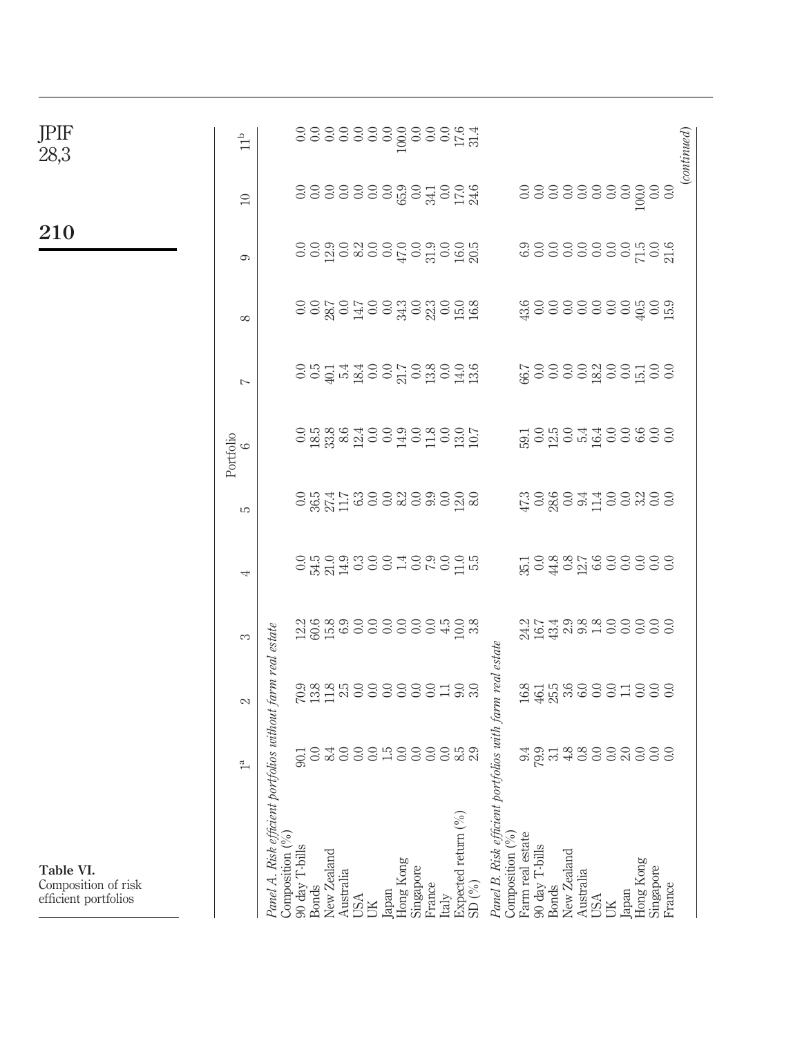**Table VI.** Composition of risk efficient portfolios

| | Portfolio | | | | | | | | | | |
|---|---|---|---|---|---|---|---|---|---|---|---|
| | 1[a] | 2 | 3 | 4 | 5 | 6 | 7 | 8 | 9 | 10 | 11[b] |
| *Panel A. Risk efficient portfolios without farm real estate* | | | | | | | | | | | |
| Composition (%) | | | | | | | | | | | |
| 90 day T-bills | 90.1 | 70.9 | 12.2 | 0.0 | 0.0 | 0.0 | 0.0 | 0.0 | 0.0 | 0.0 | 0.0 |
| Bonds | 0.0 | 13.8 | 60.6 | 54.5 | 36.5 | 18.5 | 0.5 | 0.0 | 0.0 | 0.0 | 0.0 |
| New Zealand | 8.4 | 11.8 | 15.8 | 21.0 | 27.4 | 33.8 | 40.1 | 28.7 | 12.9 | 0.0 | 0.0 |
| Australia | 0.0 | 2.5 | 6.9 | 14.9 | 11.7 | 8.6 | 5.4 | 0.0 | 0.0 | 0.0 | 0.0 |
| USA | 0.0 | 0.0 | 0.0 | 0.3 | 6.3 | 12.4 | 18.4 | 14.7 | 8.2 | 0.0 | 0.0 |
| UK | 0.0 | 0.0 | 0.0 | 0.0 | 0.0 | 0.0 | 0.0 | 0.0 | 0.0 | 0.0 | 0.0 |
| Japan | 1.5 | 0.0 | 0.0 | 0.0 | 0.0 | 0.0 | 0.0 | 0.0 | 0.0 | 0.0 | 0.0 |
| Hong Kong | 0.0 | 0.0 | 0.0 | 1.4 | 8.2 | 14.9 | 21.7 | 34.3 | 47.0 | 65.9 | 100.0 |
| Singapore | 0.0 | 0.0 | 0.0 | 0.0 | 0.0 | 0.0 | 0.0 | 0.0 | 0.0 | 0.0 | 0.0 |
| France | 0.0 | 0.0 | 0.0 | 7.9 | 9.9 | 11.8 | 13.8 | 22.3 | 31.9 | 34.1 | 0.0 |
| Italy | 0.0 | 1.1 | 4.5 | 0.0 | 0.0 | 0.0 | 0.0 | 0.0 | 0.0 | 0.0 | 0.0 |
| Expected return (%) | 8.5 | 9.0 | 10.0 | 11.0 | 12.0 | 13.0 | 14.0 | 15.0 | 16.0 | 17.0 | 17.6 |
| SD (%) | 2.9 | 3.0 | 3.8 | 5.5 | 8.0 | 10.7 | 13.6 | 16.8 | 20.5 | 24.6 | 31.4 |
| *Panel B. Risk efficient portfolios with farm real estate* | | | | | | | | | | | |
| Composition (%) | | | | | | | | | | | |
| Farm real estate | 9.4 | 16.8 | 24.2 | 35.1 | 47.3 | 59.1 | 66.7 | 43.6 | 6.9 | 0.0 | |
| 90 day T-bills | 79.9 | 46.1 | 16.7 | 0.0 | 0.0 | 0.0 | 0.0 | 0.0 | 0.0 | 0.0 | |
| Bonds | 3.1 | 25.5 | 43.4 | 44.8 | 28.6 | 12.5 | 0.0 | 0.0 | 0.0 | 0.0 | |
| New Zealand | 4.8 | 3.6 | 2.9 | 0.8 | 0.0 | 0.0 | 0.0 | 0.0 | 0.0 | 0.0 | |
| Australia | 0.8 | 6.0 | 9.8 | 12.7 | 9.4 | 5.4 | 0.0 | 0.0 | 0.0 | 0.0 | |
| USA | 0.0 | 0.0 | 1.8 | 6.6 | 11.4 | 16.4 | 18.2 | 0.0 | 0.0 | 0.0 | |
| UK | 0.0 | 0.0 | 0.0 | 0.0 | 0.0 | 0.0 | 0.0 | 0.0 | 0.0 | 0.0 | |
| Japan | 2.0 | 1.1 | 0.0 | 0.0 | 0.0 | 0.0 | 0.0 | 0.0 | 0.0 | 0.0 | |
| Hong Kong | 0.0 | 0.0 | 0.0 | 0.0 | 3.2 | 6.6 | 15.1 | 40.5 | 71.5 | 100.0 | |
| Singapore | 0.0 | 0.0 | 0.0 | 0.0 | 0.0 | 0.0 | 0.0 | 0.0 | 0.0 | 0.0 | |
| France | 0.0 | 0.0 | 0.0 | 0.0 | 0.0 | 0.0 | 0.0 | 15.9 | 21.6 | 0.0 | |

*(continued)*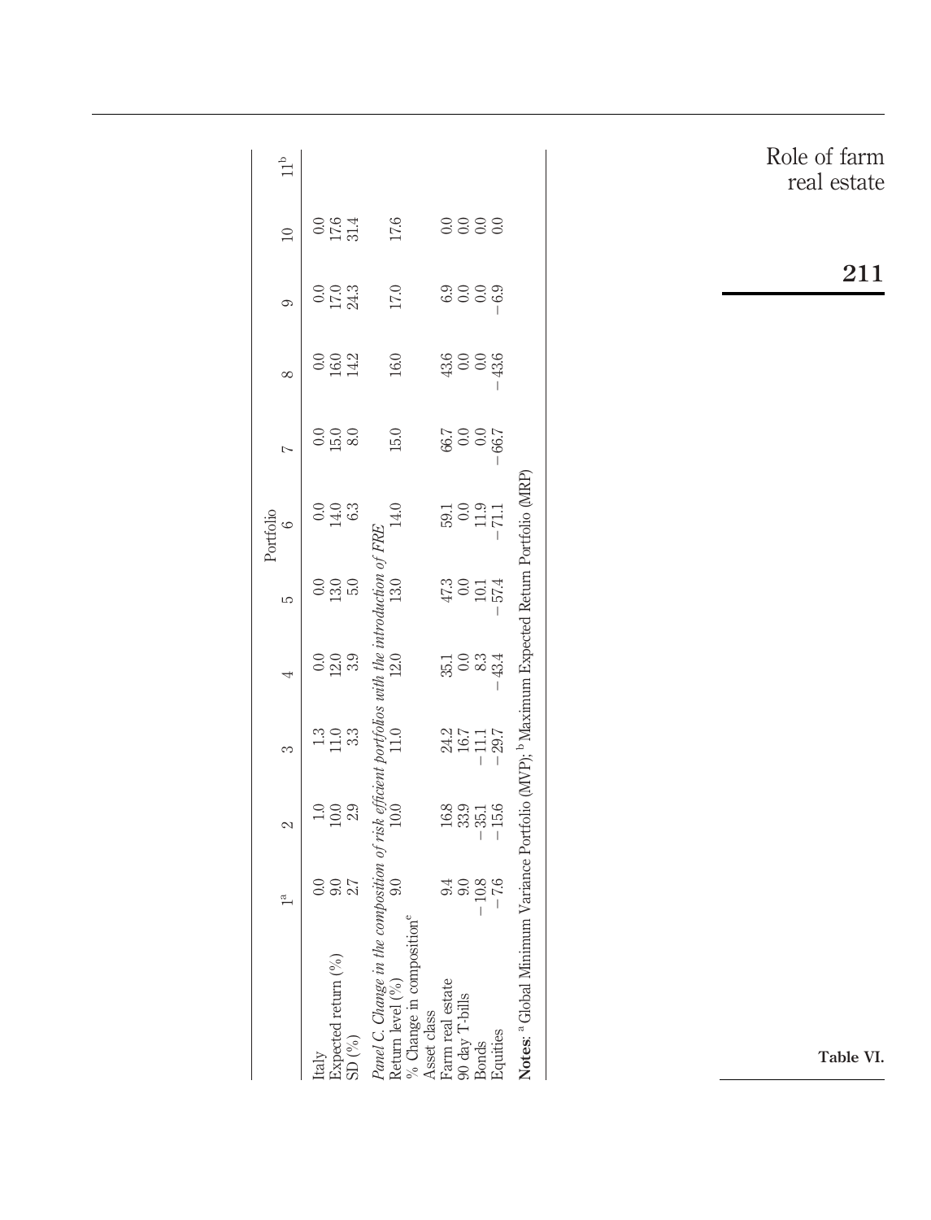| | Portfolio | | | | | | | | | | |
|---|---|---|---|---|---|---|---|---|---|---|---|
| | 1[a] | 2 | 3 | 4 | 5 | 6 | 7 | 8 | 9 | 10 | 11[b] |
| Italy | | | | | | | | | | | |
| Expected return (%) | 0.0 | 1.0 | 1.3 | 0.0 | 0.0 | 0.0 | 0.0 | 0.0 | 0.0 | 0.0 | |
| | 9.0 | 10.0 | 11.0 | 12.0 | 13.0 | 14.0 | 15.0 | 16.0 | 17.0 | 17.6 | |
| SD (%) | 2.7 | 2.9 | 3.3 | 3.9 | 5.0 | 6.3 | 8.0 | 14.2 | 24.3 | 31.4 | |
| *Panel C. Change in the composition of risk efficient portfolios with the introduction of FRE* | | | | | | | | | | | |
| Return level (%) | 9.0 | 10.0 | 11.0 | 12.0 | 13.0 | 14.0 | 15.0 | 16.0 | 17.0 | 17.6 | |
| % Change in composition[c] | | | | | | | | | | | |
| Asset class | | | | | | | | | | | |
| Farm real estate | 9.4 | 16.8 | 24.2 | 35.1 | 47.3 | 59.1 | 66.7 | 43.6 | 6.9 | 0.0 | |
| 90 day T-bills | 9.0 | 33.9 | 16.7 | 0.0 | 0.0 | 0.0 | 0.0 | 0.0 | 0.0 | 0.0 | |
| Bonds | −10.8 | −35.1 | −11.1 | 8.3 | 10.1 | 11.9 | 0.0 | 0.0 | 0.0 | 0.0 | |
| Equities | −7.6 | −15.6 | −29.7 | −43.4 | −57.4 | −71.1 | −66.7 | −43.6 | −6.9 | 0.0 | |

**Notes:** [a] Global Minimum Variance Portfolio (MVP); [b] Maximum Expected Return Portfolio (MRP)

**Table VI.**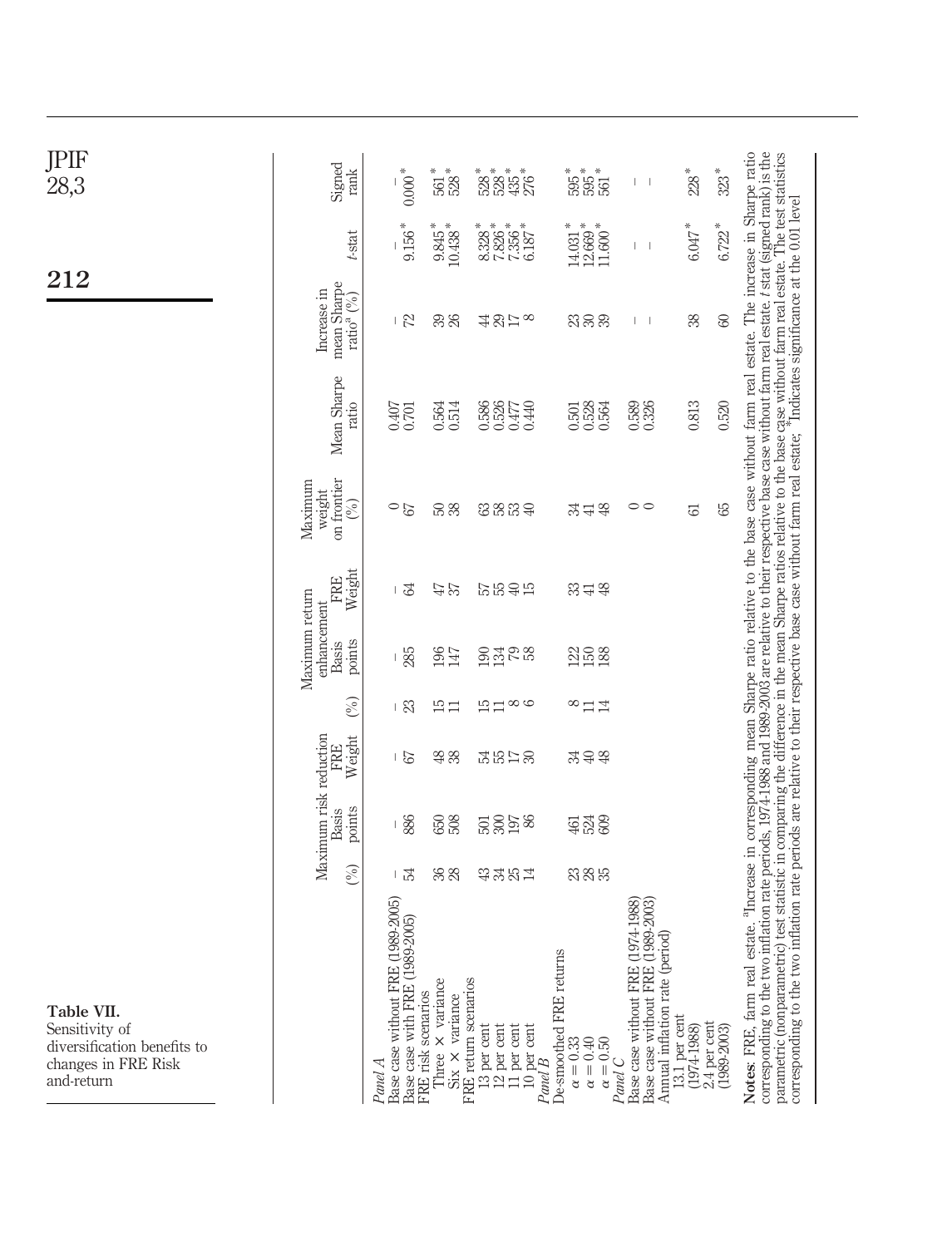**Table VII.** Sensitivity of diversification benefits to changes in FRE Risk and-return

| | Maximum risk reduction | | | Maximum return enhancement | | | Maximum weight on frontier (%) | Mean Sharpe ratio | Increase in mean Sharpe ratio[a] (%) | *t*-stat | Signed rank |
|---|---|---|---|---|---|---|---|---|---|---|---|
| | (%) | Basis points | FRE Weight | (%) | Basis points | FRE Weight | | | | | |
| *Panel A* | | | | | | | | | | | |
| Base case without FRE (1989-2005) | – | – | – | – | – | – | 0 | 0.407 | – | – | – |
| Base case with FRE (1989-2005) | 54 | 886 | 67 | 23 | 285 | 64 | 67 | 0.701 | 72 | 9.156* | 0.000* |
| FRE risk scenarios | | | | | | | | | | | |
| Three × variance | 36 | 650 | 48 | 15 | 196 | 47 | 50 | 0.564 | 39 | 9.845* | 561* |
| Six × variance | 28 | 508 | 38 | 11 | 147 | 37 | 38 | 0.514 | 26 | 10.438* | 528* |
| FRE return scenarios | | | | | | | | | | | |
| 13 per cent | 43 | 501 | 54 | 15 | 190 | 57 | 63 | 0.586 | 44 | 8.328* | 528* |
| 12 per cent | 34 | 300 | 55 | 11 | 134 | 55 | 58 | 0.526 | 29 | 7.826* | 528* |
| 11 per cent | 25 | 197 | 17 | 8 | 79 | 40 | 53 | 0.477 | 17 | 7.356* | 435* |
| 10 per cent | 14 | 86 | 30 | 6 | 58 | 15 | 40 | 0.440 | 8 | 6.187* | 276 |
| *Panel B* | | | | | | | | | | | |
| De-smoothed FRE returns | | | | | | | | | | | |
| $\alpha = 0.33$ | 23 | 461 | 34 | 8 | 122 | 33 | 34 | 0.501 | 23 | 14.031* | 595* |
| $\alpha = 0.40$ | 28 | 524 | 40 | 11 | 150 | 41 | 41 | 0.528 | 30 | 12.669* | 595* |
| $\alpha = 0.50$ | 35 | 609 | 48 | 14 | 188 | 48 | 48 | 0.564 | 39 | 11.600* | 561* |
| *Panel C* | | | | | | | | | | | |
| Base case without FRE (1974-1988) | | | | | | | 0 | 0.589 | – | – | – |
| Base case without FRE (1989-2003) | | | | | | | 0 | 0.326 | – | – | – |
| Annual inflation rate (period) | | | | | | | | | | | |
| 13.1 per cent (1974-1988) | | | | | | | 61 | 0.813 | 38 | 6.047* | 228* |
| 2.4 per cent (1989-2003) | | | | | | | 65 | 0.520 | 60 | 6.722* | 323* |

**Notes**: FRE, farm real estate. [a]Increase in corresponding mean Sharpe ratio relative to the base case without farm real estate. The increase in Sharpe ratio corresponding to the two inflation rate periods, 1974-1988 and 1989-2003 are relative to their respective base case without farm real estate. *t* stat (signed rank) is the parametric (nonparametric) test statistic in comparing the difference in the mean Sharpe ratios relative to the base case without farm real estate. The test statistics corresponding to the two inflation rate periods are relative to their respective base case without farm real estate; *Indicates significance at the 0.01 level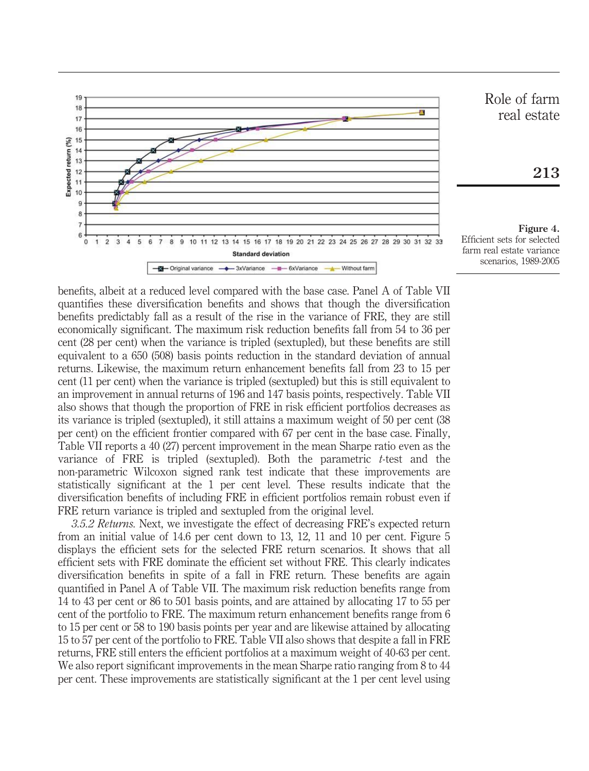Figure 4.
Efficient sets for selected farm real estate variance scenarios, 1989-2005

benefits, albeit at a reduced level compared with the base case. Panel A of Table VII quantifies these diversification benefits and shows that though the diversification benefits predictably fall as a result of the rise in the variance of FRE, they are still economically significant. The maximum risk reduction benefits fall from 54 to 36 per cent (28 per cent) when the variance is tripled (sextupled), but these benefits are still equivalent to a 650 (508) basis points reduction in the standard deviation of annual returns. Likewise, the maximum return enhancement benefits fall from 23 to 15 per cent (11 per cent) when the variance is tripled (sextupled) but this is still equivalent to an improvement in annual returns of 196 and 147 basis points, respectively. Table VII also shows that though the proportion of FRE in risk efficient portfolios decreases as its variance is tripled (sextupled), it still attains a maximum weight of 50 per cent (38 per cent) on the efficient frontier compared with 67 per cent in the base case. Finally, Table VII reports a 40 (27) percent improvement in the mean Sharpe ratio even as the variance of FRE is tripled (sextupled). Both the parametric *t*-test and the non-parametric Wilcoxon signed rank test indicate that these improvements are statistically significant at the 1 per cent level. These results indicate that the diversification benefits of including FRE in efficient portfolios remain robust even if FRE return variance is tripled and sextupled from the original level.

*3.5.2 Returns.* Next, we investigate the effect of decreasing FRE's expected return from an initial value of 14.6 per cent down to 13, 12, 11 and 10 per cent. Figure 5 displays the efficient sets for the selected FRE return scenarios. It shows that all efficient sets with FRE dominate the efficient set without FRE. This clearly indicates diversification benefits in spite of a fall in FRE return. These benefits are again quantified in Panel A of Table VII. The maximum risk reduction benefits range from 14 to 43 per cent or 86 to 501 basis points, and are attained by allocating 17 to 55 per cent of the portfolio to FRE. The maximum return enhancement benefits range from 6 to 15 per cent or 58 to 190 basis points per year and are likewise attained by allocating 15 to 57 per cent of the portfolio to FRE. Table VII also shows that despite a fall in FRE returns, FRE still enters the efficient portfolios at a maximum weight of 40-63 per cent. We also report significant improvements in the mean Sharpe ratio ranging from 8 to 44 per cent. These improvements are statistically significant at the 1 per cent level using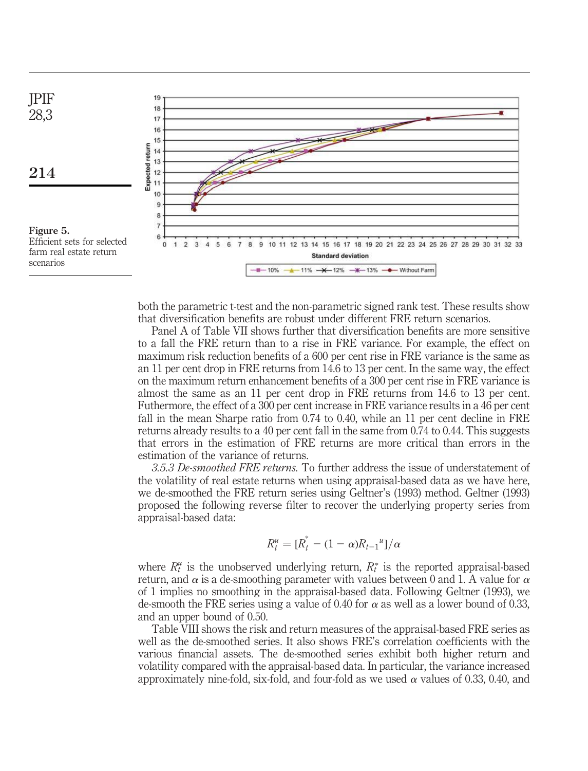Figure 5.
Efficient sets for selected farm real estate return scenarios

both the parametric t-test and the non-parametric signed rank test. These results show that diversification benefits are robust under different FRE return scenarios.

Panel A of Table VII shows further that diversification benefits are more sensitive to a fall the FRE return than to a rise in FRE variance. For example, the effect on maximum risk reduction benefits of a 600 per cent rise in FRE variance is the same as an 11 per cent drop in FRE returns from 14.6 to 13 per cent. In the same way, the effect on the maximum return enhancement benefits of a 300 per cent rise in FRE variance is almost the same as an 11 per cent drop in FRE returns from 14.6 to 13 per cent. Futhermore, the effect of a 300 per cent increase in FRE variance results in a 46 per cent fall in the mean Sharpe ratio from 0.74 to 0.40, while an 11 per cent decline in FRE returns already results to a 40 per cent fall in the same from 0.74 to 0.44. This suggests that errors in the estimation of FRE returns are more critical than errors in the estimation of the variance of returns.

*3.5.3 De-smoothed FRE returns.* To further address the issue of understatement of the volatility of real estate returns when using appraisal-based data as we have here, we de-smoothed the FRE return series using Geltner's (1993) method. Geltner (1993) proposed the following reverse filter to recover the underlying property series from appraisal-based data:

$$R_t^u = [R_t^* - (1 - \alpha)R_{t-1}{}^u]/\alpha$$

where $R_t^u$ is the unobserved underlying return, $R_t^*$ is the reported appraisal-based return, and $\alpha$ is a de-smoothing parameter with values between 0 and 1. A value for $\alpha$ of 1 implies no smoothing in the appraisal-based data. Following Geltner (1993), we de-smooth the FRE series using a value of 0.40 for $\alpha$ as well as a lower bound of 0.33, and an upper bound of 0.50.

Table VIII shows the risk and return measures of the appraisal-based FRE series as well as the de-smoothed series. It also shows FRE's correlation coefficients with the various financial assets. The de-smoothed series exhibit both higher return and volatility compared with the appraisal-based data. In particular, the variance increased approximately nine-fold, six-fold, and four-fold as we used $\alpha$ values of 0.33, 0.40, and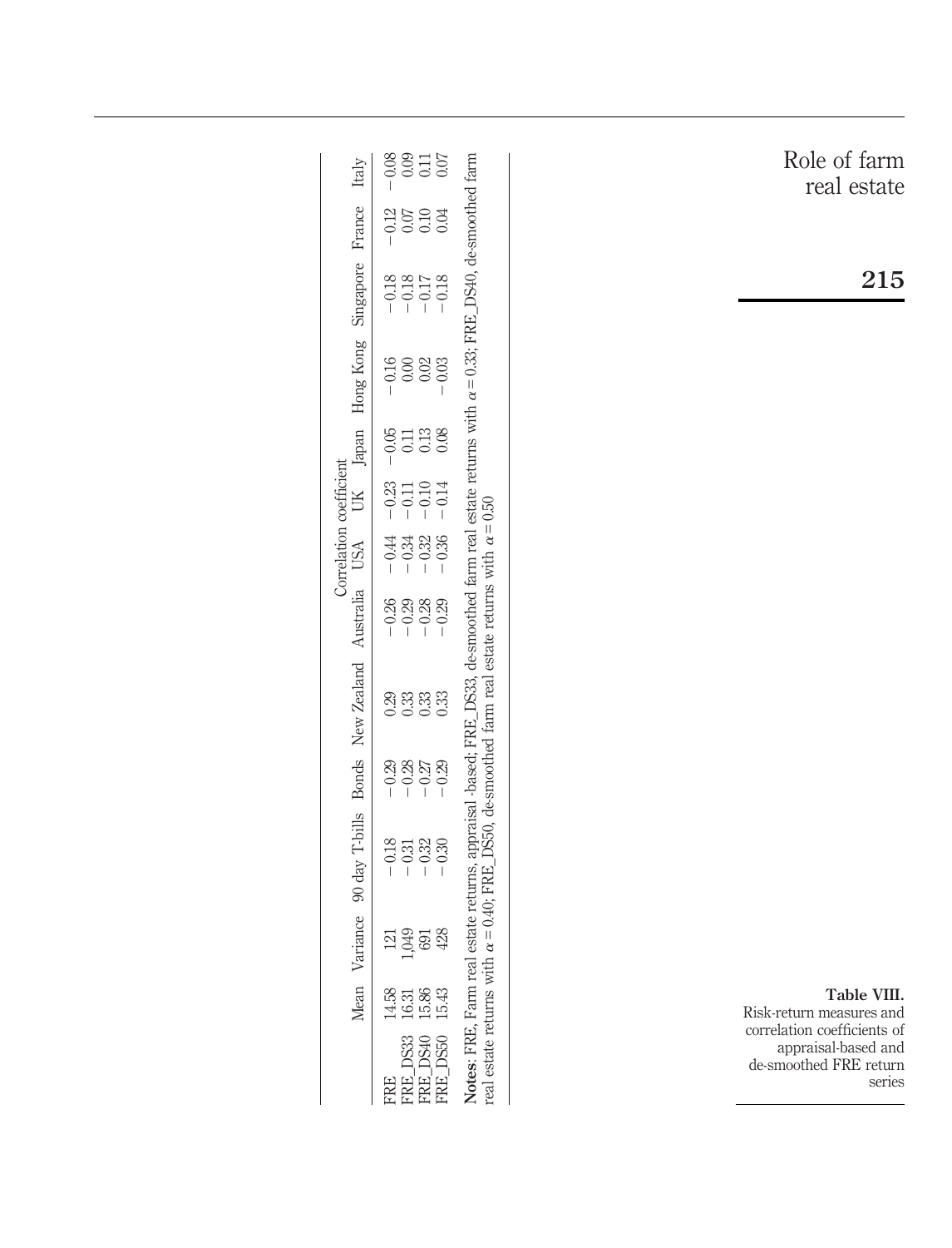**Table VIII.** Risk-return measures and correlation coefficients of appraisal-based and de-smoothed FRE return series

| | Mean | Variance | Correlation coefficient | | | | | | | | | | | |
|---|---|---|---|---|---|---|---|---|---|---|---|---|---|---|
| | | | 90 day T-bills | Bonds | New Zealand | Australia | USA | UK | Japan | Hong Kong | Singapore | France | Italy |
| FRE | 14.58 | 121 | −0.18 | −0.29 | 0.29 | −0.26 | −0.44 | −0.23 | −0.05 | −0.16 | −0.18 | −0.12 | −0.08 |
| FRE_DS33 | 16.31 | 1,049 | −0.31 | −0.28 | 0.33 | −0.29 | −0.34 | −0.11 | 0.11 | 0.00 | −0.18 | 0.07 | 0.09 |
| FRE_DS40 | 15.86 | 691 | −0.32 | −0.27 | 0.33 | −0.28 | −0.32 | −0.10 | 0.13 | 0.02 | −0.17 | 0.10 | 0.11 |
| FRE_DS50 | 15.43 | 428 | −0.30 | −0.29 | 0.33 | −0.29 | −0.36 | −0.14 | 0.08 | −0.03 | −0.18 | 0.04 | 0.07 |

**Notes:** FRE, Farm real estate returns, appraisal -based; FRE_DS33, de-smoothed farm real estate returns with $\alpha = 0.33$; FRE_DS40, de-smoothed farm real estate returns with $\alpha = 0.40$; FRE_DS50, de-smoothed farm real estate returns with $\alpha = 0.50$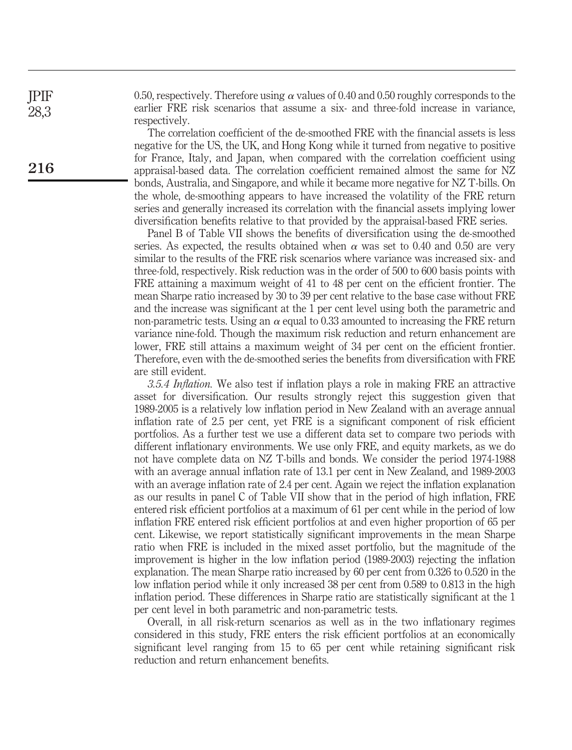0.50, respectively. Therefore using $\alpha$ values of 0.40 and 0.50 roughly corresponds to the earlier FRE risk scenarios that assume a six- and three-fold increase in variance, respectively.

The correlation coefficient of the de-smoothed FRE with the financial assets is less negative for the US, the UK, and Hong Kong while it turned from negative to positive for France, Italy, and Japan, when compared with the correlation coefficient using appraisal-based data. The correlation coefficient remained almost the same for NZ bonds, Australia, and Singapore, and while it became more negative for NZ T-bills. On the whole, de-smoothing appears to have increased the volatility of the FRE return series and generally increased its correlation with the financial assets implying lower diversification benefits relative to that provided by the appraisal-based FRE series.

Panel B of Table VII shows the benefits of diversification using the de-smoothed series. As expected, the results obtained when $\alpha$ was set to 0.40 and 0.50 are very similar to the results of the FRE risk scenarios where variance was increased six- and three-fold, respectively. Risk reduction was in the order of 500 to 600 basis points with FRE attaining a maximum weight of 41 to 48 per cent on the efficient frontier. The mean Sharpe ratio increased by 30 to 39 per cent relative to the base case without FRE and the increase was significant at the 1 per cent level using both the parametric and non-parametric tests. Using an $\alpha$ equal to 0.33 amounted to increasing the FRE return variance nine-fold. Though the maximum risk reduction and return enhancement are lower, FRE still attains a maximum weight of 34 per cent on the efficient frontier. Therefore, even with the de-smoothed series the benefits from diversification with FRE are still evident.

*3.5.4 Inflation.* We also test if inflation plays a role in making FRE an attractive asset for diversification. Our results strongly reject this suggestion given that 1989-2005 is a relatively low inflation period in New Zealand with an average annual inflation rate of 2.5 per cent, yet FRE is a significant component of risk efficient portfolios. As a further test we use a different data set to compare two periods with different inflationary environments. We use only FRE, and equity markets, as we do not have complete data on NZ T-bills and bonds. We consider the period 1974-1988 with an average annual inflation rate of 13.1 per cent in New Zealand, and 1989-2003 with an average inflation rate of 2.4 per cent. Again we reject the inflation explanation as our results in panel C of Table VII show that in the period of high inflation, FRE entered risk efficient portfolios at a maximum of 61 per cent while in the period of low inflation FRE entered risk efficient portfolios at and even higher proportion of 65 per cent. Likewise, we report statistically significant improvements in the mean Sharpe ratio when FRE is included in the mixed asset portfolio, but the magnitude of the improvement is higher in the low inflation period (1989-2003) rejecting the inflation explanation. The mean Sharpe ratio increased by 60 per cent from 0.326 to 0.520 in the low inflation period while it only increased 38 per cent from 0.589 to 0.813 in the high inflation period. These differences in Sharpe ratio are statistically significant at the 1 per cent level in both parametric and non-parametric tests.

Overall, in all risk-return scenarios as well as in the two inflationary regimes considered in this study, FRE enters the risk efficient portfolios at an economically significant level ranging from 15 to 65 per cent while retaining significant risk reduction and return enhancement benefits.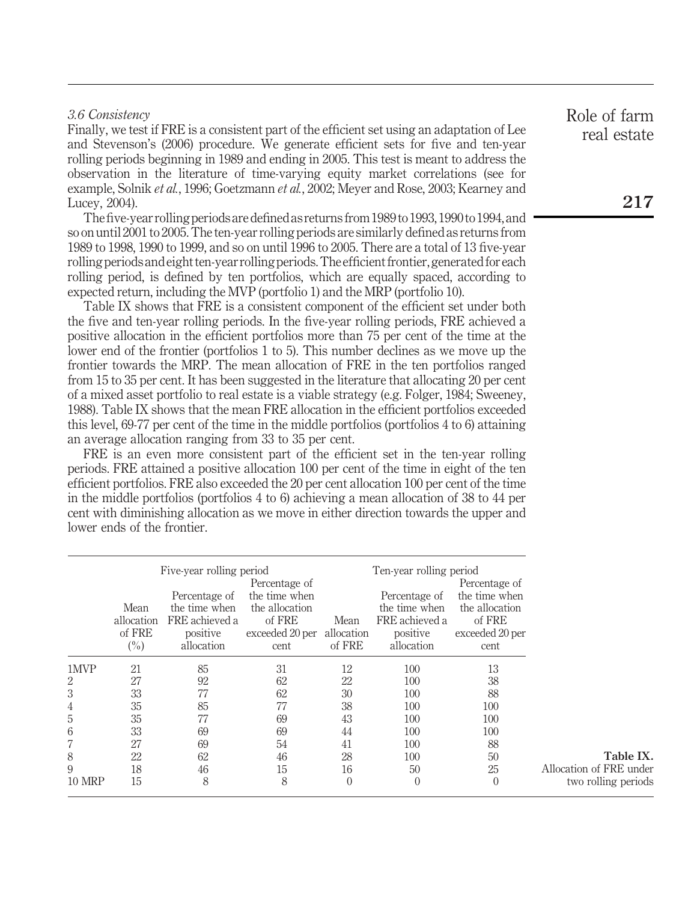### 3.6 Consistency

Finally, we test if FRE is a consistent part of the efficient set using an adaptation of Lee and Stevenson's (2006) procedure. We generate efficient sets for five and ten-year rolling periods beginning in 1989 and ending in 2005. This test is meant to address the observation in the literature of time-varying equity market correlations (see for example, Solnik *et al.*, 1996; Goetzmann *et al.*, 2002; Meyer and Rose, 2003; Kearney and Lucey, 2004).

The five-year rolling periods are defined as returns from 1989 to 1993, 1990 to 1994, and so on until 2001 to 2005. The ten-year rolling periods are similarly defined as returns from 1989 to 1998, 1990 to 1999, and so on until 1996 to 2005. There are a total of 13 five-year rolling periods and eight ten-year rolling periods. The efficient frontier, generated for each rolling period, is defined by ten portfolios, which are equally spaced, according to expected return, including the MVP (portfolio 1) and the MRP (portfolio 10).

Table IX shows that FRE is a consistent component of the efficient set under both the five and ten-year rolling periods. In the five-year rolling periods, FRE achieved a positive allocation in the efficient portfolios more than 75 per cent of the time at the lower end of the frontier (portfolios 1 to 5). This number declines as we move up the frontier towards the MRP. The mean allocation of FRE in the ten portfolios ranged from 15 to 35 per cent. It has been suggested in the literature that allocating 20 per cent of a mixed asset portfolio to real estate is a viable strategy (e.g. Folger, 1984; Sweeney, 1988). Table IX shows that the mean FRE allocation in the efficient portfolios exceeded this level, 69-77 per cent of the time in the middle portfolios (portfolios 4 to 6) attaining an average allocation ranging from 33 to 35 per cent.

FRE is an even more consistent part of the efficient set in the ten-year rolling periods. FRE attained a positive allocation 100 per cent of the time in eight of the ten efficient portfolios. FRE also exceeded the 20 per cent allocation 100 per cent of the time in the middle portfolios (portfolios 4 to 6) achieving a mean allocation of 38 to 44 per cent with diminishing allocation as we move in either direction towards the upper and lower ends of the frontier.

| | Five-year rolling period | | | Ten-year rolling period | | |
|---|---|---|---|---|---|---|
| | Mean allocation of FRE (%) | Percentage of the time when FRE achieved a positive allocation | Percentage of the time when the allocation of FRE exceeded 20 per cent | Mean allocation of FRE | Percentage of the time when FRE achieved a positive allocation | Percentage of the time when the allocation of FRE exceeded 20 per cent |
| 1MVP | 21 | 85 | 31 | 12 | 100 | 13 |
| 2 | 27 | 92 | 62 | 22 | 100 | 38 |
| 3 | 33 | 77 | 62 | 30 | 100 | 88 |
| 4 | 35 | 85 | 77 | 38 | 100 | 100 |
| 5 | 35 | 77 | 69 | 43 | 100 | 100 |
| 6 | 33 | 69 | 69 | 44 | 100 | 100 |
| 7 | 27 | 69 | 54 | 41 | 100 | 88 |
| 8 | 22 | 62 | 46 | 28 | 100 | 50 |
| 9 | 18 | 46 | 15 | 16 | 50 | 25 |
| 10 MRP | 15 | 8 | 8 | 0 | 0 | 0 |

**Table IX.** Allocation of FRE under two rolling periods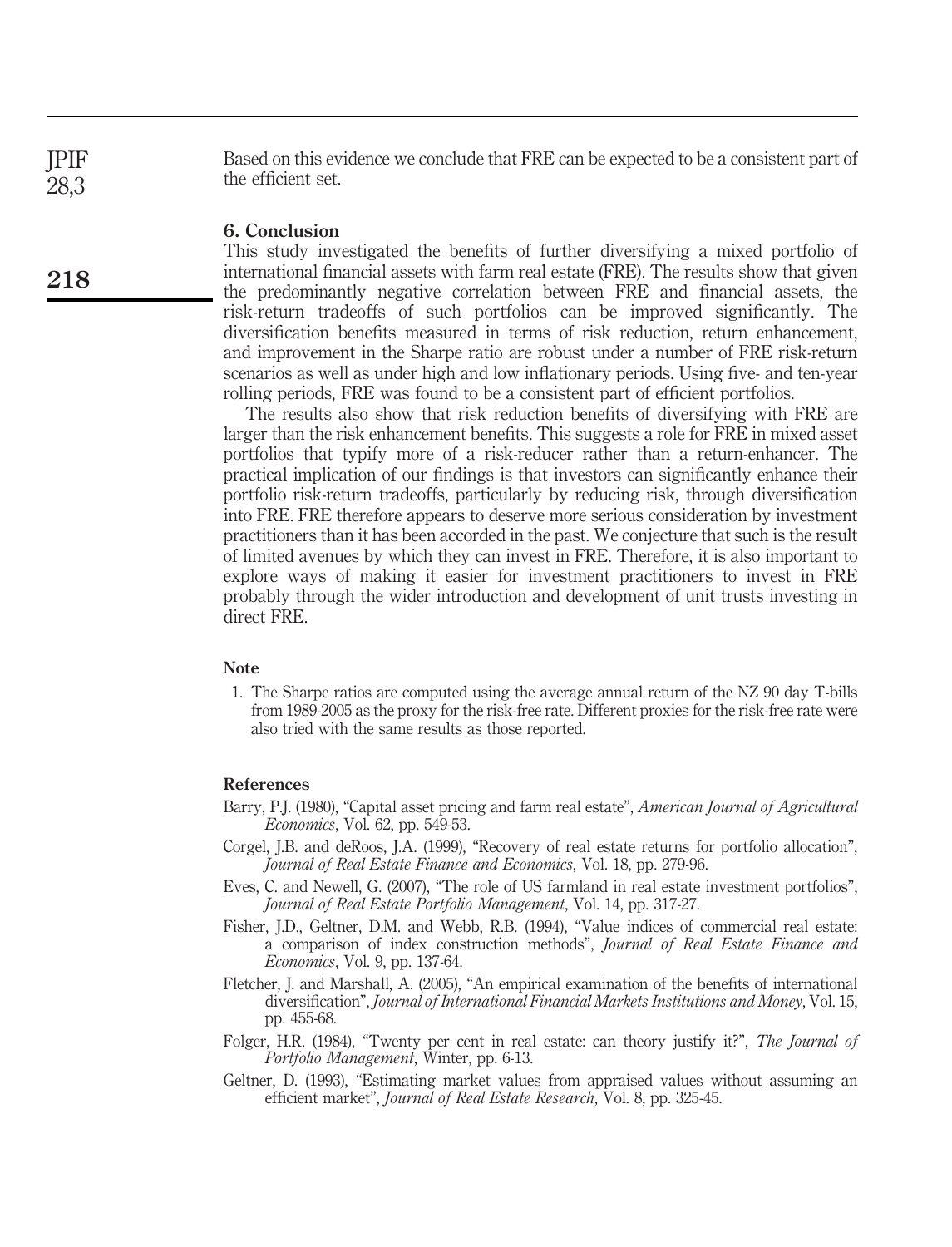Based on this evidence we conclude that FRE can be expected to be a consistent part of the efficient set.

## 6. Conclusion

This study investigated the benefits of further diversifying a mixed portfolio of international financial assets with farm real estate (FRE). The results show that given the predominantly negative correlation between FRE and financial assets, the risk-return tradeoffs of such portfolios can be improved significantly. The diversification benefits measured in terms of risk reduction, return enhancement, and improvement in the Sharpe ratio are robust under a number of FRE risk-return scenarios as well as under high and low inflationary periods. Using five- and ten-year rolling periods, FRE was found to be a consistent part of efficient portfolios.

The results also show that risk reduction benefits of diversifying with FRE are larger than the risk enhancement benefits. This suggests a role for FRE in mixed asset portfolios that typify more of a risk-reducer rather than a return-enhancer. The practical implication of our findings is that investors can significantly enhance their portfolio risk-return tradeoffs, particularly by reducing risk, through diversification into FRE. FRE therefore appears to deserve more serious consideration by investment practitioners than it has been accorded in the past. We conjecture that such is the result of limited avenues by which they can invest in FRE. Therefore, it is also important to explore ways of making it easier for investment practitioners to invest in FRE probably through the wider introduction and development of unit trusts investing in direct FRE.

### Note

1. The Sharpe ratios are computed using the average annual return of the NZ 90 day T-bills from 1989-2005 as the proxy for the risk-free rate. Different proxies for the risk-free rate were also tried with the same results as those reported.

### References

Barry, P.J. (1980), "Capital asset pricing and farm real estate", *American Journal of Agricultural Economics*, Vol. 62, pp. 549-53.

Corgel, J.B. and deRoos, J.A. (1999), "Recovery of real estate returns for portfolio allocation", *Journal of Real Estate Finance and Economics*, Vol. 18, pp. 279-96.

Eves, C. and Newell, G. (2007), "The role of US farmland in real estate investment portfolios", *Journal of Real Estate Portfolio Management*, Vol. 14, pp. 317-27.

Fisher, J.D., Geltner, D.M. and Webb, R.B. (1994), "Value indices of commercial real estate: a comparison of index construction methods", *Journal of Real Estate Finance and Economics*, Vol. 9, pp. 137-64.

Fletcher, J. and Marshall, A. (2005), "An empirical examination of the benefits of international diversification", *Journal of International Financial Markets Institutions and Money*, Vol. 15, pp. 455-68.

Folger, H.R. (1984), "Twenty per cent in real estate: can theory justify it?", *The Journal of Portfolio Management*, Winter, pp. 6-13.

Geltner, D. (1993), "Estimating market values from appraised values without assuming an efficient market", *Journal of Real Estate Research*, Vol. 8, pp. 325-45.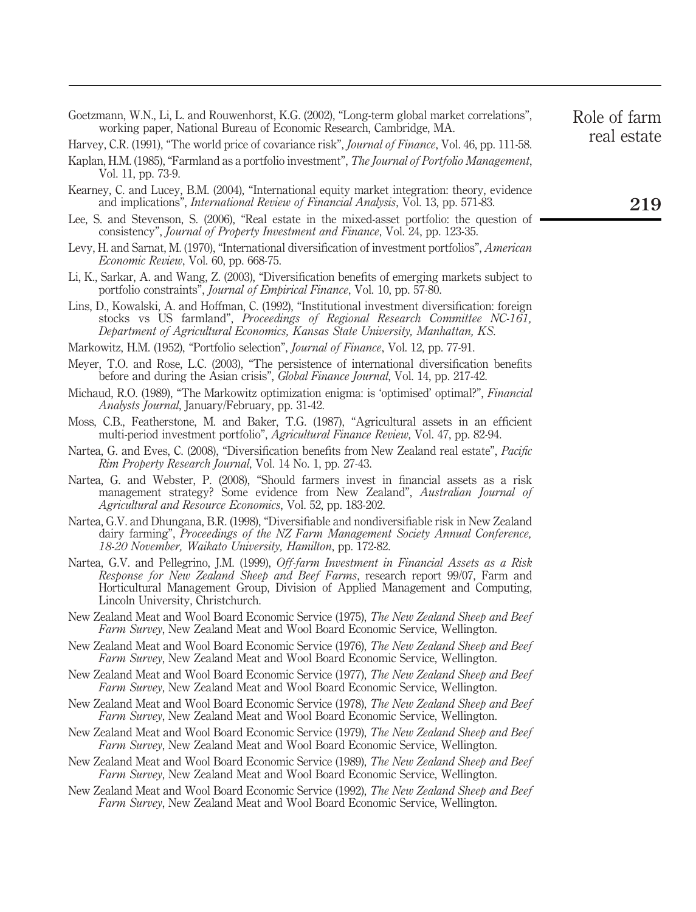Goetzmann, W.N., Li, L. and Rouwenhorst, K.G. (2002), "Long-term global market correlations", working paper, National Bureau of Economic Research, Cambridge, MA.

Harvey, C.R. (1991), "The world price of covariance risk", *Journal of Finance*, Vol. 46, pp. 111-58.

Kaplan, H.M. (1985), "Farmland as a portfolio investment", *The Journal of Portfolio Management*, Vol. 11, pp. 73-9.

Kearney, C. and Lucey, B.M. (2004), "International equity market integration: theory, evidence and implications", *International Review of Financial Analysis*, Vol. 13, pp. 571-83.

Lee, S. and Stevenson, S. (2006), "Real estate in the mixed-asset portfolio: the question of consistency", *Journal of Property Investment and Finance*, Vol. 24, pp. 123-35.

Levy, H. and Sarnat, M. (1970), "International diversification of investment portfolios", *American Economic Review*, Vol. 60, pp. 668-75.

Li, K., Sarkar, A. and Wang, Z. (2003), "Diversification benefits of emerging markets subject to portfolio constraints", *Journal of Empirical Finance*, Vol. 10, pp. 57-80.

Lins, D., Kowalski, A. and Hoffman, C. (1992), "Institutional investment diversification: foreign stocks vs US farmland", *Proceedings of Regional Research Committee NC-161, Department of Agricultural Economics, Kansas State University, Manhattan, KS*.

Markowitz, H.M. (1952), "Portfolio selection", *Journal of Finance*, Vol. 12, pp. 77-91.

Meyer, T.O. and Rose, L.C. (2003), "The persistence of international diversification benefits before and during the Asian crisis", *Global Finance Journal*, Vol. 14, pp. 217-42.

Michaud, R.O. (1989), "The Markowitz optimization enigma: is 'optimised' optimal?", *Financial Analysts Journal*, January/February, pp. 31-42.

Moss, C.B., Featherstone, M. and Baker, T.G. (1987), "Agricultural assets in an efficient multi-period investment portfolio", *Agricultural Finance Review*, Vol. 47, pp. 82-94.

Nartea, G. and Eves, C. (2008), "Diversification benefits from New Zealand real estate", *Pacific Rim Property Research Journal*, Vol. 14 No. 1, pp. 27-43.

Nartea, G. and Webster, P. (2008), "Should farmers invest in financial assets as a risk management strategy? Some evidence from New Zealand", *Australian Journal of Agricultural and Resource Economics*, Vol. 52, pp. 183-202.

Nartea, G.V. and Dhungana, B.R. (1998), "Diversifiable and nondiversifiable risk in New Zealand dairy farming", *Proceedings of the NZ Farm Management Society Annual Conference, 18-20 November, Waikato University, Hamilton*, pp. 172-82.

Nartea, G.V. and Pellegrino, J.M. (1999), *Off-farm Investment in Financial Assets as a Risk Response for New Zealand Sheep and Beef Farms*, research report 99/07, Farm and Horticultural Management Group, Division of Applied Management and Computing, Lincoln University, Christchurch.

New Zealand Meat and Wool Board Economic Service (1975), *The New Zealand Sheep and Beef Farm Survey*, New Zealand Meat and Wool Board Economic Service, Wellington.

New Zealand Meat and Wool Board Economic Service (1976), *The New Zealand Sheep and Beef Farm Survey*, New Zealand Meat and Wool Board Economic Service, Wellington.

New Zealand Meat and Wool Board Economic Service (1977), *The New Zealand Sheep and Beef Farm Survey*, New Zealand Meat and Wool Board Economic Service, Wellington.

New Zealand Meat and Wool Board Economic Service (1978), *The New Zealand Sheep and Beef Farm Survey*, New Zealand Meat and Wool Board Economic Service, Wellington.

New Zealand Meat and Wool Board Economic Service (1979), *The New Zealand Sheep and Beef Farm Survey*, New Zealand Meat and Wool Board Economic Service, Wellington.

New Zealand Meat and Wool Board Economic Service (1989), *The New Zealand Sheep and Beef Farm Survey*, New Zealand Meat and Wool Board Economic Service, Wellington.

New Zealand Meat and Wool Board Economic Service (1992), *The New Zealand Sheep and Beef Farm Survey*, New Zealand Meat and Wool Board Economic Service, Wellington.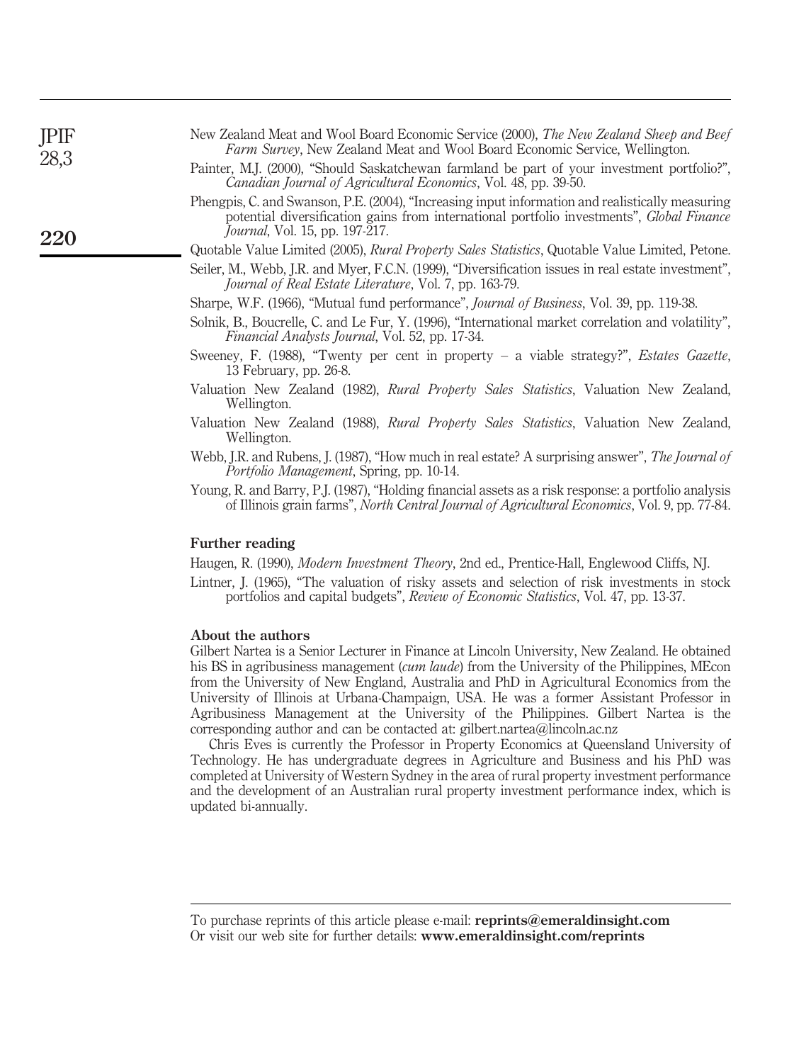New Zealand Meat and Wool Board Economic Service (2000), *The New Zealand Sheep and Beef Farm Survey*, New Zealand Meat and Wool Board Economic Service, Wellington.

Painter, M.J. (2000), "Should Saskatchewan farmland be part of your investment portfolio?", *Canadian Journal of Agricultural Economics*, Vol. 48, pp. 39-50.

Phengpis, C. and Swanson, P.E. (2004), "Increasing input information and realistically measuring potential diversification gains from international portfolio investments", *Global Finance Journal*, Vol. 15, pp. 197-217.

Quotable Value Limited (2005), *Rural Property Sales Statistics*, Quotable Value Limited, Petone.

Seiler, M., Webb, J.R. and Myer, F.C.N. (1999), "Diversification issues in real estate investment", *Journal of Real Estate Literature*, Vol. 7, pp. 163-79.

Sharpe, W.F. (1966), "Mutual fund performance", *Journal of Business*, Vol. 39, pp. 119-38.

Solnik, B., Boucrelle, C. and Le Fur, Y. (1996), "International market correlation and volatility", *Financial Analysts Journal*, Vol. 52, pp. 17-34.

Sweeney, F. (1988), "Twenty per cent in property – a viable strategy?", *Estates Gazette*, 13 February, pp. 26-8.

Valuation New Zealand (1982), *Rural Property Sales Statistics*, Valuation New Zealand, Wellington.

Valuation New Zealand (1988), *Rural Property Sales Statistics*, Valuation New Zealand, Wellington.

Webb, J.R. and Rubens, J. (1987), "How much in real estate? A surprising answer", *The Journal of Portfolio Management*, Spring, pp. 10-14.

Young, R. and Barry, P.J. (1987), "Holding financial assets as a risk response: a portfolio analysis of Illinois grain farms", *North Central Journal of Agricultural Economics*, Vol. 9, pp. 77-84.

## Further reading

Haugen, R. (1990), *Modern Investment Theory*, 2nd ed., Prentice-Hall, Englewood Cliffs, NJ.

Lintner, J. (1965), "The valuation of risky assets and selection of risk investments in stock portfolios and capital budgets", *Review of Economic Statistics*, Vol. 47, pp. 13-37.

## About the authors

Gilbert Nartea is a Senior Lecturer in Finance at Lincoln University, New Zealand. He obtained his BS in agribusiness management (*cum laude*) from the University of the Philippines, MEcon from the University of New England, Australia and PhD in Agricultural Economics from the University of Illinois at Urbana-Champaign, USA. He was a former Assistant Professor in Agribusiness Management at the University of the Philippines. Gilbert Nartea is the corresponding author and can be contacted at: gilbert.nartea@lincoln.ac.nz

Chris Eves is currently the Professor in Property Economics at Queensland University of Technology. He has undergraduate degrees in Agriculture and Business and his PhD was completed at University of Western Sydney in the area of rural property investment performance and the development of an Australian rural property investment performance index, which is updated bi-annually.

To purchase reprints of this article please e-mail: **reprints@emeraldinsight.com**
Or visit our web site for further details: **www.emeraldinsight.com/reprints**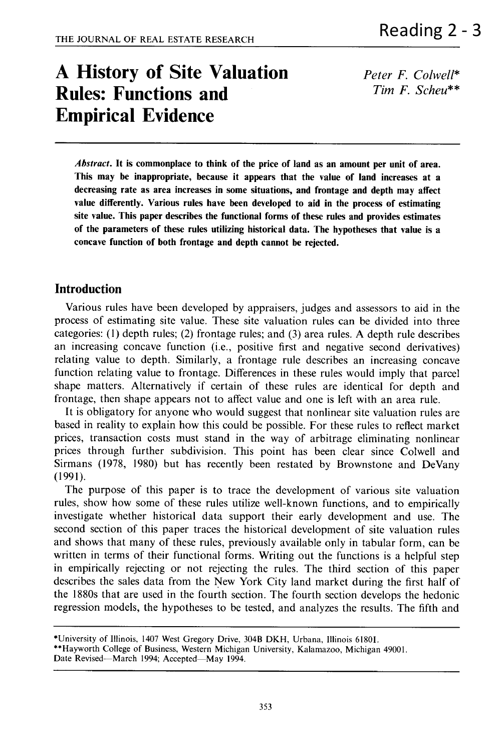# A History of Site Valuation Rules: Functions and Empirical Evidence

*Peter F. Colwell**
*Tim F. Scheu***

*Abstract.* **It is commonplace to think of the price of land as an amount per unit of area. This may be inappropriate, because it appears that the value of land increases at a decreasing rate as area increases in some situations, and frontage and depth may affect value differently. Various rules have been developed to aid in the process of estimating site value. This paper describes the functional forms of these rules and provides estimates of the parameters of these rules utilizing historical data. The hypotheses that value is a concave function of both frontage and depth cannot be rejected.**

## Introduction

Various rules have been developed by appraisers, judges and assessors to aid in the process of estimating site value. These site valuation rules can be divided into three categories: (1) depth rules; (2) frontage rules; and (3) area rules. A depth rule describes an increasing concave function (i.e., positive first and negative second derivatives) relating value to depth. Similarly, a frontage rule describes an increasing concave function relating value to frontage. Differences in these rules would imply that parcel shape matters. Alternatively if certain of these rules are identical for depth and frontage, then shape appears not to affect value and one is left with an area rule.

It is obligatory for anyone who would suggest that nonlinear site valuation rules are based in reality to explain how this could be possible. For these rules to reflect market prices, transaction costs must stand in the way of arbitrage eliminating nonlinear prices through further subdivision. This point has been clear since Colwell and Sirmans (1978, 1980) but has recently been restated by Brownstone and DeVany (1991).

The purpose of this paper is to trace the development of various site valuation rules, show how some of these rules utilize well-known functions, and to empirically investigate whether historical data support their early development and use. The second section of this paper traces the historical development of site valuation rules and shows that many of these rules, previously available only in tabular form, can be written in terms of their functional forms. Writing out the functions is a helpful step in empirically rejecting or not rejecting the rules. The third section of this paper describes the sales data from the New York City land market during the first half of the 1880s that are used in the fourth section. The fourth section develops the hedonic regression models, the hypotheses to be tested, and analyzes the results. The fifth and

---

*University of Illinois, 1407 West Gregory Drive, 304B DKH, Urbana, Illinois 61801.
**Hayworth College of Business, Western Michigan University, Kalamazoo, Michigan 49001.
Date Revised—March 1994; Accepted—May 1994.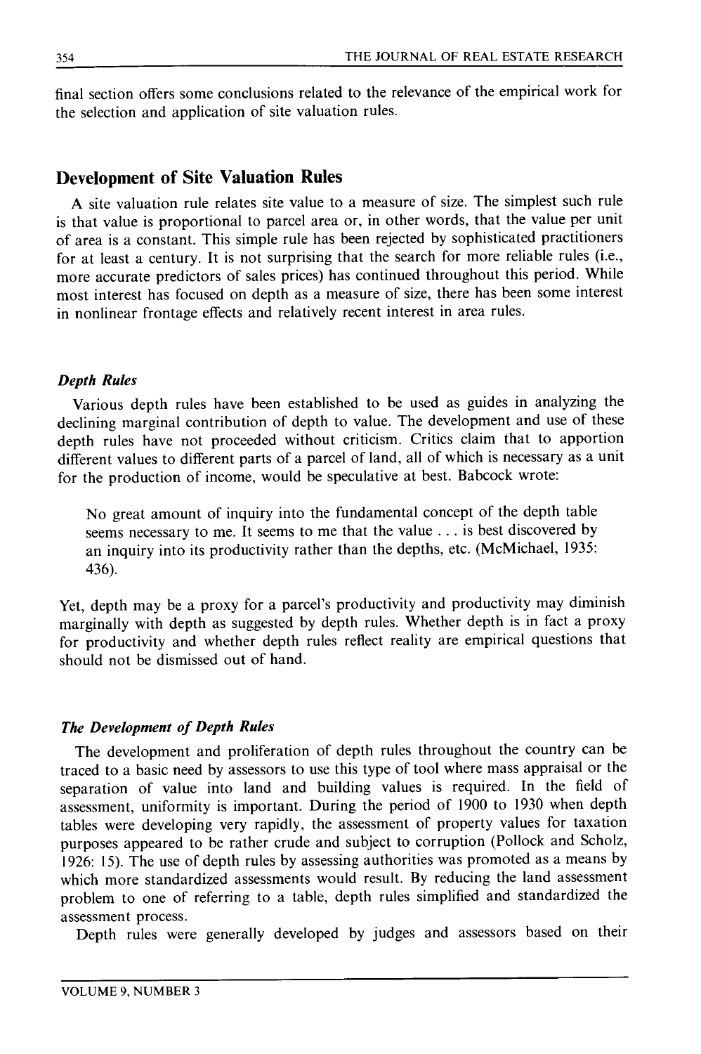final section offers some conclusions related to the relevance of the empirical work for the selection and application of site valuation rules.

## Development of Site Valuation Rules

A site valuation rule relates site value to a measure of size. The simplest such rule is that value is proportional to parcel area or, in other words, that the value per unit of area is a constant. This simple rule has been rejected by sophisticated practitioners for at least a century. It is not surprising that the search for more reliable rules (i.e., more accurate predictors of sales prices) has continued throughout this period. While most interest has focused on depth as a measure of size, there has been some interest in nonlinear frontage effects and relatively recent interest in area rules.

### *Depth Rules*

Various depth rules have been established to be used as guides in analyzing the declining marginal contribution of depth to value. The development and use of these depth rules have not proceeded without criticism. Critics claim that to apportion different values to different parts of a parcel of land, all of which is necessary as a unit for the production of income, would be speculative at best. Babcock wrote:

> No great amount of inquiry into the fundamental concept of the depth table seems necessary to me. It seems to me that the value . . . is best discovered by an inquiry into its productivity rather than the depths, etc. (McMichael, 1935: 436).

Yet, depth may be a proxy for a parcel's productivity and productivity may diminish marginally with depth as suggested by depth rules. Whether depth is in fact a proxy for productivity and whether depth rules reflect reality are empirical questions that should not be dismissed out of hand.

### *The Development of Depth Rules*

The development and proliferation of depth rules throughout the country can be traced to a basic need by assessors to use this type of tool where mass appraisal or the separation of value into land and building values is required. In the field of assessment, uniformity is important. During the period of 1900 to 1930 when depth tables were developing very rapidly, the assessment of property values for taxation purposes appeared to be rather crude and subject to corruption (Pollock and Scholz, 1926: 15). The use of depth rules by assessing authorities was promoted as a means by which more standardized assessments would result. By reducing the land assessment problem to one of referring to a table, depth rules simplified and standardized the assessment process.

Depth rules were generally developed by judges and assessors based on their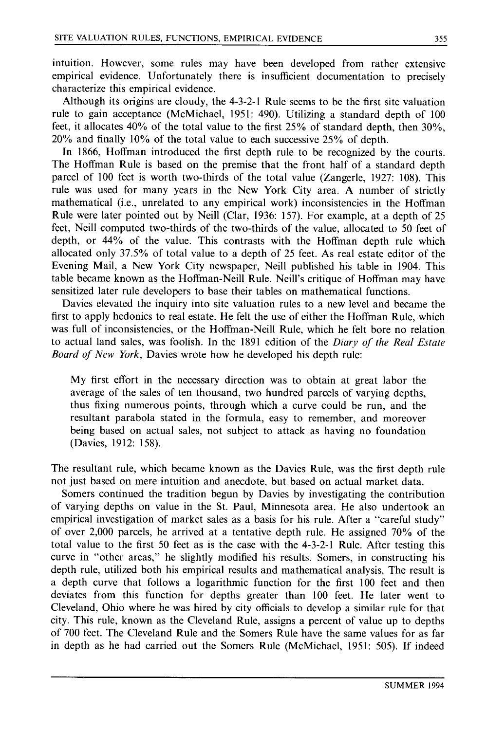intuition. However, some rules may have been developed from rather extensive empirical evidence. Unfortunately there is insufficient documentation to precisely characterize this empirical evidence.

Although its origins are cloudy, the 4-3-2-1 Rule seems to be the first site valuation rule to gain acceptance (McMichael, 1951: 490). Utilizing a standard depth of 100 feet, it allocates 40% of the total value to the first 25% of standard depth, then 30%, 20% and finally 10% of the total value to each successive 25% of depth.

In 1866, Hoffman introduced the first depth rule to be recognized by the courts. The Hoffman Rule is based on the premise that the front half of a standard depth parcel of 100 feet is worth two-thirds of the total value (Zangerle, 1927: 108). This rule was used for many years in the New York City area. A number of strictly mathematical (i.e., unrelated to any empirical work) inconsistencies in the Hoffman Rule were later pointed out by Neill (Clar, 1936: 157). For example, at a depth of 25 feet, Neill computed two-thirds of the two-thirds of the value, allocated to 50 feet of depth, or 44% of the value. This contrasts with the Hoffman depth rule which allocated only 37.5% of total value to a depth of 25 feet. As real estate editor of the Evening Mail, a New York City newspaper, Neill published his table in 1904. This table became known as the Hoffman-Neill Rule. Neill's critique of Hoffman may have sensitized later rule developers to base their tables on mathematical functions.

Davies elevated the inquiry into site valuation rules to a new level and became the first to apply hedonics to real estate. He felt the use of either the Hoffman Rule, which was full of inconsistencies, or the Hoffman-Neill Rule, which he felt bore no relation to actual land sales, was foolish. In the 1891 edition of the *Diary of the Real Estate Board of New York*, Davies wrote how he developed his depth rule:

> My first effort in the necessary direction was to obtain at great labor the average of the sales of ten thousand, two hundred parcels of varying depths, thus fixing numerous points, through which a curve could be run, and the resultant parabola stated in the formula, easy to remember, and moreover being based on actual sales, not subject to attack as having no foundation (Davies, 1912: 158).

The resultant rule, which became known as the Davies Rule, was the first depth rule not just based on mere intuition and anecdote, but based on actual market data.

Somers continued the tradition begun by Davies by investigating the contribution of varying depths on value in the St. Paul, Minnesota area. He also undertook an empirical investigation of market sales as a basis for his rule. After a "careful study" of over 2,000 parcels, he arrived at a tentative depth rule. He assigned 70% of the total value to the first 50 feet as is the case with the 4-3-2-1 Rule. After testing this curve in "other areas," he slightly modified his results. Somers, in constructing his depth rule, utilized both his empirical results and mathematical analysis. The result is a depth curve that follows a logarithmic function for the first 100 feet and then deviates from this function for depths greater than 100 feet. He later went to Cleveland, Ohio where he was hired by city officials to develop a similar rule for that city. This rule, known as the Cleveland Rule, assigns a percent of value up to depths of 700 feet. The Cleveland Rule and the Somers Rule have the same values for as far in depth as he had carried out the Somers Rule (McMichael, 1951: 505). If indeed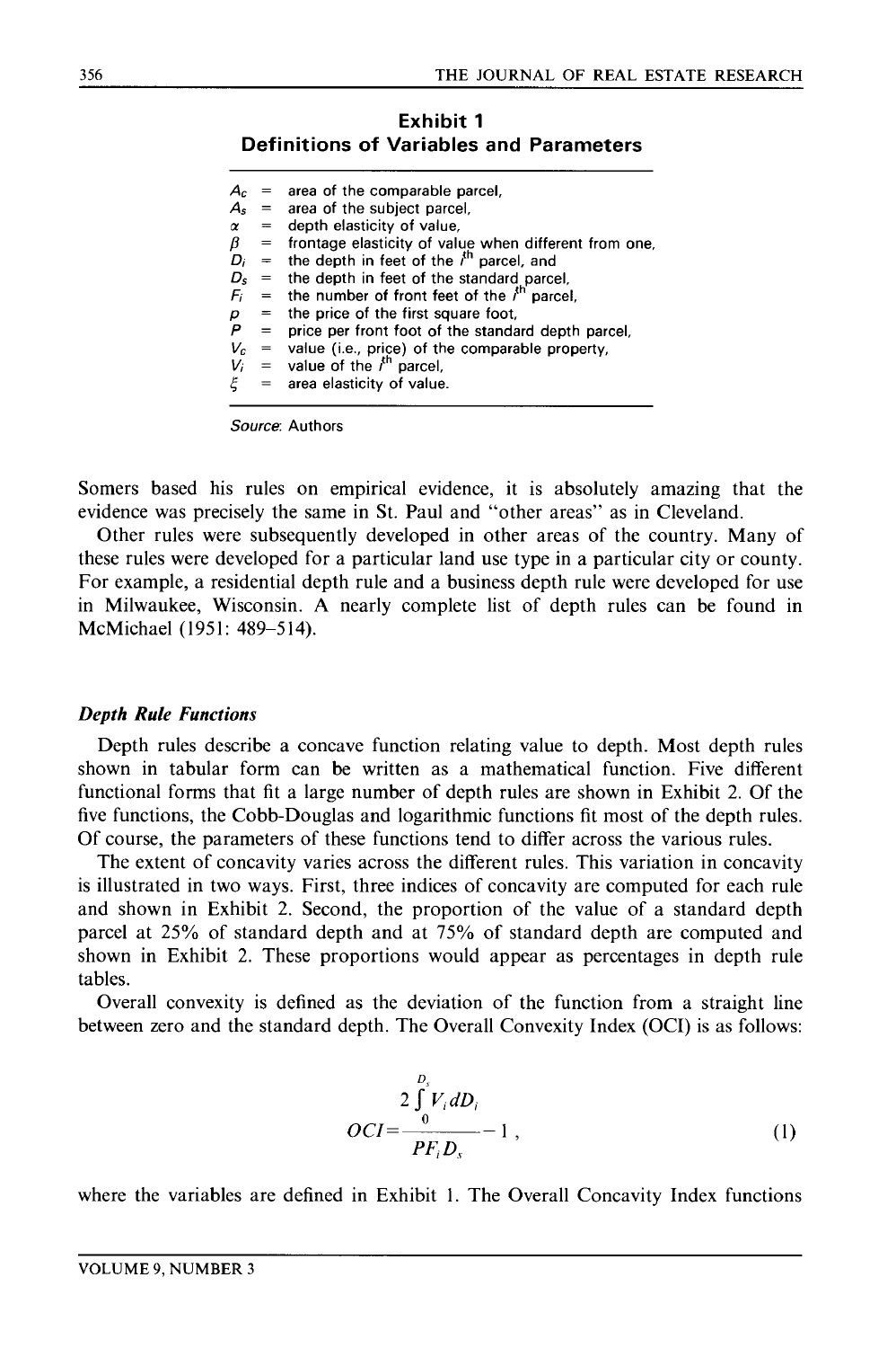**Exhibit 1**
**Definitions of Variables and Parameters**

| | | |
|---|---|---|
| $A_c$ | = | area of the comparable parcel, |
| $A_s$ | = | area of the subject parcel, |
| $\alpha$ | = | depth elasticity of value, |
| $\beta$ | = | frontage elasticity of value when different from one, |
| $D_i$ | = | the depth in feet of the $i^{th}$ parcel, and |
| $D_s$ | = | the depth in feet of the standard parcel, |
| $F_i$ | = | the number of front feet of the $i^{th}$ parcel, |
| $p$ | = | the price of the first square foot, |
| $P$ | = | price per front foot of the standard depth parcel, |
| $V_c$ | = | value (i.e., price) of the comparable property, |
| $V_i$ | = | value of the $i^{th}$ parcel, |
| $\xi$ | = | area elasticity of value. |

*Source*: Authors

Somers based his rules on empirical evidence, it is absolutely amazing that the evidence was precisely the same in St. Paul and "other areas" as in Cleveland.

Other rules were subsequently developed in other areas of the country. Many of these rules were developed for a particular land use type in a particular city or county. For example, a residential depth rule and a business depth rule were developed for use in Milwaukee, Wisconsin. A nearly complete list of depth rules can be found in McMichael (1951: 489–514).

### *Depth Rule Functions*

Depth rules describe a concave function relating value to depth. Most depth rules shown in tabular form can be written as a mathematical function. Five different functional forms that fit a large number of depth rules are shown in Exhibit 2. Of the five functions, the Cobb-Douglas and logarithmic functions fit most of the depth rules. Of course, the parameters of these functions tend to differ across the various rules.

The extent of concavity varies across the different rules. This variation in concavity is illustrated in two ways. First, three indices of concavity are computed for each rule and shown in Exhibit 2. Second, the proportion of the value of a standard depth parcel at 25% of standard depth and at 75% of standard depth are computed and shown in Exhibit 2. These proportions would appear as percentages in depth rule tables.

Overall convexity is defined as the deviation of the function from a straight line between zero and the standard depth. The Overall Convexity Index (OCI) is as follows:

$$OCI = \frac{2\int_{0}^{D_s} V_i dD_i}{PF_i D_s} - 1 \,, \tag{1}$$

where the variables are defined in Exhibit 1. The Overall Concavity Index functions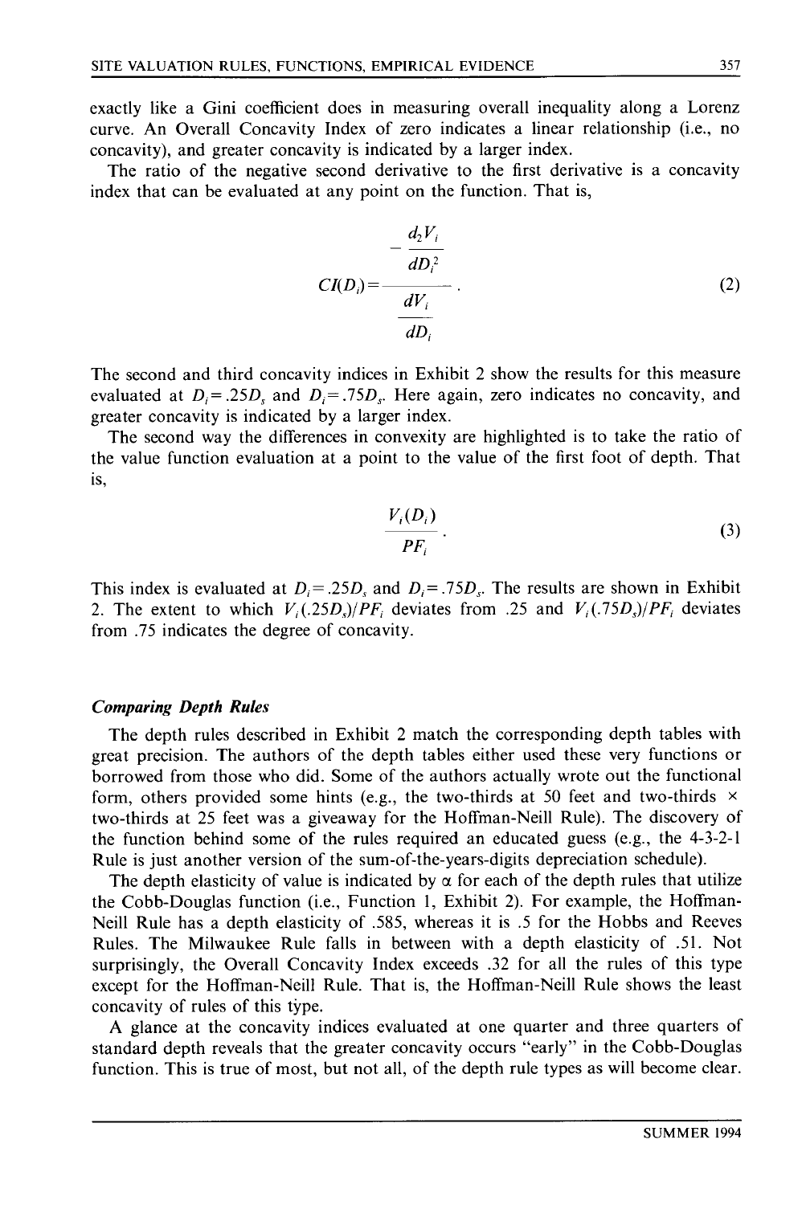exactly like a Gini coefficient does in measuring overall inequality along a Lorenz curve. An Overall Concavity Index of zero indicates a linear relationship (i.e., no concavity), and greater concavity is indicated by a larger index.

The ratio of the negative second derivative to the first derivative is a concavity index that can be evaluated at any point on the function. That is,

$$CI(D_i) = \frac{-\dfrac{d_2 V_i}{dD_i^2}}{\dfrac{dV_i}{dD_i}}. \tag{2}$$

The second and third concavity indices in Exhibit 2 show the results for this measure evaluated at $D_i = .25D_s$ and $D_i = .75D_s$. Here again, zero indicates no concavity, and greater concavity is indicated by a larger index.

The second way the differences in convexity are highlighted is to take the ratio of the value function evaluation at a point to the value of the first foot of depth. That is,

$$\frac{V_i(D_i)}{PF_i}. \tag{3}$$

This index is evaluated at $D_i = .25D_s$ and $D_i = .75D_s$. The results are shown in Exhibit 2. The extent to which $V_i(.25D_s)/PF_i$ deviates from .25 and $V_i(.75D_s)/PF_i$ deviates from .75 indicates the degree of concavity.

### *Comparing Depth Rules*

The depth rules described in Exhibit 2 match the corresponding depth tables with great precision. The authors of the depth tables either used these very functions or borrowed from those who did. Some of the authors actually wrote out the functional form, others provided some hints (e.g., the two-thirds at 50 feet and two-thirds × two-thirds at 25 feet was a giveaway for the Hoffman-Neill Rule). The discovery of the function behind some of the rules required an educated guess (e.g., the 4-3-2-1 Rule is just another version of the sum-of-the-years-digits depreciation schedule).

The depth elasticity of value is indicated by $\alpha$ for each of the depth rules that utilize the Cobb-Douglas function (i.e., Function 1, Exhibit 2). For example, the Hoffman-Neill Rule has a depth elasticity of .585, whereas it is .5 for the Hobbs and Reeves Rules. The Milwaukee Rule falls in between with a depth elasticity of .51. Not surprisingly, the Overall Concavity Index exceeds .32 for all the rules of this type except for the Hoffman-Neill Rule. That is, the Hoffman-Neill Rule shows the least concavity of rules of this type.

A glance at the concavity indices evaluated at one quarter and three quarters of standard depth reveals that the greater concavity occurs "early" in the Cobb-Douglas function. This is true of most, but not all, of the depth rule types as will become clear.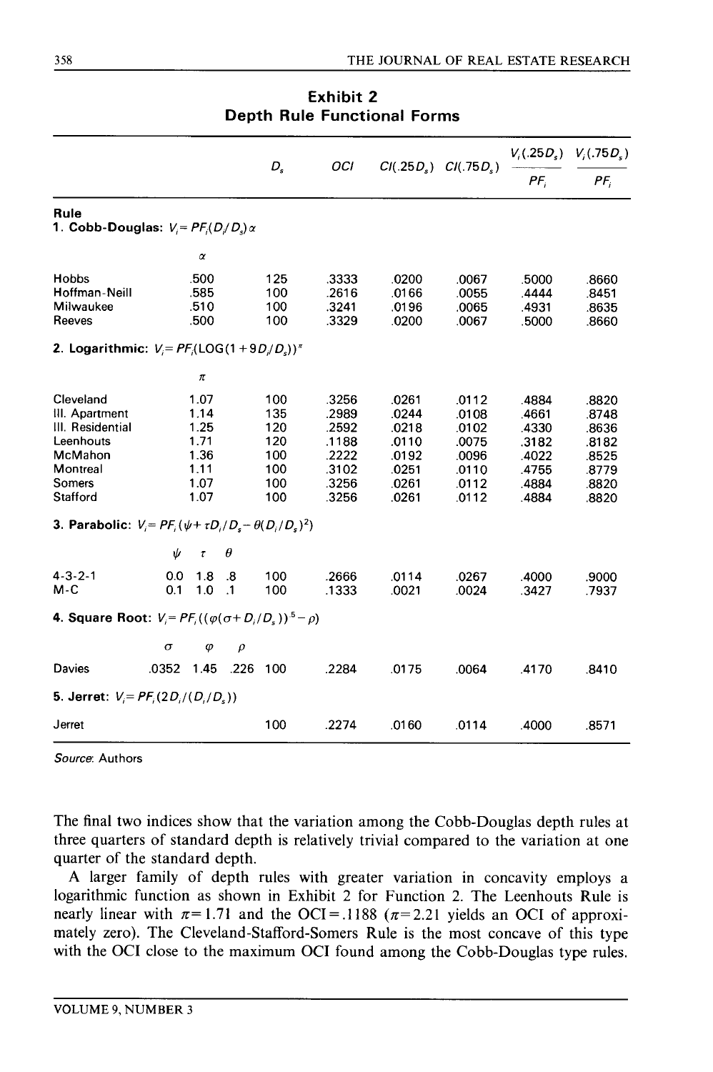## Exhibit 2
## Depth Rule Functional Forms

| | | $D_s$ | $OCI$ | $CI(.25D_s)$ | $CI(.75D_s)$ | $\frac{V_i(.25D_s)}{PF_i}$ | $\frac{V_i(.75D_s)}{PF_i}$ |
|---|---|---|---|---|---|---|---|
| **Rule** | | | | | | | |
| **1. Cobb-Douglas:** $V_i = PF_i(D_i/D_s)\alpha$ | | | | | | | |
| | $\alpha$ | | | | | | |
| Hobbs | .500 | 125 | .3333 | .0200 | .0067 | .5000 | .8660 |
| Hoffman-Neill | .585 | 100 | .2616 | .0166 | .0055 | .4444 | .8451 |
| Milwaukee | .510 | 100 | .3241 | .0196 | .0065 | .4931 | .8635 |
| Reeves | .500 | 100 | .3329 | .0200 | .0067 | .5000 | .8660 |
| **2. Logarithmic:** $V_i = PF_i(\text{LOG}(1+9D_i/D_s))^{\pi}$ | | | | | | | |
| | $\pi$ | | | | | | |
| Cleveland | 1.07 | 100 | .3256 | .0261 | .0112 | .4884 | .8820 |
| Ill. Apartment | 1.14 | 135 | .2989 | .0244 | .0108 | .4661 | .8748 |
| Ill. Residential | 1.25 | 120 | .2592 | .0218 | .0102 | .4330 | .8636 |
| Leenhouts | 1.71 | 120 | .1188 | .0110 | .0075 | .3182 | .8182 |
| McMahon | 1.36 | 100 | .2222 | .0192 | .0096 | .4022 | .8525 |
| Montreal | 1.11 | 100 | .3102 | .0251 | .0110 | .4755 | .8779 |
| Somers | 1.07 | 100 | .3256 | .0261 | .0112 | .4884 | .8820 |
| Stafford | 1.07 | 100 | .3256 | .0261 | .0112 | .4884 | .8820 |
| **3. Parabolic:** $V_i = PF_i(\psi + \tau D_i/D_s - \theta(D_i/D_s)^2)$ | | | | | | | |
| | $\psi$ $\tau$ $\theta$ | | | | | | |
| 4-3-2-1 | 0.0 1.8 .8 | 100 | .2666 | .0114 | .0267 | .4000 | .9000 |
| M-C | 0.1 1.0 .1 | 100 | .1333 | .0021 | .0024 | .3427 | .7937 |
| **4. Square Root:** $V_i = PF_i((\varphi(\sigma + D_i/D_s))^{.5} - \rho)$ | | | | | | | |
| | $\sigma$ $\varphi$ $\rho$ | | | | | | |
| Davies | .0352 1.45 .226 | 100 | .2284 | .0175 | .0064 | .4170 | .8410 |
| **5. Jerret:** $V_i = PF_i(2D_i/(D_i/D_s))$ | | | | | | | |
| Jerret | | 100 | .2274 | .0160 | .0114 | .4000 | .8571 |

*Source*: Authors

The final two indices show that the variation among the Cobb-Douglas depth rules at three quarters of standard depth is relatively trivial compared to the variation at one quarter of the standard depth.

A larger family of depth rules with greater variation in concavity employs a logarithmic function as shown in Exhibit 2 for Function 2. The Leenhouts Rule is nearly linear with $\pi = 1.71$ and the OCI$=.1188$ ($\pi = 2.21$ yields an OCI of approximately zero). The Cleveland-Stafford-Somers Rule is the most concave of this type with the OCI close to the maximum OCI found among the Cobb-Douglas type rules.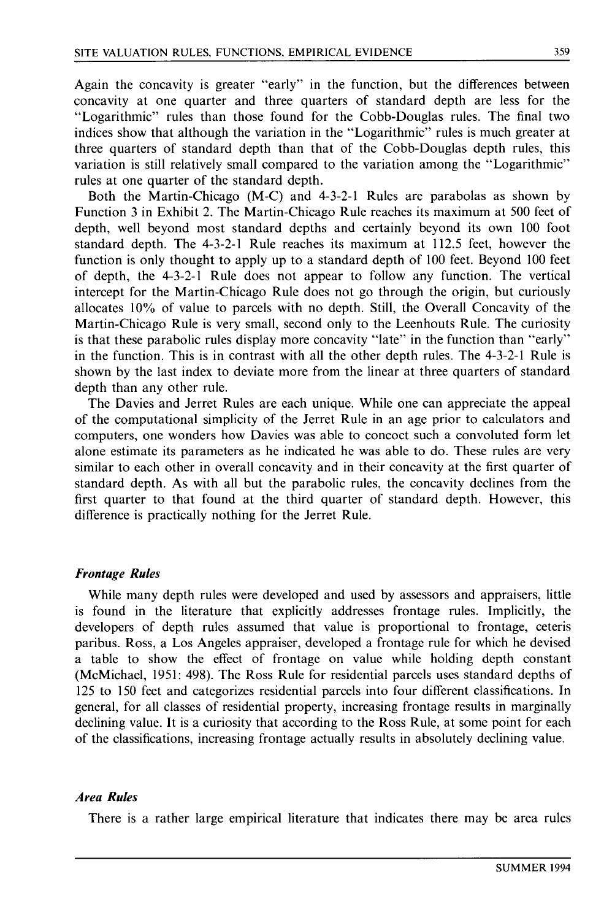Again the concavity is greater "early" in the function, but the differences between concavity at one quarter and three quarters of standard depth are less for the "Logarithmic" rules than those found for the Cobb-Douglas rules. The final two indices show that although the variation in the "Logarithmic" rules is much greater at three quarters of standard depth than that of the Cobb-Douglas depth rules, this variation is still relatively small compared to the variation among the "Logarithmic" rules at one quarter of the standard depth.

Both the Martin-Chicago (M-C) and 4-3-2-1 Rules are parabolas as shown by Function 3 in Exhibit 2. The Martin-Chicago Rule reaches its maximum at 500 feet of depth, well beyond most standard depths and certainly beyond its own 100 foot standard depth. The 4-3-2-1 Rule reaches its maximum at 112.5 feet, however the function is only thought to apply up to a standard depth of 100 feet. Beyond 100 feet of depth, the 4-3-2-1 Rule does not appear to follow any function. The vertical intercept for the Martin-Chicago Rule does not go through the origin, but curiously allocates 10% of value to parcels with no depth. Still, the Overall Concavity of the Martin-Chicago Rule is very small, second only to the Leenhouts Rule. The curiosity is that these parabolic rules display more concavity "late" in the function than "early" in the function. This is in contrast with all the other depth rules. The 4-3-2-1 Rule is shown by the last index to deviate more from the linear at three quarters of standard depth than any other rule.

The Davies and Jerret Rules are each unique. While one can appreciate the appeal of the computational simplicity of the Jerret Rule in an age prior to calculators and computers, one wonders how Davies was able to concoct such a convoluted form let alone estimate its parameters as he indicated he was able to do. These rules are very similar to each other in overall concavity and in their concavity at the first quarter of standard depth. As with all but the parabolic rules, the concavity declines from the first quarter to that found at the third quarter of standard depth. However, this difference is practically nothing for the Jerret Rule.

### *Frontage Rules*

While many depth rules were developed and used by assessors and appraisers, little is found in the literature that explicitly addresses frontage rules. Implicitly, the developers of depth rules assumed that value is proportional to frontage, ceteris paribus. Ross, a Los Angeles appraiser, developed a frontage rule for which he devised a table to show the effect of frontage on value while holding depth constant (McMichael, 1951: 498). The Ross Rule for residential parcels uses standard depths of 125 to 150 feet and categorizes residential parcels into four different classifications. In general, for all classes of residential property, increasing frontage results in marginally declining value. It is a curiosity that according to the Ross Rule, at some point for each of the classifications, increasing frontage actually results in absolutely declining value.

### *Area Rules*

There is a rather large empirical literature that indicates there may be area rules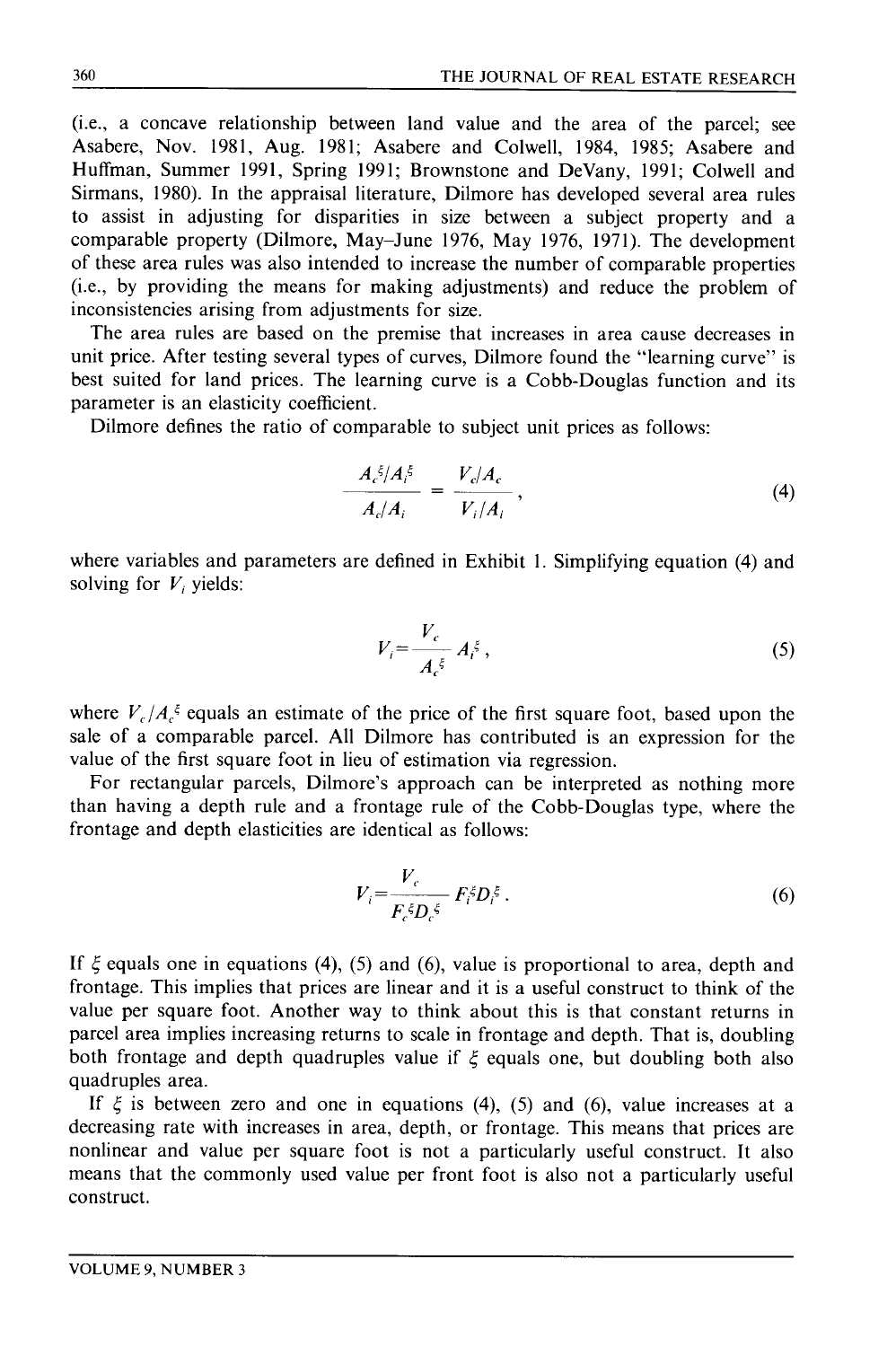(i.e., a concave relationship between land value and the area of the parcel; see Asabere, Nov. 1981, Aug. 1981; Asabere and Colwell, 1984, 1985; Asabere and Huffman, Summer 1991, Spring 1991; Brownstone and DeVany, 1991; Colwell and Sirmans, 1980). In the appraisal literature, Dilmore has developed several area rules to assist in adjusting for disparities in size between a subject property and a comparable property (Dilmore, May–June 1976, May 1976, 1971). The development of these area rules was also intended to increase the number of comparable properties (i.e., by providing the means for making adjustments) and reduce the problem of inconsistencies arising from adjustments for size.

The area rules are based on the premise that increases in area cause decreases in unit price. After testing several types of curves, Dilmore found the "learning curve" is best suited for land prices. The learning curve is a Cobb-Douglas function and its parameter is an elasticity coefficient.

Dilmore defines the ratio of comparable to subject unit prices as follows:

$$\frac{A_c^{\xi}/A_i^{\xi}}{A_c/A_i} = \frac{V_c/A_c}{V_i/A_i}, \tag{4}$$

where variables and parameters are defined in Exhibit 1. Simplifying equation (4) and solving for $V_i$ yields:

$$V_i = \frac{V_c}{A_c^{\xi}} A_i^{\xi}, \tag{5}$$

where $V_c/A_c^{\xi}$ equals an estimate of the price of the first square foot, based upon the sale of a comparable parcel. All Dilmore has contributed is an expression for the value of the first square foot in lieu of estimation via regression.

For rectangular parcels, Dilmore's approach can be interpreted as nothing more than having a depth rule and a frontage rule of the Cobb-Douglas type, where the frontage and depth elasticities are identical as follows:

$$V_i = \frac{V_c}{F_c^{\xi} D_c^{\xi}} F_i^{\xi} D_i^{\xi}. \tag{6}$$

If $\xi$ equals one in equations (4), (5) and (6), value is proportional to area, depth and frontage. This implies that prices are linear and it is a useful construct to think of the value per square foot. Another way to think about this is that constant returns in parcel area implies increasing returns to scale in frontage and depth. That is, doubling both frontage and depth quadruples value if $\xi$ equals one, but doubling both also quadruples area.

If $\xi$ is between zero and one in equations (4), (5) and (6), value increases at a decreasing rate with increases in area, depth, or frontage. This means that prices are nonlinear and value per square foot is not a particularly useful construct. It also means that the commonly used value per front foot is also not a particularly useful construct.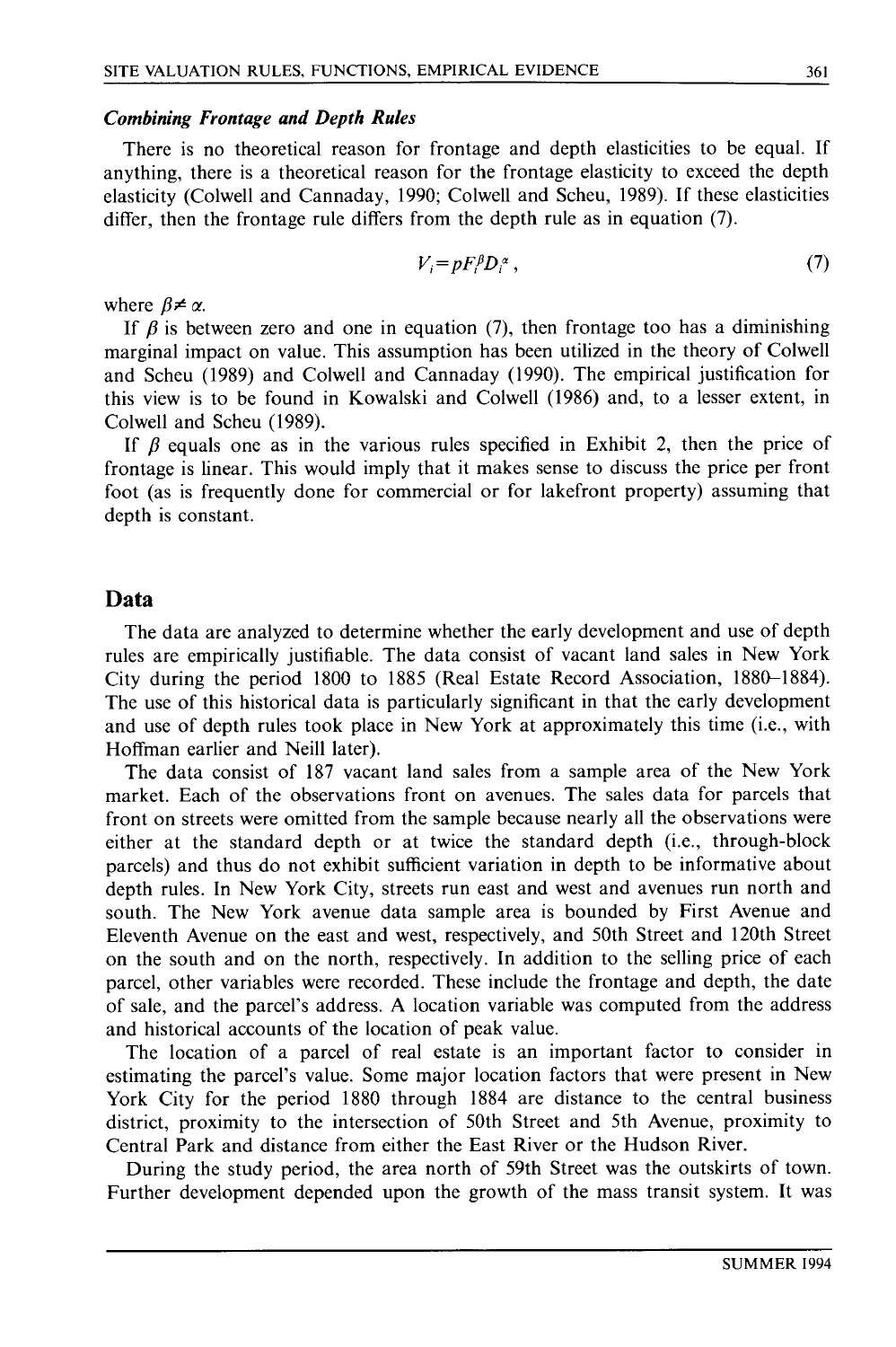### *Combining Frontage and Depth Rules*

There is no theoretical reason for frontage and depth elasticities to be equal. If anything, there is a theoretical reason for the frontage elasticity to exceed the depth elasticity (Colwell and Cannaday, 1990; Colwell and Scheu, 1989). If these elasticities differ, then the frontage rule differs from the depth rule as in equation (7).

$$V_i = pF_i^{\beta} D_i^{\alpha}, \tag{7}$$

where $\beta \neq \alpha$.

If $\beta$ is between zero and one in equation (7), then frontage too has a diminishing marginal impact on value. This assumption has been utilized in the theory of Colwell and Scheu (1989) and Colwell and Cannaday (1990). The empirical justification for this view is to be found in Kowalski and Colwell (1986) and, to a lesser extent, in Colwell and Scheu (1989).

If $\beta$ equals one as in the various rules specified in Exhibit 2, then the price of frontage is linear. This would imply that it makes sense to discuss the price per front foot (as is frequently done for commercial or for lakefront property) assuming that depth is constant.

## Data

The data are analyzed to determine whether the early development and use of depth rules are empirically justifiable. The data consist of vacant land sales in New York City during the period 1800 to 1885 (Real Estate Record Association, 1880–1884). The use of this historical data is particularly significant in that the early development and use of depth rules took place in New York at approximately this time (i.e., with Hoffman earlier and Neill later).

The data consist of 187 vacant land sales from a sample area of the New York market. Each of the observations front on avenues. The sales data for parcels that front on streets were omitted from the sample because nearly all the observations were either at the standard depth or at twice the standard depth (i.e., through-block parcels) and thus do not exhibit sufficient variation in depth to be informative about depth rules. In New York City, streets run east and west and avenues run north and south. The New York avenue data sample area is bounded by First Avenue and Eleventh Avenue on the east and west, respectively, and 50th Street and 120th Street on the south and on the north, respectively. In addition to the selling price of each parcel, other variables were recorded. These include the frontage and depth, the date of sale, and the parcel's address. A location variable was computed from the address and historical accounts of the location of peak value.

The location of a parcel of real estate is an important factor to consider in estimating the parcel's value. Some major location factors that were present in New York City for the period 1880 through 1884 are distance to the central business district, proximity to the intersection of 50th Street and 5th Avenue, proximity to Central Park and distance from either the East River or the Hudson River.

During the study period, the area north of 59th Street was the outskirts of town. Further development depended upon the growth of the mass transit system. It was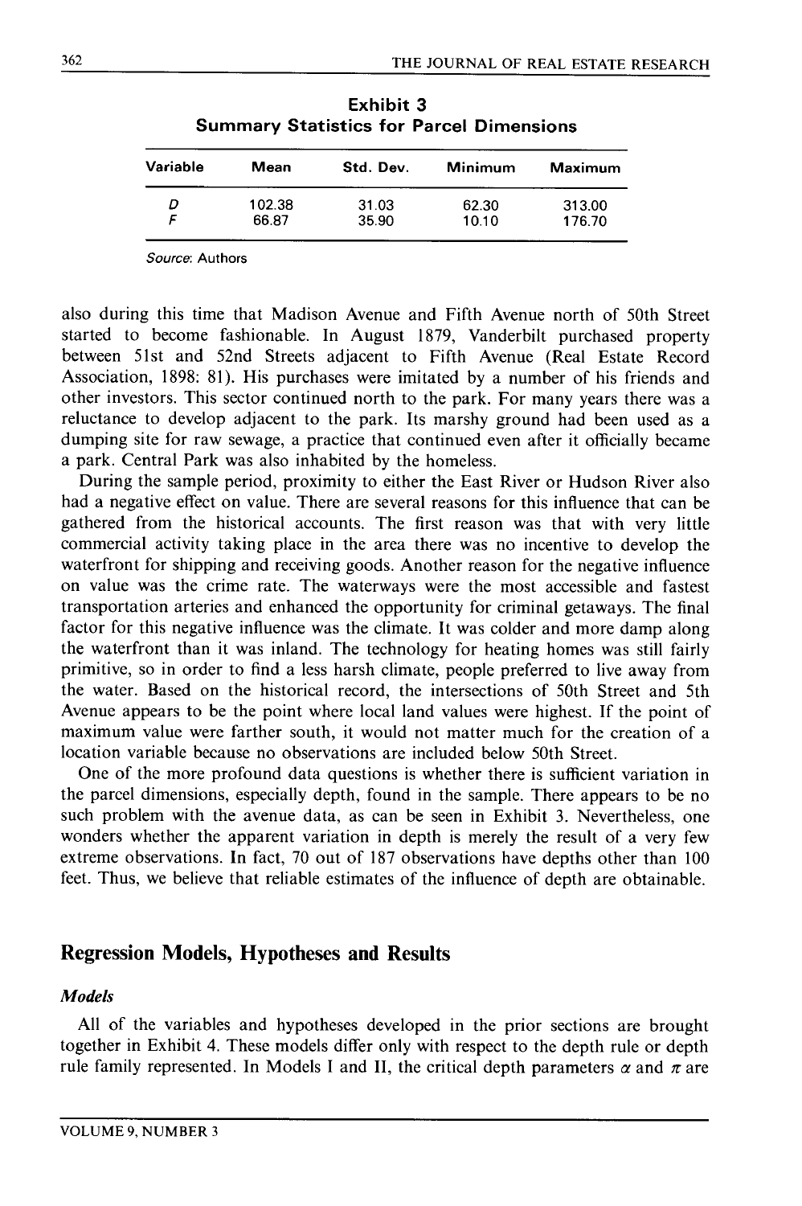**Exhibit 3**
**Summary Statistics for Parcel Dimensions**

| Variable | Mean | Std. Dev. | Minimum | Maximum |
|---|---|---|---|---|
| $D$ | 102.38 | 31.03 | 62.30 | 313.00 |
| $F$ | 66.87 | 35.90 | 10.10 | 176.70 |

*Source:* Authors

also during this time that Madison Avenue and Fifth Avenue north of 50th Street started to become fashionable. In August 1879, Vanderbilt purchased property between 51st and 52nd Streets adjacent to Fifth Avenue (Real Estate Record Association, 1898: 81). His purchases were imitated by a number of his friends and other investors. This sector continued north to the park. For many years there was a reluctance to develop adjacent to the park. Its marshy ground had been used as a dumping site for raw sewage, a practice that continued even after it officially became a park. Central Park was also inhabited by the homeless.

During the sample period, proximity to either the East River or Hudson River also had a negative effect on value. There are several reasons for this influence that can be gathered from the historical accounts. The first reason was that with very little commercial activity taking place in the area there was no incentive to develop the waterfront for shipping and receiving goods. Another reason for the negative influence on value was the crime rate. The waterways were the most accessible and fastest transportation arteries and enhanced the opportunity for criminal getaways. The final factor for this negative influence was the climate. It was colder and more damp along the waterfront than it was inland. The technology for heating homes was still fairly primitive, so in order to find a less harsh climate, people preferred to live away from the water. Based on the historical record, the intersections of 50th Street and 5th Avenue appears to be the point where local land values were highest. If the point of maximum value were farther south, it would not matter much for the creation of a location variable because no observations are included below 50th Street.

One of the more profound data questions is whether there is sufficient variation in the parcel dimensions, especially depth, found in the sample. There appears to be no such problem with the avenue data, as can be seen in Exhibit 3. Nevertheless, one wonders whether the apparent variation in depth is merely the result of a very few extreme observations. In fact, 70 out of 187 observations have depths other than 100 feet. Thus, we believe that reliable estimates of the influence of depth are obtainable.

## Regression Models, Hypotheses and Results

### *Models*

All of the variables and hypotheses developed in the prior sections are brought together in Exhibit 4. These models differ only with respect to the depth rule or depth rule family represented. In Models I and II, the critical depth parameters $\alpha$ and $\pi$ are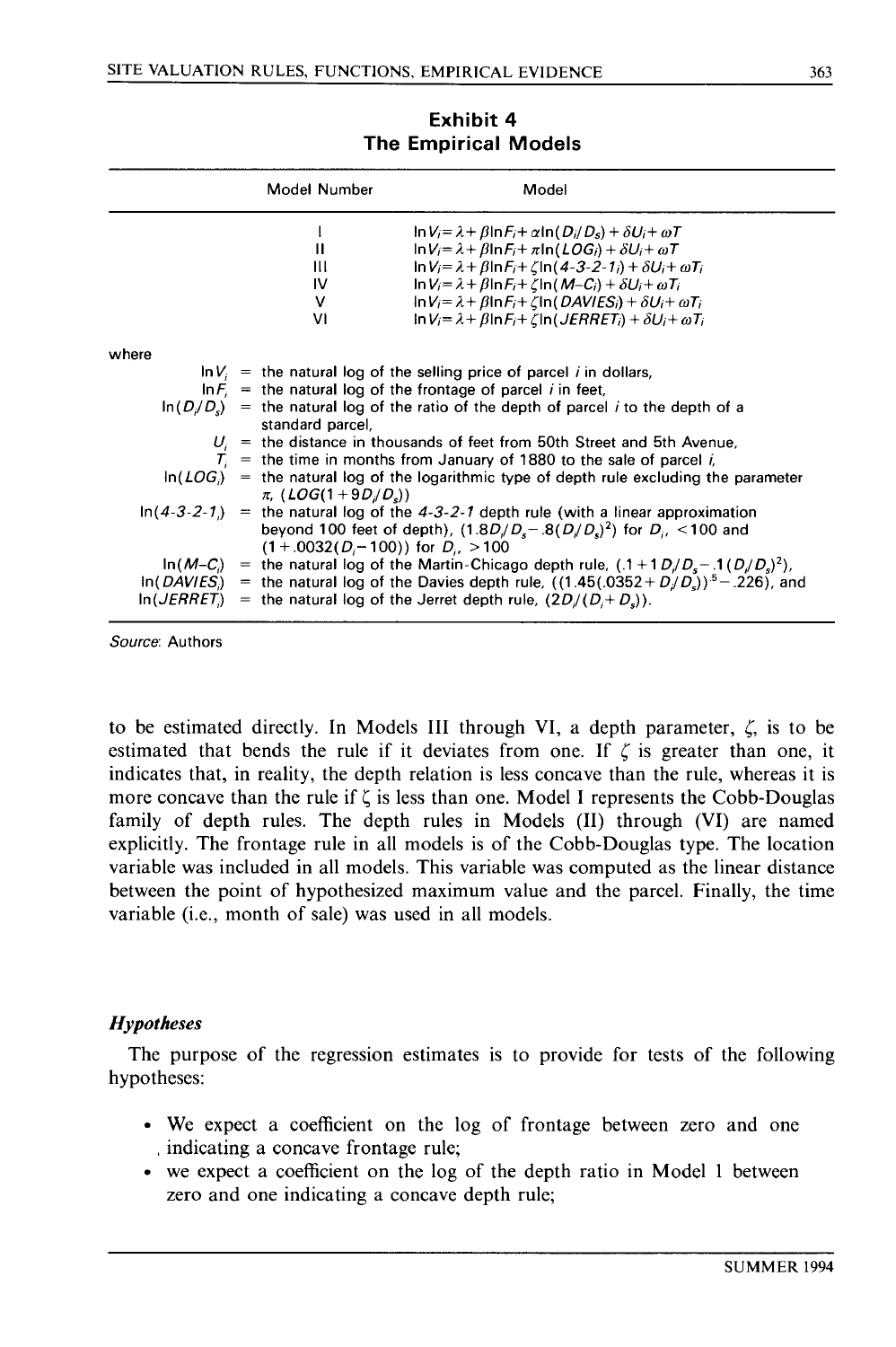**Exhibit 4**
**The Empirical Models**

| Model Number | Model |
|---|---|
| I | $\ln V_i = \lambda + \beta \ln F_i + \alpha \ln(D_i/D_S) + \delta U_i + \omega T$ |
| II | $\ln V_i = \lambda + \beta \ln F_i + \pi \ln(LOG_i) + \delta U_i + \omega T$ |
| III | $\ln V_i = \lambda + \beta \ln F_i + \zeta \ln(4\text{-}3\text{-}2\text{-}1_i) + \delta U_i + \omega T_i$ |
| IV | $\ln V_i = \lambda + \beta \ln F_i + \zeta \ln(M\text{-}C_i) + \delta U_i + \omega T_i$ |
| V | $\ln V_i = \lambda + \beta \ln F_i + \zeta \ln(DAVIES_i) + \delta U_i + \omega T_i$ |
| VI | $\ln V_i = \lambda + \beta \ln F_i + \zeta \ln(JERRET_i) + \delta U_i + \omega T_i$ |

where

$\ln V_i$ = the natural log of the selling price of parcel $i$ in dollars,

$\ln F_i$ = the natural log of the frontage of parcel $i$ in feet,

$\ln(D_i/D_s)$ = the natural log of the ratio of the depth of parcel $i$ to the depth of a standard parcel,

$U_i$ = the distance in thousands of feet from 50th Street and 5th Avenue,

$T_i$ = the time in months from January of 1880 to the sale of parcel $i$,

$\ln(LOG_i)$ = the natural log of the logarithmic type of depth rule excluding the parameter $\pi$, $(LOG(1+9D_i/D_s))$

$\ln(4\text{-}3\text{-}2\text{-}1_i)$ = the natural log of the *4-3-2-1* depth rule (with a linear approximation beyond 100 feet of depth), $(1.8D_i/D_s - .8(D_i/D_s)^2)$ for $D_i$, $<100$ and $(1+.0032(D_i-100))$ for $D_i$, $>100$

$\ln(M\text{-}C_i)$ = the natural log of the Martin-Chicago depth rule, $(.1+1D_i/D_s - .1(D_i/D_s)^2)$,

$\ln(DAVIES_i)$ = the natural log of the Davies depth rule, $((1.45(.0352+D_i/D_s))^{.5} - .226)$, and

$\ln(JERRET_i)$ = the natural log of the Jerret depth rule, $(2D_i/(D_i+D_s))$.

*Source*: Authors

to be estimated directly. In Models III through VI, a depth parameter, $\zeta$, is to be estimated that bends the rule if it deviates from one. If $\zeta$ is greater than one, it indicates that, in reality, the depth relation is less concave than the rule, whereas it is more concave than the rule if $\zeta$ is less than one. Model I represents the Cobb-Douglas family of depth rules. The depth rules in Models (II) through (VI) are named explicitly. The frontage rule in all models is of the Cobb-Douglas type. The location variable was included in all models. This variable was computed as the linear distance between the point of hypothesized maximum value and the parcel. Finally, the time variable (i.e., month of sale) was used in all models.

### *Hypotheses*

The purpose of the regression estimates is to provide for tests of the following hypotheses:

- We expect a coefficient on the log of frontage between zero and one indicating a concave frontage rule;
- we expect a coefficient on the log of the depth ratio in Model 1 between zero and one indicating a concave depth rule;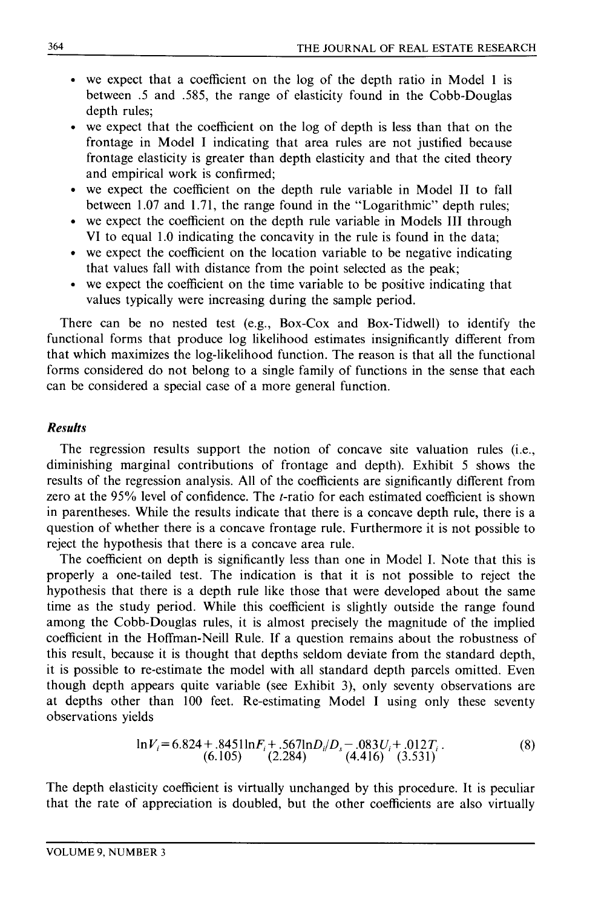- we expect that a coefficient on the log of the depth ratio in Model 1 is between .5 and .585, the range of elasticity found in the Cobb-Douglas depth rules;
- we expect that the coefficient on the log of depth is less than that on the frontage in Model I indicating that area rules are not justified because frontage elasticity is greater than depth elasticity and that the cited theory and empirical work is confirmed;
- we expect the coefficient on the depth rule variable in Model II to fall between 1.07 and 1.71, the range found in the "Logarithmic" depth rules;
- we expect the coefficient on the depth rule variable in Models III through VI to equal 1.0 indicating the concavity in the rule is found in the data;
- we expect the coefficient on the location variable to be negative indicating that values fall with distance from the point selected as the peak;
- we expect the coefficient on the time variable to be positive indicating that values typically were increasing during the sample period.

There can be no nested test (e.g., Box-Cox and Box-Tidwell) to identify the functional forms that produce log likelihood estimates insignificantly different from that which maximizes the log-likelihood function. The reason is that all the functional forms considered do not belong to a single family of functions in the sense that each can be considered a special case of a more general function.

### *Results*

The regression results support the notion of concave site valuation rules (i.e., diminishing marginal contributions of frontage and depth). Exhibit 5 shows the results of the regression analysis. All of the coefficients are significantly different from zero at the 95% level of confidence. The $t$-ratio for each estimated coefficient is shown in parentheses. While the results indicate that there is a concave depth rule, there is a question of whether there is a concave frontage rule. Furthermore it is not possible to reject the hypothesis that there is a concave area rule.

The coefficient on depth is significantly less than one in Model I. Note that this is properly a one-tailed test. The indication is that it is not possible to reject the hypothesis that there is a depth rule like those that were developed about the same time as the study period. While this coefficient is slightly outside the range found among the Cobb-Douglas rules, it is almost precisely the magnitude of the implied coefficient in the Hoffman-Neill Rule. If a question remains about the robustness of this result, because it is thought that depths seldom deviate from the standard depth, it is possible to re-estimate the model with all standard depth parcels omitted. Even though depth appears quite variable (see Exhibit 3), only seventy observations are at depths other than 100 feet. Re-estimating Model I using only these seventy observations yields

$$\ln V_i = 6.824 + \underset{(6.105)}{.8451\ln F_i} + \underset{(2.284)}{.567\ln D_i/D_s} - \underset{(4.416)}{.083U_i} + \underset{(3.531)}{.012T_i}. \tag{8}$$

The depth elasticity coefficient is virtually unchanged by this procedure. It is peculiar that the rate of appreciation is doubled, but the other coefficients are also virtually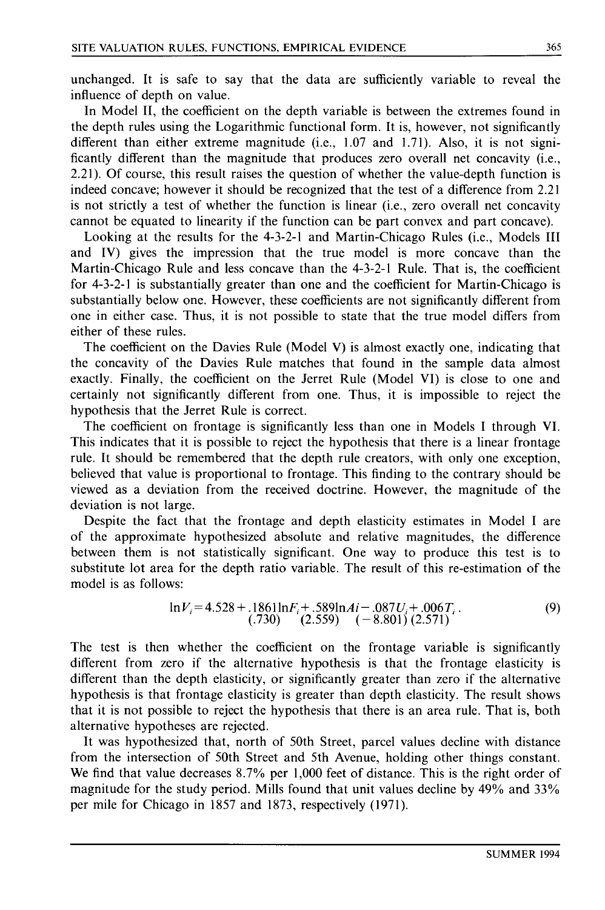unchanged. It is safe to say that the data are sufficiently variable to reveal the influence of depth on value.

In Model II, the coefficient on the depth variable is between the extremes found in the depth rules using the Logarithmic functional form. It is, however, not significantly different than either extreme magnitude (i.e., 1.07 and 1.71). Also, it is not significantly different than the magnitude that produces zero overall net concavity (i.e., 2.21). Of course, this result raises the question of whether the value-depth function is indeed concave; however it should be recognized that the test of a difference from 2.21 is not strictly a test of whether the function is linear (i.e., zero overall net concavity cannot be equated to linearity if the function can be part convex and part concave).

Looking at the results for the 4-3-2-1 and Martin-Chicago Rules (i.e., Models III and IV) gives the impression that the true model is more concave than the Martin-Chicago Rule and less concave than the 4-3-2-1 Rule. That is, the coefficient for 4-3-2-1 is substantially greater than one and the coefficient for Martin-Chicago is substantially below one. However, these coefficients are not significantly different from one in either case. Thus, it is not possible to state that the true model differs from either of these rules.

The coefficient on the Davies Rule (Model V) is almost exactly one, indicating that the concavity of the Davies Rule matches that found in the sample data almost exactly. Finally, the coefficient on the Jerret Rule (Model VI) is close to one and certainly not significantly different from one. Thus, it is impossible to reject the hypothesis that the Jerret Rule is correct.

The coefficient on frontage is significantly less than one in Models I through VI. This indicates that it is possible to reject the hypothesis that there is a linear frontage rule. It should be remembered that the depth rule creators, with only one exception, believed that value is proportional to frontage. This finding to the contrary should be viewed as a deviation from the received doctrine. However, the magnitude of the deviation is not large.

Despite the fact that the frontage and depth elasticity estimates in Model I are of the approximate hypothesized absolute and relative magnitudes, the difference between them is not statistically significant. One way to produce this test is to substitute lot area for the depth ratio variable. The result of this re-estimation of the model is as follows:

$$\ln V_i = 4.528 + \underset{(.730)}{.1861}\ln F_i + \underset{(2.559)}{.589}\ln A_i - \underset{(-8.801)}{.087}U_i + \underset{(2.571)}{.006}T_i. \tag{9}$$

The test is then whether the coefficient on the frontage variable is significantly different from zero if the alternative hypothesis is that the frontage elasticity is different than the depth elasticity, or significantly greater than zero if the alternative hypothesis is that frontage elasticity is greater than depth elasticity. The result shows that it is not possible to reject the hypothesis that there is an area rule. That is, both alternative hypotheses are rejected.

It was hypothesized that, north of 50th Street, parcel values decline with distance from the intersection of 50th Street and 5th Avenue, holding other things constant. We find that value decreases 8.7% per 1,000 feet of distance. This is the right order of magnitude for the study period. Mills found that unit values decline by 49% and 33% per mile for Chicago in 1857 and 1873, respectively (1971).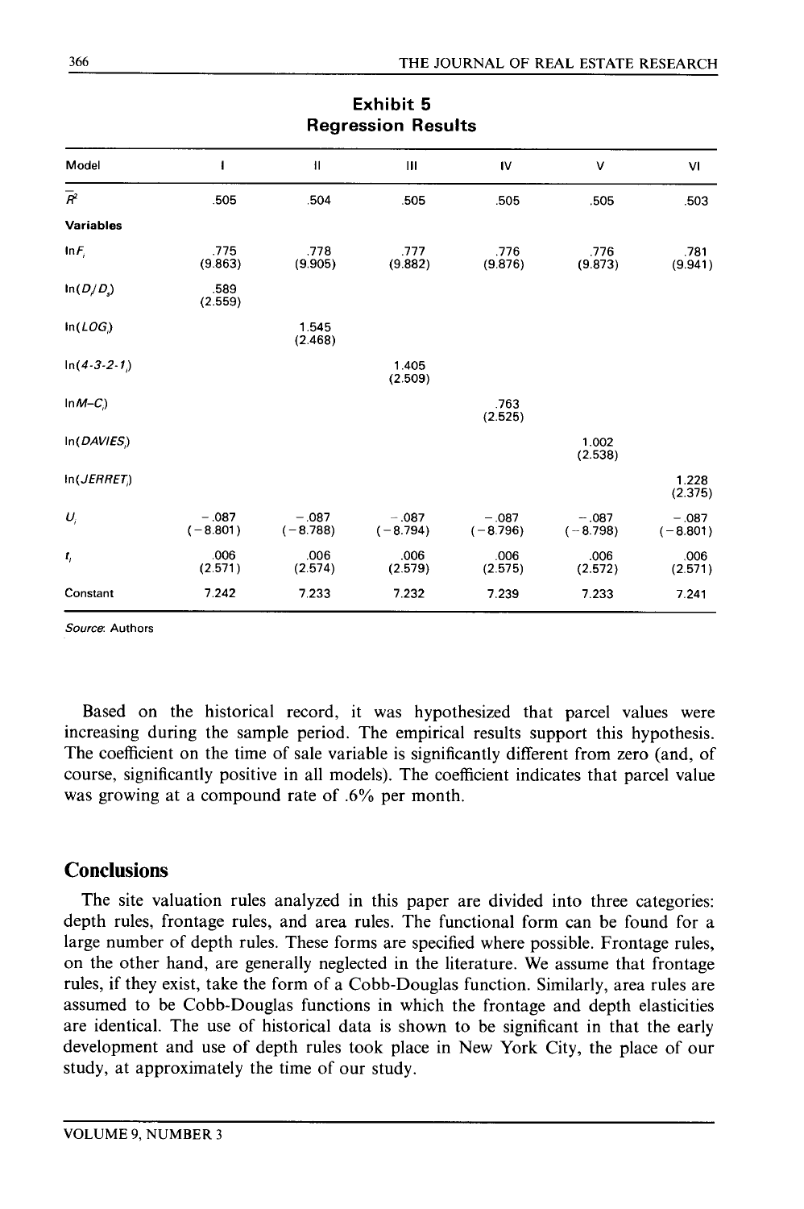**Exhibit 5**
**Regression Results**

| Model | I | II | III | IV | V | VI |
|---|---|---|---|---|---|---|
| $\bar{R}^2$ | .505 | .504 | .505 | .505 | .505 | .503 |
| **Variables** | | | | | | |
| $\ln F_i$ | .775 (9.863) | .778 (9.905) | .777 (9.882) | .776 (9.876) | .776 (9.873) | .781 (9.941) |
| $\ln(D_i/D_s)$ | .589 (2.559) | | | | | |
| $\ln(LOG_i)$ | | 1.545 (2.468) | | | | |
| $\ln(4\text{-}3\text{-}2\text{-}1_i)$ | | | 1.405 (2.509) | | | |
| $\ln M\text{-}C_i)$ | | | | .763 (2.525) | | |
| $\ln(DAVIES_i)$ | | | | | 1.002 (2.538) | |
| $\ln(JERRET_i)$ | | | | | | 1.228 (2.375) |
| $U_i$ | −.087 (−8.801) | −.087 (−8.788) | −.087 (−8.794) | −.087 (−8.796) | −.087 (−8.798) | −.087 (−8.801) |
| $t_i$ | .006 (2.571) | .006 (2.574) | .006 (2.579) | .006 (2.575) | .006 (2.572) | .006 (2.571) |
| Constant | 7.242 | 7.233 | 7.232 | 7.239 | 7.233 | 7.241 |

*Source*: Authors

Based on the historical record, it was hypothesized that parcel values were increasing during the sample period. The empirical results support this hypothesis. The coefficient on the time of sale variable is significantly different from zero (and, of course, significantly positive in all models). The coefficient indicates that parcel value was growing at a compound rate of .6% per month.

## Conclusions

The site valuation rules analyzed in this paper are divided into three categories: depth rules, frontage rules, and area rules. The functional form can be found for a large number of depth rules. These forms are specified where possible. Frontage rules, on the other hand, are generally neglected in the literature. We assume that frontage rules, if they exist, take the form of a Cobb-Douglas function. Similarly, area rules are assumed to be Cobb-Douglas functions in which the frontage and depth elasticities are identical. The use of historical data is shown to be significant in that the early development and use of depth rules took place in New York City, the place of our study, at approximately the time of our study.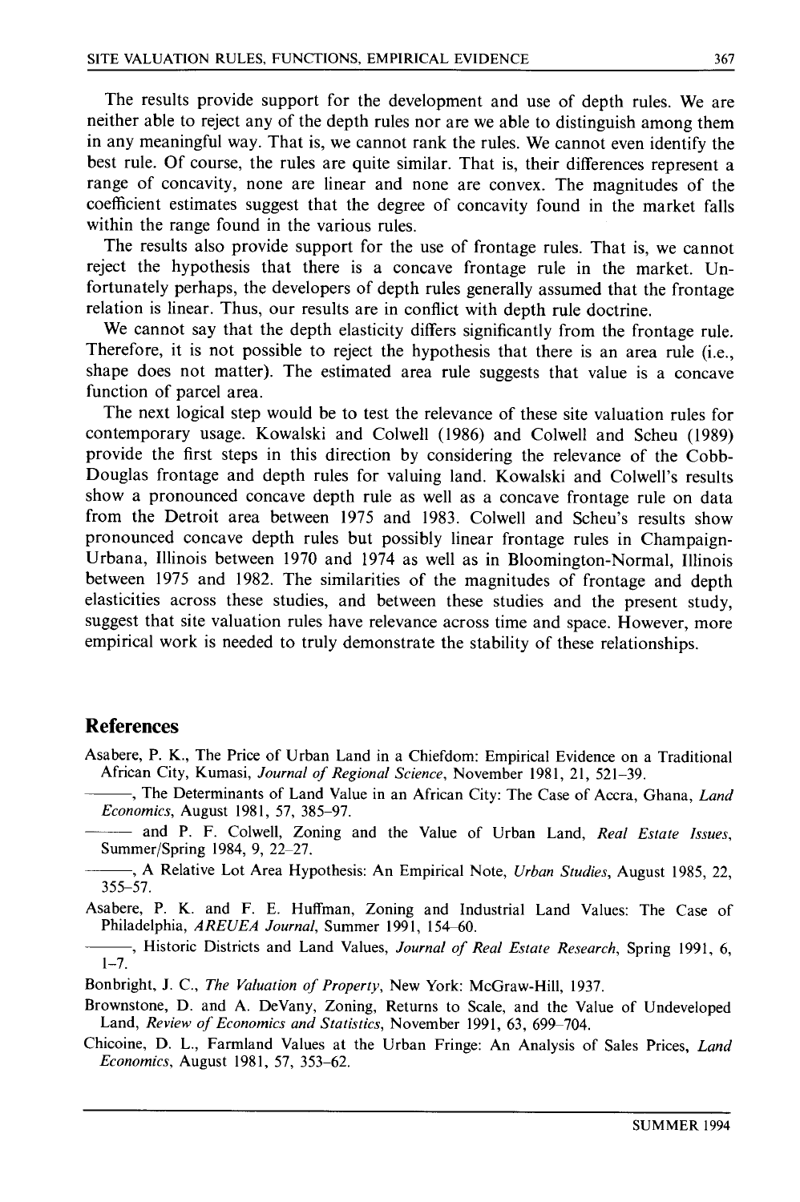The results provide support for the development and use of depth rules. We are neither able to reject any of the depth rules nor are we able to distinguish among them in any meaningful way. That is, we cannot rank the rules. We cannot even identify the best rule. Of course, the rules are quite similar. That is, their differences represent a range of concavity, none are linear and none are convex. The magnitudes of the coefficient estimates suggest that the degree of concavity found in the market falls within the range found in the various rules.

The results also provide support for the use of frontage rules. That is, we cannot reject the hypothesis that there is a concave frontage rule in the market. Unfortunately perhaps, the developers of depth rules generally assumed that the frontage relation is linear. Thus, our results are in conflict with depth rule doctrine.

We cannot say that the depth elasticity differs significantly from the frontage rule. Therefore, it is not possible to reject the hypothesis that there is an area rule (i.e., shape does not matter). The estimated area rule suggests that value is a concave function of parcel area.

The next logical step would be to test the relevance of these site valuation rules for contemporary usage. Kowalski and Colwell (1986) and Colwell and Scheu (1989) provide the first steps in this direction by considering the relevance of the Cobb-Douglas frontage and depth rules for valuing land. Kowalski and Colwell's results show a pronounced concave depth rule as well as a concave frontage rule on data from the Detroit area between 1975 and 1983. Colwell and Scheu's results show pronounced concave depth rules but possibly linear frontage rules in Champaign-Urbana, Illinois between 1970 and 1974 as well as in Bloomington-Normal, Illinois between 1975 and 1982. The similarities of the magnitudes of frontage and depth elasticities across these studies, and between these studies and the present study, suggest that site valuation rules have relevance across time and space. However, more empirical work is needed to truly demonstrate the stability of these relationships.

## References

Asabere, P. K., The Price of Urban Land in a Chiefdom: Empirical Evidence on a Traditional African City, Kumasi, *Journal of Regional Science*, November 1981, 21, 521–39.

———, The Determinants of Land Value in an African City: The Case of Accra, Ghana, *Land Economics*, August 1981, 57, 385–97.

——— and P. F. Colwell, Zoning and the Value of Urban Land, *Real Estate Issues*, Summer/Spring 1984, 9, 22–27.

———, A Relative Lot Area Hypothesis: An Empirical Note, *Urban Studies*, August 1985, 22, 355–57.

Asabere, P. K. and F. E. Huffman, Zoning and Industrial Land Values: The Case of Philadelphia, *AREUEA Journal*, Summer 1991, 154–60.

———, Historic Districts and Land Values, *Journal of Real Estate Research*, Spring 1991, 6, 1–7.

Bonbright, J. C., *The Valuation of Property*, New York: McGraw-Hill, 1937.

Brownstone, D. and A. DeVany, Zoning, Returns to Scale, and the Value of Undeveloped Land, *Review of Economics and Statistics*, November 1991, 63, 699–704.

Chicoine, D. L., Farmland Values at the Urban Fringe: An Analysis of Sales Prices, *Land Economics*, August 1981, 57, 353–62.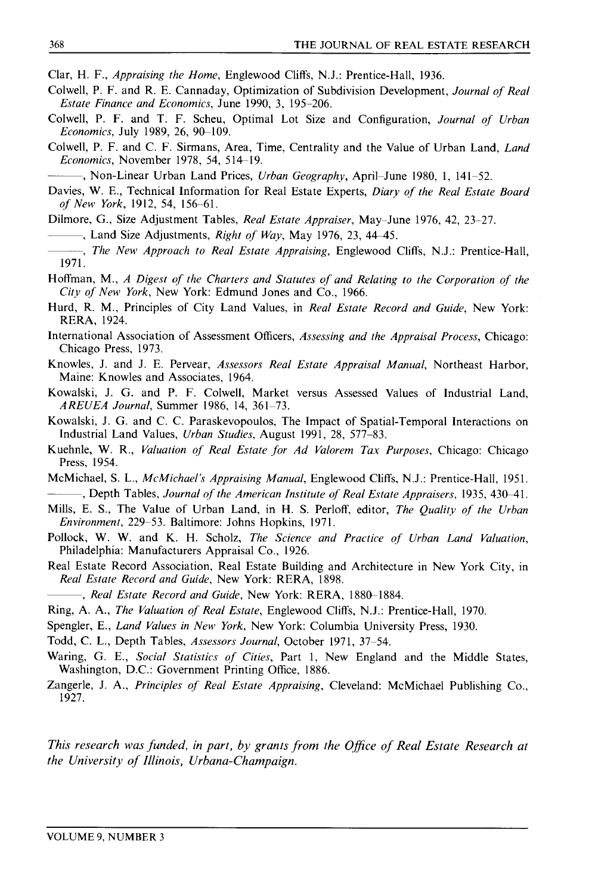Clar, H. F., *Appraising the Home*, Englewood Cliffs, N.J.: Prentice-Hall, 1936.

Colwell, P. F. and R. E. Cannaday, Optimization of Subdivision Development, *Journal of Real Estate Finance and Economics*, June 1990, 3, 195–206.

Colwell, P. F. and T. F. Scheu, Optimal Lot Size and Configuration, *Journal of Urban Economics*, July 1989, 26, 90–109.

Colwell, P. F. and C. F. Sirmans, Area, Time, Centrality and the Value of Urban Land, *Land Economics*, November 1978, 54, 514–19.

——, Non-Linear Urban Land Prices, *Urban Geography*, April–June 1980, 1, 141–52.

Davies, W. E., Technical Information for Real Estate Experts, *Diary of the Real Estate Board of New York*, 1912, 54, 156–61.

Dilmore, G., Size Adjustment Tables, *Real Estate Appraiser*, May–June 1976, 42, 23–27.

——, Land Size Adjustments, *Right of Way*, May 1976, 23, 44–45.

——, *The New Approach to Real Estate Appraising*, Englewood Cliffs, N.J.: Prentice-Hall, 1971.

Hoffman, M., *A Digest of the Charters and Statutes of and Relating to the Corporation of the City of New York*, New York: Edmund Jones and Co., 1966.

Hurd, R. M., Principles of City Land Values, in *Real Estate Record and Guide*, New York: RERA, 1924.

International Association of Assessment Officers, *Assessing and the Appraisal Process*, Chicago: Chicago Press, 1973.

Knowles, J. and J. E. Pervear, *Assessors Real Estate Appraisal Manual*, Northeast Harbor, Maine: Knowles and Associates, 1964.

Kowalski, J. G. and P. F. Colwell, Market versus Assessed Values of Industrial Land, *AREUEA Journal*, Summer 1986, 14, 361–73.

Kowalski, J. G. and C. C. Paraskevopoulos, The Impact of Spatial-Temporal Interactions on Industrial Land Values, *Urban Studies*, August 1991, 28, 577–83.

Kuehnle, W. R., *Valuation of Real Estate for Ad Valorem Tax Purposes*, Chicago: Chicago Press, 1954.

McMichael, S. L., *McMichael's Appraising Manual*, Englewood Cliffs, N.J.: Prentice-Hall, 1951.

——, Depth Tables, *Journal of the American Institute of Real Estate Appraisers*, 1935, 430–41.

Mills, E. S., The Value of Urban Land, in H. S. Perloff, editor, *The Quality of the Urban Environment*, 229–53. Baltimore: Johns Hopkins, 1971.

Pollock, W. W. and K. H. Scholz, *The Science and Practice of Urban Land Valuation*, Philadelphia: Manufacturers Appraisal Co., 1926.

Real Estate Record Association, Real Estate Building and Architecture in New York City, in *Real Estate Record and Guide*, New York: RERA, 1898.

——, *Real Estate Record and Guide*, New York: RERA, 1880–1884.

Ring, A. A., *The Valuation of Real Estate*, Englewood Cliffs, N.J.: Prentice-Hall, 1970.

Spengler, E., *Land Values in New York*, New York: Columbia University Press, 1930.

Todd, C. L., Depth Tables, *Assessors Journal*, October 1971, 37–54.

Waring, G. E., *Social Statistics of Cities*, Part 1, New England and the Middle States, Washington, D.C.: Government Printing Office, 1886.

Zangerle, J. A., *Principles of Real Estate Appraising*, Cleveland: McMichael Publishing Co., 1927.

*This research was funded, in part, by grants from the Office of Real Estate Research at the University of Illinois, Urbana-Champaign.*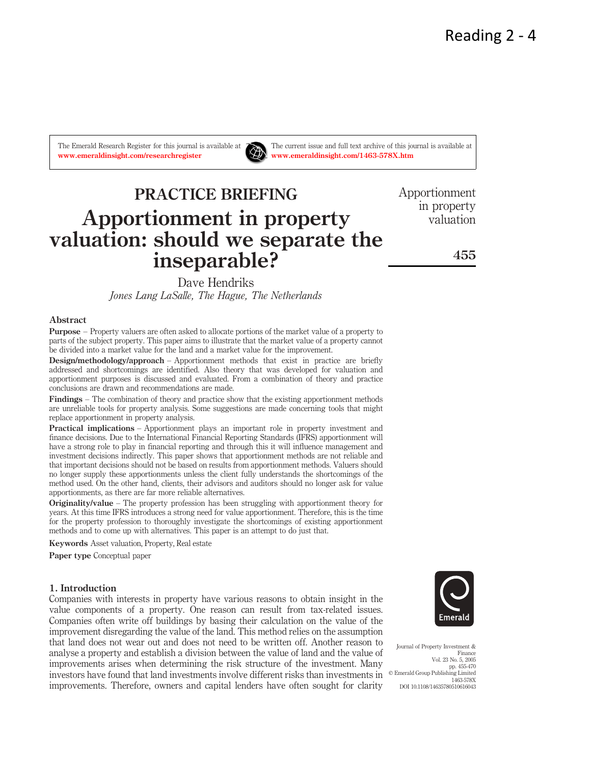Reading 2 - 4

The Emerald Research Register for this journal is available at **www.emeraldinsight.com/researchregister**

The current issue and full text archive of this journal is available at **www.emeraldinsight.com/1463-578X.htm**

## PRACTICE BRIEFING

# Apportionment in property valuation: should we separate the inseparable?

Dave Hendriks
*Jones Lang LaSalle, The Hague, The Netherlands*

### Abstract

**Purpose** – Property valuers are often asked to allocate portions of the market value of a property to parts of the subject property. This paper aims to illustrate that the market value of a property cannot be divided into a market value for the land and a market value for the improvement.

**Design/methodology/approach** – Apportionment methods that exist in practice are briefly addressed and shortcomings are identified. Also theory that was developed for valuation and apportionment purposes is discussed and evaluated. From a combination of theory and practice conclusions are drawn and recommendations are made.

**Findings** – The combination of theory and practice show that the existing apportionment methods are unreliable tools for property analysis. Some suggestions are made concerning tools that might replace apportionment in property analysis.

**Practical implications** – Apportionment plays an important role in property investment and finance decisions. Due to the International Financial Reporting Standards (IFRS) apportionment will have a strong role to play in financial reporting and through this it will influence management and investment decisions indirectly. This paper shows that apportionment methods are not reliable and that important decisions should not be based on results from apportionment methods. Valuers should no longer supply these apportionments unless the client fully understands the shortcomings of the method used. On the other hand, clients, their advisors and auditors should no longer ask for value apportionments, as there are far more reliable alternatives.

**Originality/value** – The property profession has been struggling with apportionment theory for years. At this time IFRS introduces a strong need for value apportionment. Therefore, this is the time for the property profession to thoroughly investigate the shortcomings of existing apportionment methods and to come up with alternatives. This paper is an attempt to do just that.

**Keywords** Asset valuation, Property, Real estate

**Paper type** Conceptual paper

Journal of Property Investment & Finance
Vol. 23 No. 5, 2005
pp. 455-470
© Emerald Group Publishing Limited
1463-578X
DOI 10.1108/14635780510616043

### 1. Introduction

Companies with interests in property have various reasons to obtain insight in the value components of a property. One reason can result from tax-related issues. Companies often write off buildings by basing their calculation on the value of the improvement disregarding the value of the land. This method relies on the assumption that land does not wear out and does not need to be written off. Another reason to analyse a property and establish a division between the value of land and the value of improvements arises when determining the risk structure of the investment. Many investors have found that land investments involve different risks than investments in improvements. Therefore, owners and capital lenders have often sought for clarity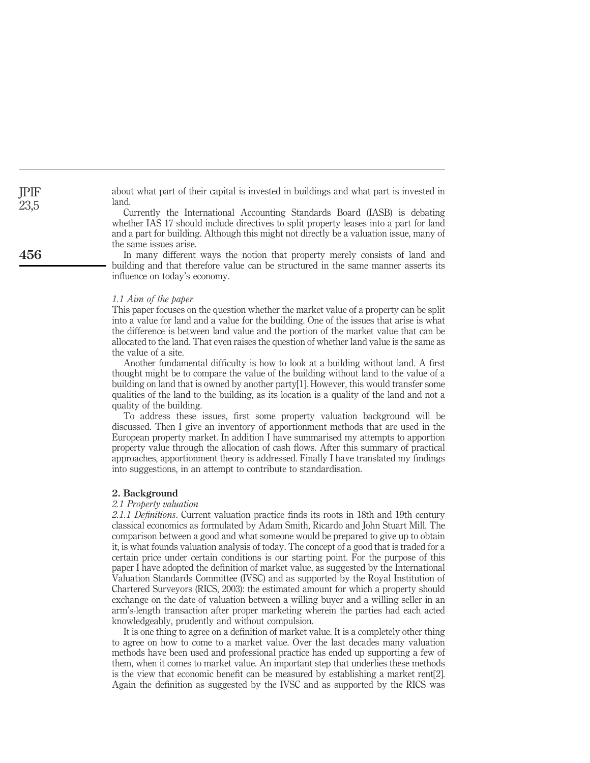about what part of their capital is invested in buildings and what part is invested in land.

Currently the International Accounting Standards Board (IASB) is debating whether IAS 17 should include directives to split property leases into a part for land and a part for building. Although this might not directly be a valuation issue, many of the same issues arise.

In many different ways the notion that property merely consists of land and building and that therefore value can be structured in the same manner asserts its influence on today's economy.

### *1.1 Aim of the paper*

This paper focuses on the question whether the market value of a property can be split into a value for land and a value for the building. One of the issues that arise is what the difference is between land value and the portion of the market value that can be allocated to the land. That even raises the question of whether land value is the same as the value of a site.

Another fundamental difficulty is how to look at a building without land. A first thought might be to compare the value of the building without land to the value of a building on land that is owned by another party[1]. However, this would transfer some qualities of the land to the building, as its location is a quality of the land and not a quality of the building.

To address these issues, first some property valuation background will be discussed. Then I give an inventory of apportionment methods that are used in the European property market. In addition I have summarised my attempts to apportion property value through the allocation of cash flows. After this summary of practical approaches, apportionment theory is addressed. Finally I have translated my findings into suggestions, in an attempt to contribute to standardisation.

## 2. Background

### *2.1 Property valuation*

*2.1.1 Definitions*. Current valuation practice finds its roots in 18th and 19th century classical economics as formulated by Adam Smith, Ricardo and John Stuart Mill. The comparison between a good and what someone would be prepared to give up to obtain it, is what founds valuation analysis of today. The concept of a good that is traded for a certain price under certain conditions is our starting point. For the purpose of this paper I have adopted the definition of market value, as suggested by the International Valuation Standards Committee (IVSC) and as supported by the Royal Institution of Chartered Surveyors (RICS, 2003): the estimated amount for which a property should exchange on the date of valuation between a willing buyer and a willing seller in an arm's-length transaction after proper marketing wherein the parties had each acted knowledgeably, prudently and without compulsion.

It is one thing to agree on a definition of market value. It is a completely other thing to agree on how to come to a market value. Over the last decades many valuation methods have been used and professional practice has ended up supporting a few of them, when it comes to market value. An important step that underlies these methods is the view that economic benefit can be measured by establishing a market rent[2]. Again the definition as suggested by the IVSC and as supported by the RICS was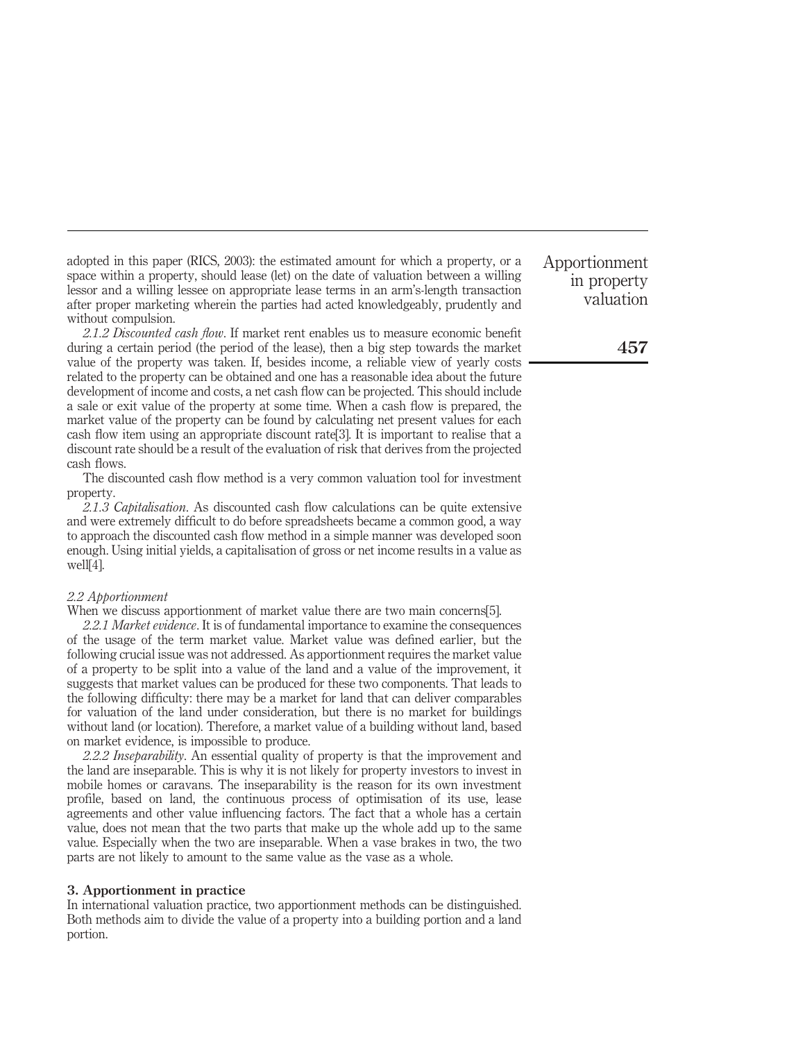adopted in this paper (RICS, 2003): the estimated amount for which a property, or a space within a property, should lease (let) on the date of valuation between a willing lessor and a willing lessee on appropriate lease terms in an arm's-length transaction after proper marketing wherein the parties had acted knowledgeably, prudently and without compulsion.

*2.1.2 Discounted cash flow*. If market rent enables us to measure economic benefit during a certain period (the period of the lease), then a big step towards the market value of the property was taken. If, besides income, a reliable view of yearly costs related to the property can be obtained and one has a reasonable idea about the future development of income and costs, a net cash flow can be projected. This should include a sale or exit value of the property at some time. When a cash flow is prepared, the market value of the property can be found by calculating net present values for each cash flow item using an appropriate discount rate[3]. It is important to realise that a discount rate should be a result of the evaluation of risk that derives from the projected cash flows.

The discounted cash flow method is a very common valuation tool for investment property.

*2.1.3 Capitalisation*. As discounted cash flow calculations can be quite extensive and were extremely difficult to do before spreadsheets became a common good, a way to approach the discounted cash flow method in a simple manner was developed soon enough. Using initial yields, a capitalisation of gross or net income results in a value as well[4].

### *2.2 Apportionment*

When we discuss apportionment of market value there are two main concerns[5].

*2.2.1 Market evidence*. It is of fundamental importance to examine the consequences of the usage of the term market value. Market value was defined earlier, but the following crucial issue was not addressed. As apportionment requires the market value of a property to be split into a value of the land and a value of the improvement, it suggests that market values can be produced for these two components. That leads to the following difficulty: there may be a market for land that can deliver comparables for valuation of the land under consideration, but there is no market for buildings without land (or location). Therefore, a market value of a building without land, based on market evidence, is impossible to produce.

*2.2.2 Inseparability*. An essential quality of property is that the improvement and the land are inseparable. This is why it is not likely for property investors to invest in mobile homes or caravans. The inseparability is the reason for its own investment profile, based on land, the continuous process of optimisation of its use, lease agreements and other value influencing factors. The fact that a whole has a certain value, does not mean that the two parts that make up the whole add up to the same value. Especially when the two are inseparable. When a vase brakes in two, the two parts are not likely to amount to the same value as the vase as a whole.

## 3. Apportionment in practice

In international valuation practice, two apportionment methods can be distinguished. Both methods aim to divide the value of a property into a building portion and a land portion.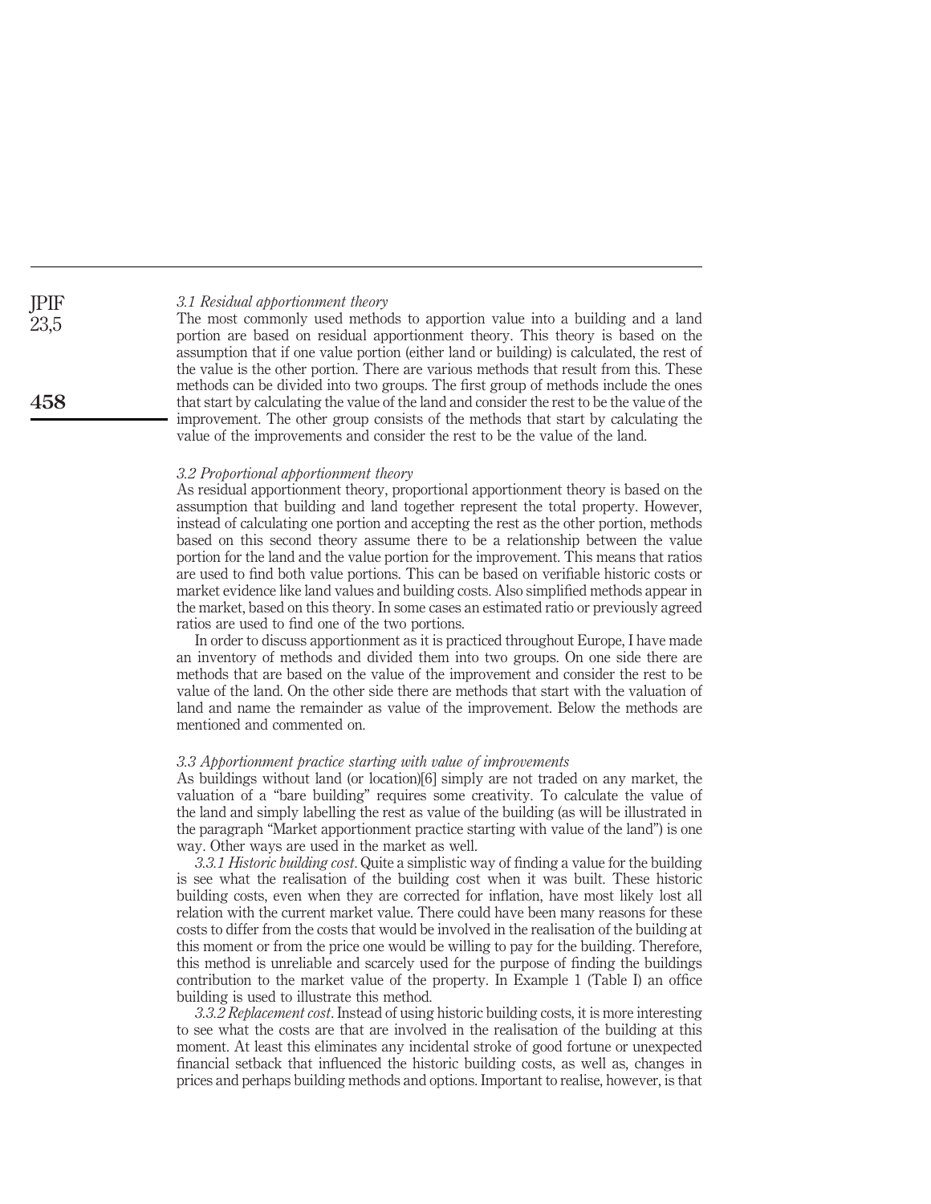### *3.1 Residual apportionment theory*

The most commonly used methods to apportion value into a building and a land portion are based on residual apportionment theory. This theory is based on the assumption that if one value portion (either land or building) is calculated, the rest of the value is the other portion. There are various methods that result from this. These methods can be divided into two groups. The first group of methods include the ones that start by calculating the value of the land and consider the rest to be the value of the improvement. The other group consists of the methods that start by calculating the value of the improvements and consider the rest to be the value of the land.

### *3.2 Proportional apportionment theory*

As residual apportionment theory, proportional apportionment theory is based on the assumption that building and land together represent the total property. However, instead of calculating one portion and accepting the rest as the other portion, methods based on this second theory assume there to be a relationship between the value portion for the land and the value portion for the improvement. This means that ratios are used to find both value portions. This can be based on verifiable historic costs or market evidence like land values and building costs. Also simplified methods appear in the market, based on this theory. In some cases an estimated ratio or previously agreed ratios are used to find one of the two portions.

In order to discuss apportionment as it is practiced throughout Europe, I have made an inventory of methods and divided them into two groups. On one side there are methods that are based on the value of the improvement and consider the rest to be value of the land. On the other side there are methods that start with the valuation of land and name the remainder as value of the improvement. Below the methods are mentioned and commented on.

### *3.3 Apportionment practice starting with value of improvements*

As buildings without land (or location)[6] simply are not traded on any market, the valuation of a "bare building" requires some creativity. To calculate the value of the land and simply labelling the rest as value of the building (as will be illustrated in the paragraph "Market apportionment practice starting with value of the land") is one way. Other ways are used in the market as well.

*3.3.1 Historic building cost*. Quite a simplistic way of finding a value for the building is see what the realisation of the building cost when it was built. These historic building costs, even when they are corrected for inflation, have most likely lost all relation with the current market value. There could have been many reasons for these costs to differ from the costs that would be involved in the realisation of the building at this moment or from the price one would be willing to pay for the building. Therefore, this method is unreliable and scarcely used for the purpose of finding the buildings contribution to the market value of the property. In Example 1 (Table I) an office building is used to illustrate this method.

*3.3.2 Replacement cost*. Instead of using historic building costs, it is more interesting to see what the costs are that are involved in the realisation of the building at this moment. At least this eliminates any incidental stroke of good fortune or unexpected financial setback that influenced the historic building costs, as well as, changes in prices and perhaps building methods and options. Important to realise, however, is that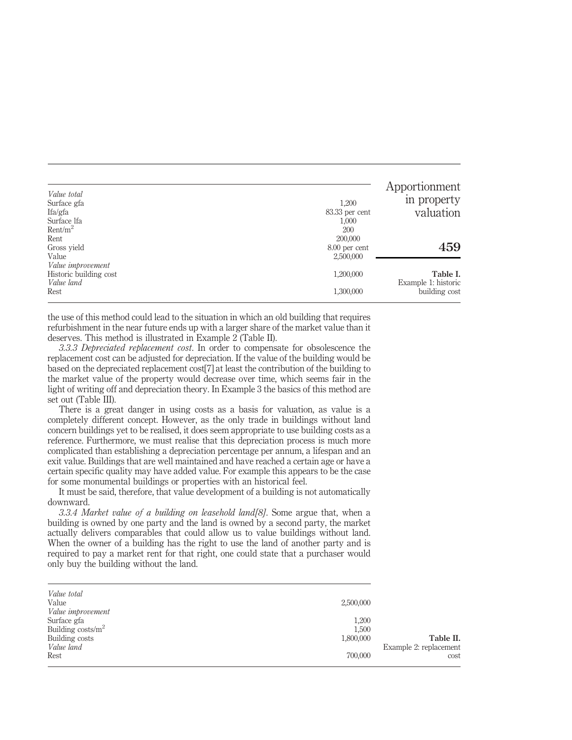**Table I.** Example 1: historic building cost

| | |
|---|---|
| *Value total* | |
| Surface gfa | 1,200 |
| lfa/gfa | 83.33 per cent |
| Surface lfa | 1,000 |
| Rent/m$^2$ | 200 |
| Rent | 200,000 |
| Gross yield | 8.00 per cent |
| Value | 2,500,000 |
| *Value improvement* | |
| Historic building cost | 1,200,000 |
| *Value land* | |
| Rest | 1,300,000 |

the use of this method could lead to the situation in which an old building that requires refurbishment in the near future ends up with a larger share of the market value than it deserves. This method is illustrated in Example 2 (Table II).

*3.3.3 Depreciated replacement cost.* In order to compensate for obsolescence the replacement cost can be adjusted for depreciation. If the value of the building would be based on the depreciated replacement cost[7] at least the contribution of the building to the market value of the property would decrease over time, which seems fair in the light of writing off and depreciation theory. In Example 3 the basics of this method are set out (Table III).

There is a great danger in using costs as a basis for valuation, as value is a completely different concept. However, as the only trade in buildings without land concern buildings yet to be realised, it does seem appropriate to use building costs as a reference. Furthermore, we must realise that this depreciation process is much more complicated than establishing a depreciation percentage per annum, a lifespan and an exit value. Buildings that are well maintained and have reached a certain age or have a certain specific quality may have added value. For example this appears to be the case for some monumental buildings or properties with an historical feel.

It must be said, therefore, that value development of a building is not automatically downward.

*3.3.4 Market value of a building on leasehold land[8].* Some argue that, when a building is owned by one party and the land is owned by a second party, the market actually delivers comparables that could allow us to value buildings without land. When the owner of a building has the right to use the land of another party and is required to pay a market rent for that right, one could state that a purchaser would only buy the building without the land.

**Table II.** Example 2: replacement cost

| | |
|---|---|
| *Value total* | |
| Value | 2,500,000 |
| *Value improvement* | |
| Surface gfa | 1,200 |
| Building costs/m$^2$ | 1,500 |
| Building costs | 1,800,000 |
| *Value land* | |
| Rest | 700,000 |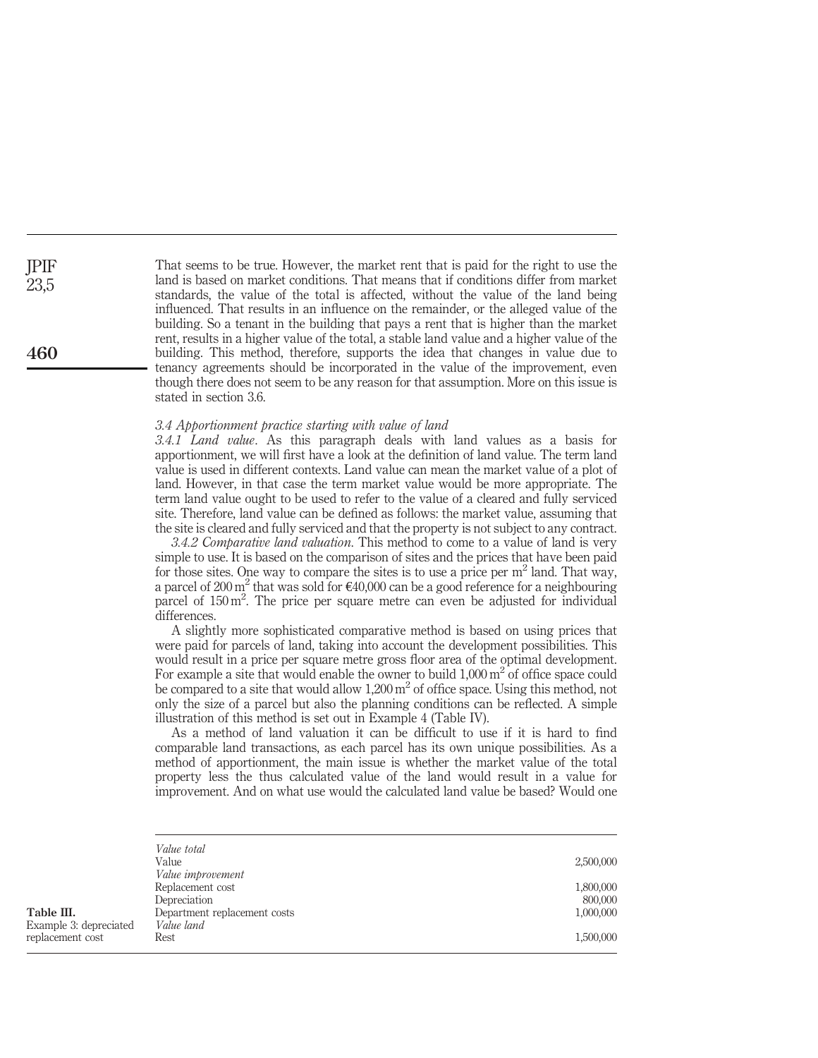That seems to be true. However, the market rent that is paid for the right to use the land is based on market conditions. That means that if conditions differ from market standards, the value of the total is affected, without the value of the land being influenced. That results in an influence on the remainder, or the alleged value of the building. So a tenant in the building that pays a rent that is higher than the market rent, results in a higher value of the total, a stable land value and a higher value of the building. This method, therefore, supports the idea that changes in value due to tenancy agreements should be incorporated in the value of the improvement, even though there does not seem to be any reason for that assumption. More on this issue is stated in section 3.6.

### *3.4 Apportionment practice starting with value of land*

*3.4.1 Land value*. As this paragraph deals with land values as a basis for apportionment, we will first have a look at the definition of land value. The term land value is used in different contexts. Land value can mean the market value of a plot of land. However, in that case the term market value would be more appropriate. The term land value ought to be used to refer to the value of a cleared and fully serviced site. Therefore, land value can be defined as follows: the market value, assuming that the site is cleared and fully serviced and that the property is not subject to any contract.

*3.4.2 Comparative land valuation*. This method to come to a value of land is very simple to use. It is based on the comparison of sites and the prices that have been paid for those sites. One way to compare the sites is to use a price per $m^2$ land. That way, a parcel of 200 $m^2$ that was sold for €40,000 can be a good reference for a neighbouring parcel of 150 $m^2$. The price per square metre can even be adjusted for individual differences.

A slightly more sophisticated comparative method is based on using prices that were paid for parcels of land, taking into account the development possibilities. This would result in a price per square metre gross floor area of the optimal development. For example a site that would enable the owner to build 1,000 $m^2$ of office space could be compared to a site that would allow 1,200 $m^2$ of office space. Using this method, not only the size of a parcel but also the planning conditions can be reflected. A simple illustration of this method is set out in Example 4 (Table IV).

As a method of land valuation it can be difficult to use if it is hard to find comparable land transactions, as each parcel has its own unique possibilities. As a method of apportionment, the main issue is whether the market value of the total property less the thus calculated value of the land would result in a value for improvement. And on what use would the calculated land value be based? Would one

**Table III.** Example 3: depreciated replacement cost

| | |
|---|---|
| *Value total* | |
| Value | 2,500,000 |
| *Value improvement* | |
| Replacement cost | 1,800,000 |
| Depreciation | 800,000 |
| Department replacement costs | 1,000,000 |
| *Value land* | |
| Rest | 1,500,000 |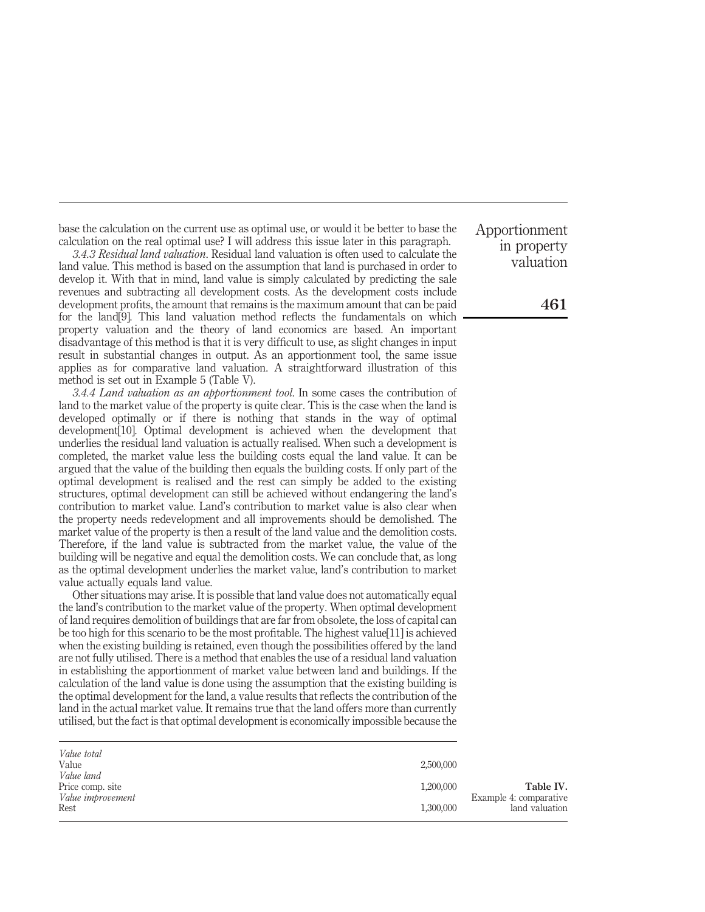base the calculation on the current use as optimal use, or would it be better to base the calculation on the real optimal use? I will address this issue later in this paragraph.

*3.4.3 Residual land valuation*. Residual land valuation is often used to calculate the land value. This method is based on the assumption that land is purchased in order to develop it. With that in mind, land value is simply calculated by predicting the sale revenues and subtracting all development costs. As the development costs include development profits, the amount that remains is the maximum amount that can be paid for the land[9]. This land valuation method reflects the fundamentals on which property valuation and the theory of land economics are based. An important disadvantage of this method is that it is very difficult to use, as slight changes in input result in substantial changes in output. As an apportionment tool, the same issue applies as for comparative land valuation. A straightforward illustration of this method is set out in Example 5 (Table V).

*3.4.4 Land valuation as an apportionment tool*. In some cases the contribution of land to the market value of the property is quite clear. This is the case when the land is developed optimally or if there is nothing that stands in the way of optimal development[10]. Optimal development is achieved when the development that underlies the residual land valuation is actually realised. When such a development is completed, the market value less the building costs equal the land value. It can be argued that the value of the building then equals the building costs. If only part of the optimal development is realised and the rest can simply be added to the existing structures, optimal development can still be achieved without endangering the land's contribution to market value. Land's contribution to market value is also clear when the property needs redevelopment and all improvements should be demolished. The market value of the property is then a result of the land value and the demolition costs. Therefore, if the land value is subtracted from the market value, the value of the building will be negative and equal the demolition costs. We can conclude that, as long as the optimal development underlies the market value, land's contribution to market value actually equals land value.

Other situations may arise. It is possible that land value does not automatically equal the land's contribution to the market value of the property. When optimal development of land requires demolition of buildings that are far from obsolete, the loss of capital can be too high for this scenario to be the most profitable. The highest value[11] is achieved when the existing building is retained, even though the possibilities offered by the land are not fully utilised. There is a method that enables the use of a residual land valuation in establishing the apportionment of market value between land and buildings. If the calculation of the land value is done using the assumption that the existing building is the optimal development for the land, a value results that reflects the contribution of the land in the actual market value. It remains true that the land offers more than currently utilised, but the fact is that optimal development is economically impossible because the

**Table IV.** Example 4: comparative land valuation

| | |
|---|---|
| *Value total* | |
| Value | 2,500,000 |
| *Value land* | |
| Price comp. site | 1,200,000 |
| *Value improvement* | |
| Rest | 1,300,000 |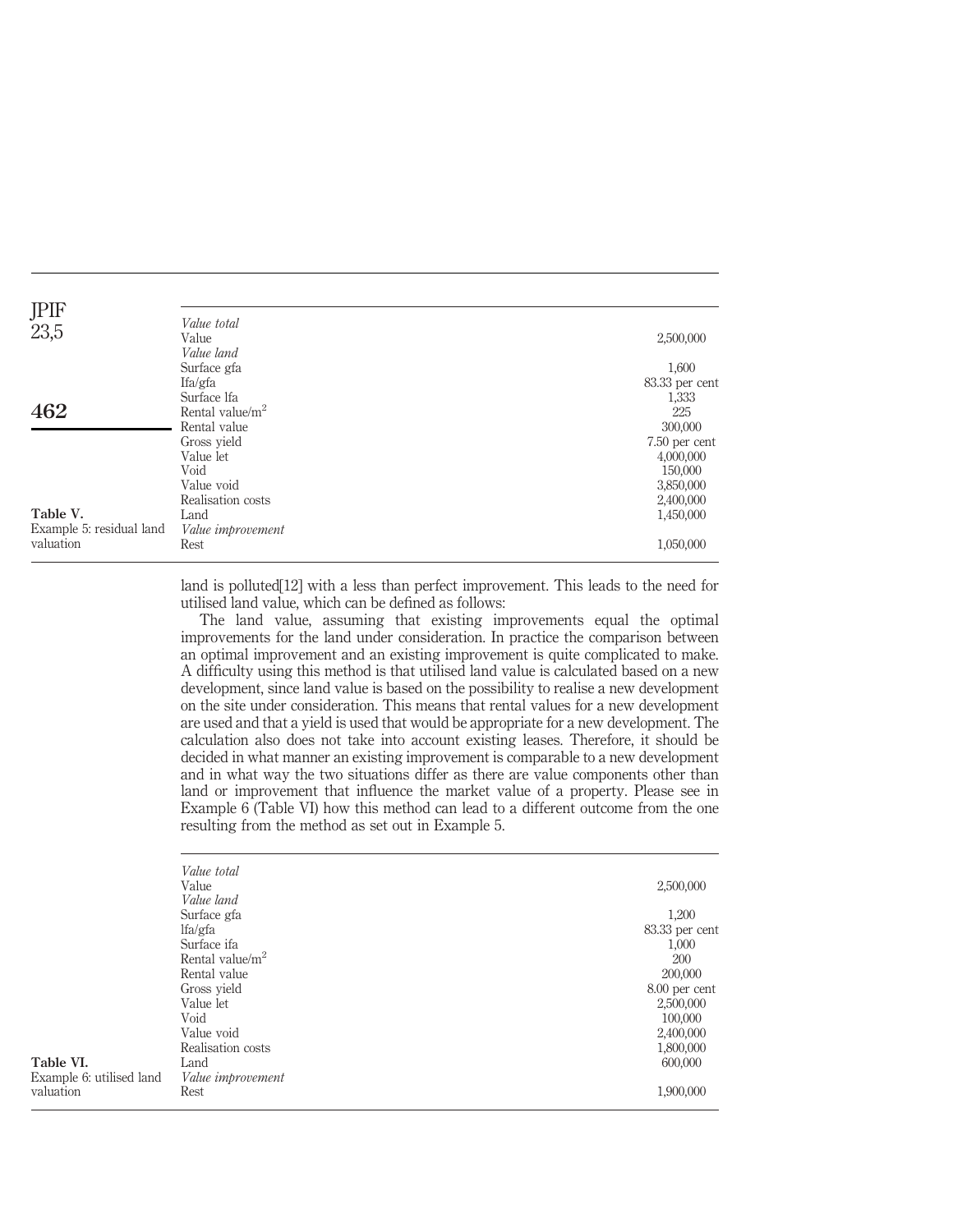| | |
|---|---|
| *Value total* | |
| Value | 2,500,000 |
| *Value land* | |
| Surface gfa | 1,600 |
| lfa/gfa | 83.33 per cent |
| Surface lfa | 1,333 |
| Rental value/m$^2$ | 225 |
| Rental value | 300,000 |
| Gross yield | 7.50 per cent |
| Value let | 4,000,000 |
| Void | 150,000 |
| Value void | 3,850,000 |
| Realisation costs | 2,400,000 |
| Land | 1,450,000 |
| *Value improvement* | |
| Rest | 1,050,000 |

**Table V.** Example 5: residual land valuation

land is polluted[12] with a less than perfect improvement. This leads to the need for utilised land value, which can be defined as follows:

The land value, assuming that existing improvements equal the optimal improvements for the land under consideration. In practice the comparison between an optimal improvement and an existing improvement is quite complicated to make. A difficulty using this method is that utilised land value is calculated based on a new development, since land value is based on the possibility to realise a new development on the site under consideration. This means that rental values for a new development are used and that a yield is used that would be appropriate for a new development. The calculation also does not take into account existing leases. Therefore, it should be decided in what manner an existing improvement is comparable to a new development and in what way the two situations differ as there are value components other than land or improvement that influence the market value of a property. Please see in Example 6 (Table VI) how this method can lead to a different outcome from the one resulting from the method as set out in Example 5.

| | |
|---|---|
| *Value total* | |
| Value | 2,500,000 |
| *Value land* | |
| Surface gfa | 1,200 |
| lfa/gfa | 83.33 per cent |
| Surface ifa | 1,000 |
| Rental value/m$^2$ | 200 |
| Rental value | 200,000 |
| Gross yield | 8.00 per cent |
| Value let | 2,500,000 |
| Void | 100,000 |
| Value void | 2,400,000 |
| Realisation costs | 1,800,000 |
| Land | 600,000 |
| *Value improvement* | |
| Rest | 1,900,000 |

**Table VI.** Example 6: utilised land valuation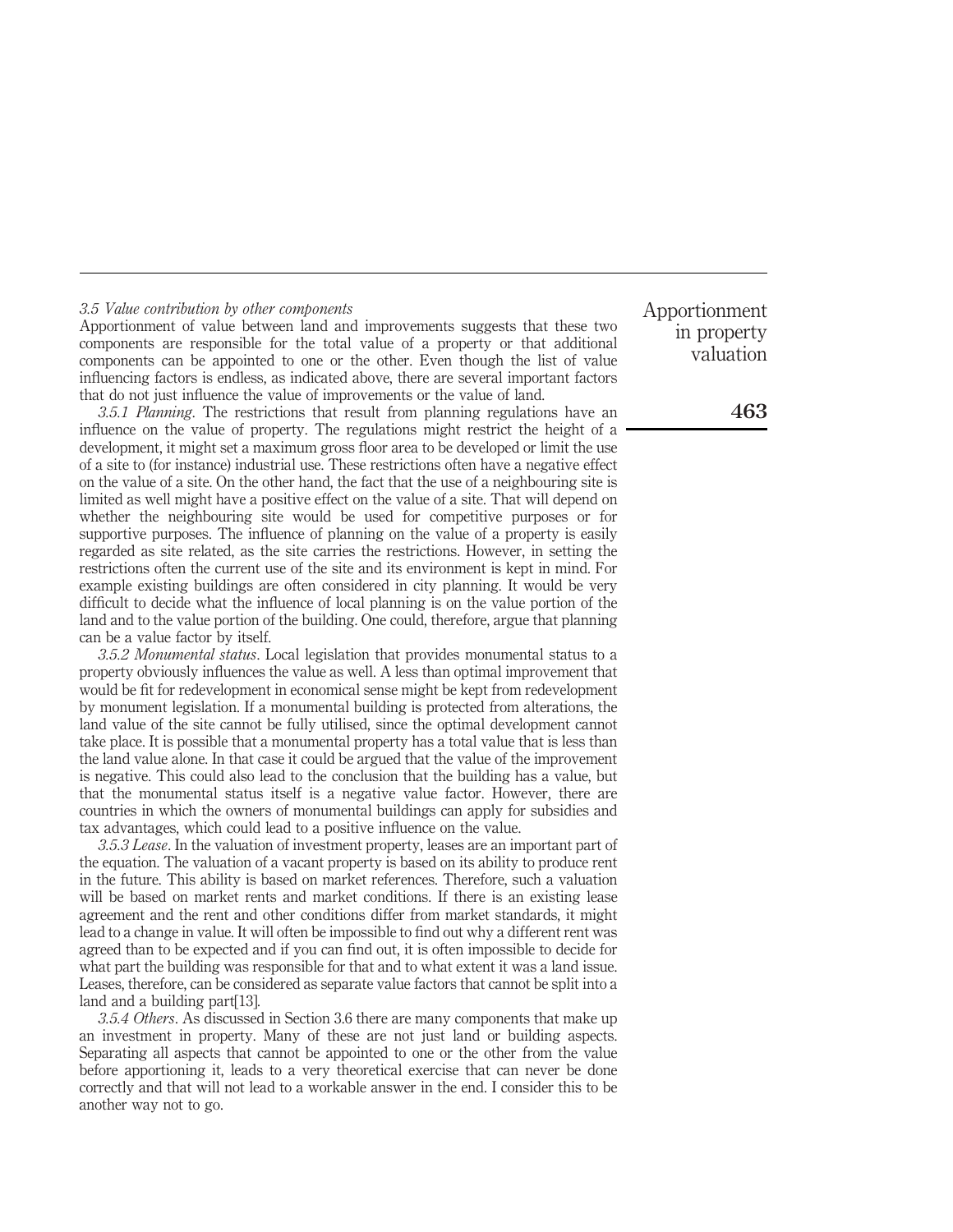*3.5 Value contribution by other components*

Apportionment of value between land and improvements suggests that these two components are responsible for the total value of a property or that additional components can be appointed to one or the other. Even though the list of value influencing factors is endless, as indicated above, there are several important factors that do not just influence the value of improvements or the value of land.

*3.5.1 Planning*. The restrictions that result from planning regulations have an influence on the value of property. The regulations might restrict the height of a development, it might set a maximum gross floor area to be developed or limit the use of a site to (for instance) industrial use. These restrictions often have a negative effect on the value of a site. On the other hand, the fact that the use of a neighbouring site is limited as well might have a positive effect on the value of a site. That will depend on whether the neighbouring site would be used for competitive purposes or for supportive purposes. The influence of planning on the value of a property is easily regarded as site related, as the site carries the restrictions. However, in setting the restrictions often the current use of the site and its environment is kept in mind. For example existing buildings are often considered in city planning. It would be very difficult to decide what the influence of local planning is on the value portion of the land and to the value portion of the building. One could, therefore, argue that planning can be a value factor by itself.

*3.5.2 Monumental status*. Local legislation that provides monumental status to a property obviously influences the value as well. A less than optimal improvement that would be fit for redevelopment in economical sense might be kept from redevelopment by monument legislation. If a monumental building is protected from alterations, the land value of the site cannot be fully utilised, since the optimal development cannot take place. It is possible that a monumental property has a total value that is less than the land value alone. In that case it could be argued that the value of the improvement is negative. This could also lead to the conclusion that the building has a value, but that the monumental status itself is a negative value factor. However, there are countries in which the owners of monumental buildings can apply for subsidies and tax advantages, which could lead to a positive influence on the value.

*3.5.3 Lease*. In the valuation of investment property, leases are an important part of the equation. The valuation of a vacant property is based on its ability to produce rent in the future. This ability is based on market references. Therefore, such a valuation will be based on market rents and market conditions. If there is an existing lease agreement and the rent and other conditions differ from market standards, it might lead to a change in value. It will often be impossible to find out why a different rent was agreed than to be expected and if you can find out, it is often impossible to decide for what part the building was responsible for that and to what extent it was a land issue. Leases, therefore, can be considered as separate value factors that cannot be split into a land and a building part[13].

*3.5.4 Others*. As discussed in Section 3.6 there are many components that make up an investment in property. Many of these are not just land or building aspects. Separating all aspects that cannot be appointed to one or the other from the value before apportioning it, leads to a very theoretical exercise that can never be done correctly and that will not lead to a workable answer in the end. I consider this to be another way not to go.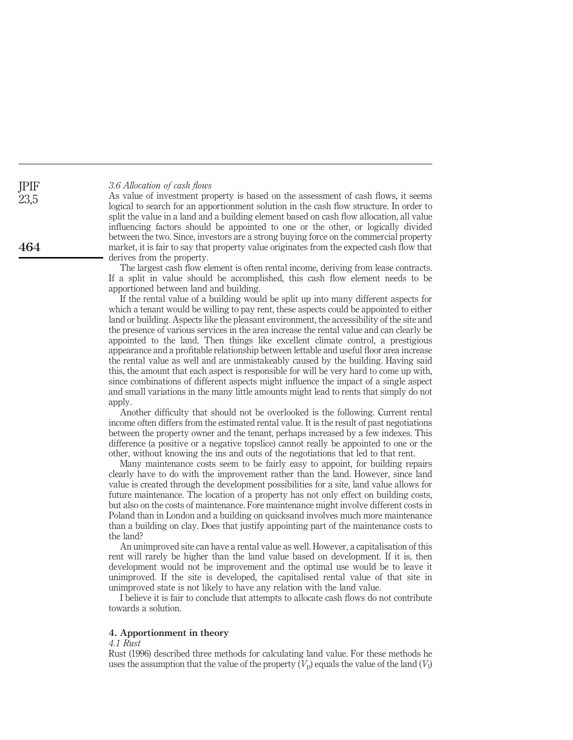### *3.6 Allocation of cash flows*

As value of investment property is based on the assessment of cash flows, it seems logical to search for an apportionment solution in the cash flow structure. In order to split the value in a land and a building element based on cash flow allocation, all value influencing factors should be appointed to one or the other, or logically divided between the two. Since, investors are a strong buying force on the commercial property market, it is fair to say that property value originates from the expected cash flow that derives from the property.

The largest cash flow element is often rental income, deriving from lease contracts. If a split in value should be accomplished, this cash flow element needs to be apportioned between land and building.

If the rental value of a building would be split up into many different aspects for which a tenant would be willing to pay rent, these aspects could be appointed to either land or building. Aspects like the pleasant environment, the accessibility of the site and the presence of various services in the area increase the rental value and can clearly be appointed to the land. Then things like excellent climate control, a prestigious appearance and a profitable relationship between lettable and useful floor area increase the rental value as well and are unmistakeably caused by the building. Having said this, the amount that each aspect is responsible for will be very hard to come up with, since combinations of different aspects might influence the impact of a single aspect and small variations in the many little amounts might lead to rents that simply do not apply.

Another difficulty that should not be overlooked is the following. Current rental income often differs from the estimated rental value. It is the result of past negotiations between the property owner and the tenant, perhaps increased by a few indexes. This difference (a positive or a negative topslice) cannot really be appointed to one or the other, without knowing the ins and outs of the negotiations that led to that rent.

Many maintenance costs seem to be fairly easy to appoint, for building repairs clearly have to do with the improvement rather than the land. However, since land value is created through the development possibilities for a site, land value allows for future maintenance. The location of a property has not only effect on building costs, but also on the costs of maintenance. Fore maintenance might involve different costs in Poland than in London and a building on quicksand involves much more maintenance than a building on clay. Does that justify appointing part of the maintenance costs to the land?

An unimproved site can have a rental value as well. However, a capitalisation of this rent will rarely be higher than the land value based on development. If it is, then development would not be improvement and the optimal use would be to leave it unimproved. If the site is developed, the capitalised rental value of that site in unimproved state is not likely to have any relation with the land value.

I believe it is fair to conclude that attempts to allocate cash flows do not contribute towards a solution.

## 4. Apportionment in theory

### *4.1 Rust*

Rust (1996) described three methods for calculating land value. For these methods he uses the assumption that the value of the property ($V_p$) equals the value of the land ($V_l$)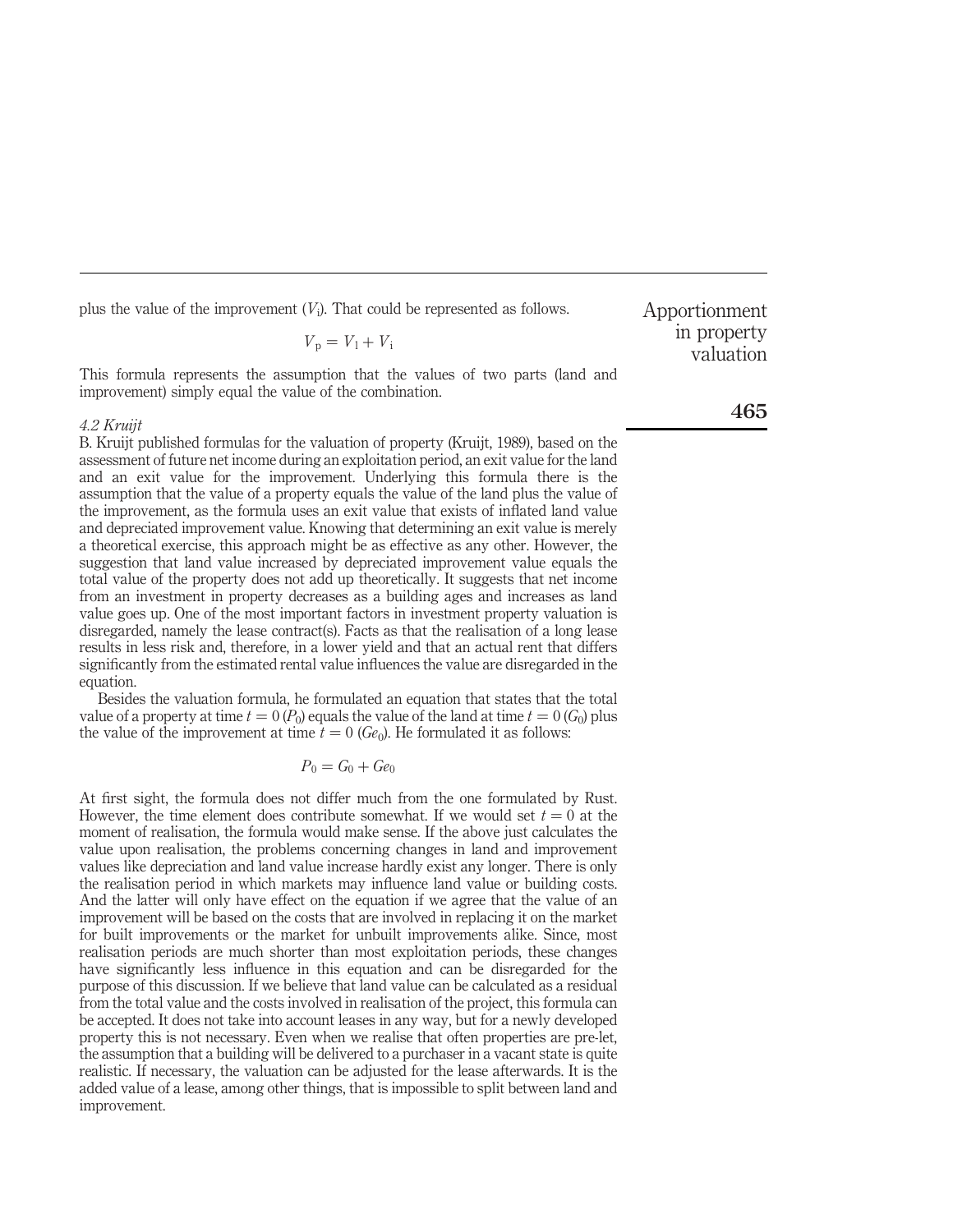plus the value of the improvement ($V_i$). That could be represented as follows.

$$V_p = V_l + V_i$$

This formula represents the assumption that the values of two parts (land and improvement) simply equal the value of the combination.

### *4.2 Kruijt*

B. Kruijt published formulas for the valuation of property (Kruijt, 1989), based on the assessment of future net income during an exploitation period, an exit value for the land and an exit value for the improvement. Underlying this formula there is the assumption that the value of a property equals the value of the land plus the value of the improvement, as the formula uses an exit value that exists of inflated land value and depreciated improvement value. Knowing that determining an exit value is merely a theoretical exercise, this approach might be as effective as any other. However, the suggestion that land value increased by depreciated improvement value equals the total value of the property does not add up theoretically. It suggests that net income from an investment in property decreases as a building ages and increases as land value goes up. One of the most important factors in investment property valuation is disregarded, namely the lease contract(s). Facts as that the realisation of a long lease results in less risk and, therefore, in a lower yield and that an actual rent that differs significantly from the estimated rental value influences the value are disregarded in the equation.

Besides the valuation formula, he formulated an equation that states that the total value of a property at time $t = 0$ ($P_0$) equals the value of the land at time $t = 0$ ($G_0$) plus the value of the improvement at time $t = 0$ ($Ge_0$). He formulated it as follows:

$$P_0 = G_0 + Ge_0$$

At first sight, the formula does not differ much from the one formulated by Rust. However, the time element does contribute somewhat. If we would set $t = 0$ at the moment of realisation, the formula would make sense. If the above just calculates the value upon realisation, the problems concerning changes in land and improvement values like depreciation and land value increase hardly exist any longer. There is only the realisation period in which markets may influence land value or building costs. And the latter will only have effect on the equation if we agree that the value of an improvement will be based on the costs that are involved in replacing it on the market for built improvements or the market for unbuilt improvements alike. Since, most realisation periods are much shorter than most exploitation periods, these changes have significantly less influence in this equation and can be disregarded for the purpose of this discussion. If we believe that land value can be calculated as a residual from the total value and the costs involved in realisation of the project, this formula can be accepted. It does not take into account leases in any way, but for a newly developed property this is not necessary. Even when we realise that often properties are pre-let, the assumption that a building will be delivered to a purchaser in a vacant state is quite realistic. If necessary, the valuation can be adjusted for the lease afterwards. It is the added value of a lease, among other things, that is impossible to split between land and improvement.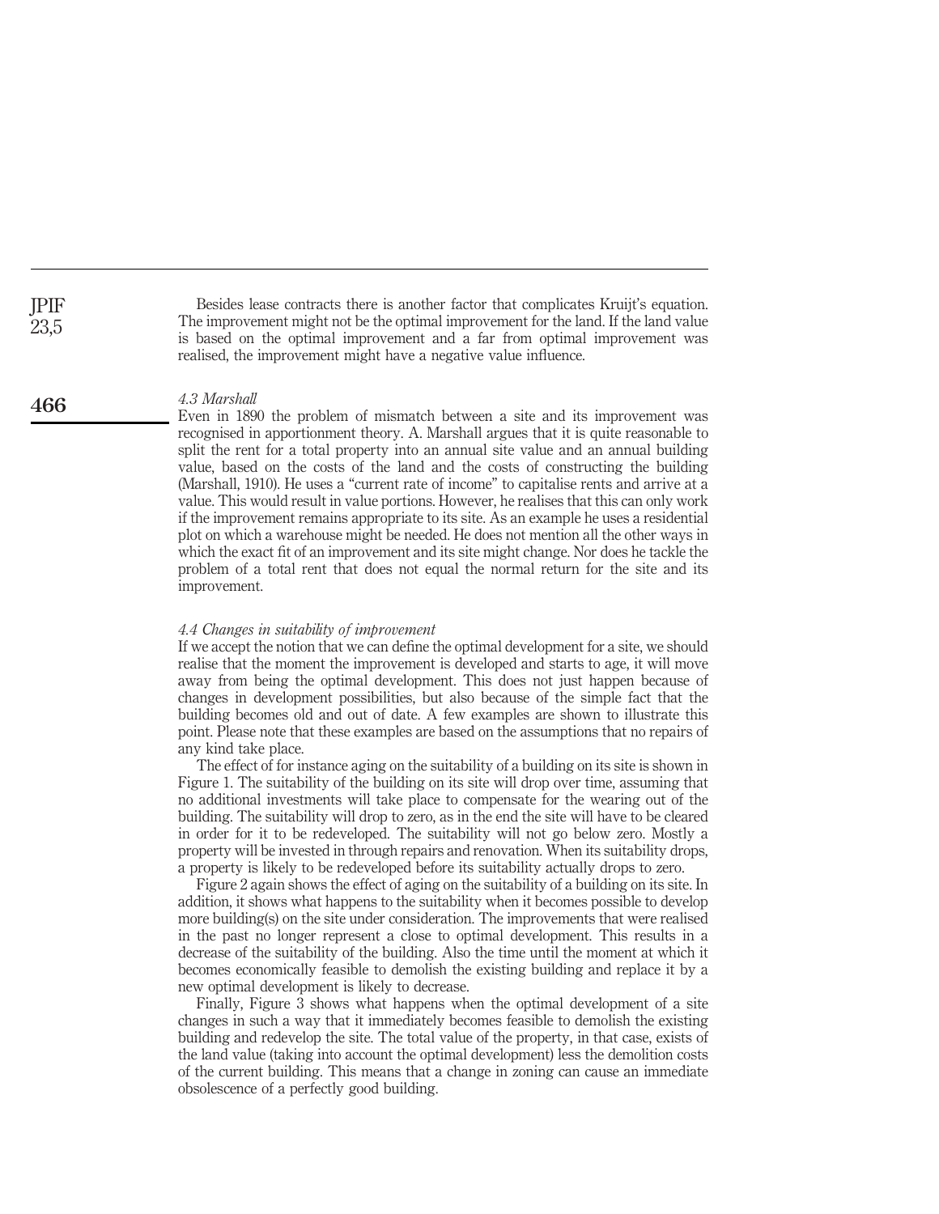Besides lease contracts there is another factor that complicates Kruijt's equation. The improvement might not be the optimal improvement for the land. If the land value is based on the optimal improvement and a far from optimal improvement was realised, the improvement might have a negative value influence.

### *4.3 Marshall*

Even in 1890 the problem of mismatch between a site and its improvement was recognised in apportionment theory. A. Marshall argues that it is quite reasonable to split the rent for a total property into an annual site value and an annual building value, based on the costs of the land and the costs of constructing the building (Marshall, 1910). He uses a "current rate of income" to capitalise rents and arrive at a value. This would result in value portions. However, he realises that this can only work if the improvement remains appropriate to its site. As an example he uses a residential plot on which a warehouse might be needed. He does not mention all the other ways in which the exact fit of an improvement and its site might change. Nor does he tackle the problem of a total rent that does not equal the normal return for the site and its improvement.

### *4.4 Changes in suitability of improvement*

If we accept the notion that we can define the optimal development for a site, we should realise that the moment the improvement is developed and starts to age, it will move away from being the optimal development. This does not just happen because of changes in development possibilities, but also because of the simple fact that the building becomes old and out of date. A few examples are shown to illustrate this point. Please note that these examples are based on the assumptions that no repairs of any kind take place.

The effect of for instance aging on the suitability of a building on its site is shown in Figure 1. The suitability of the building on its site will drop over time, assuming that no additional investments will take place to compensate for the wearing out of the building. The suitability will drop to zero, as in the end the site will have to be cleared in order for it to be redeveloped. The suitability will not go below zero. Mostly a property will be invested in through repairs and renovation. When its suitability drops, a property is likely to be redeveloped before its suitability actually drops to zero.

Figure 2 again shows the effect of aging on the suitability of a building on its site. In addition, it shows what happens to the suitability when it becomes possible to develop more building(s) on the site under consideration. The improvements that were realised in the past no longer represent a close to optimal development. This results in a decrease of the suitability of the building. Also the time until the moment at which it becomes economically feasible to demolish the existing building and replace it by a new optimal development is likely to decrease.

Finally, Figure 3 shows what happens when the optimal development of a site changes in such a way that it immediately becomes feasible to demolish the existing building and redevelop the site. The total value of the property, in that case, exists of the land value (taking into account the optimal development) less the demolition costs of the current building. This means that a change in zoning can cause an immediate obsolescence of a perfectly good building.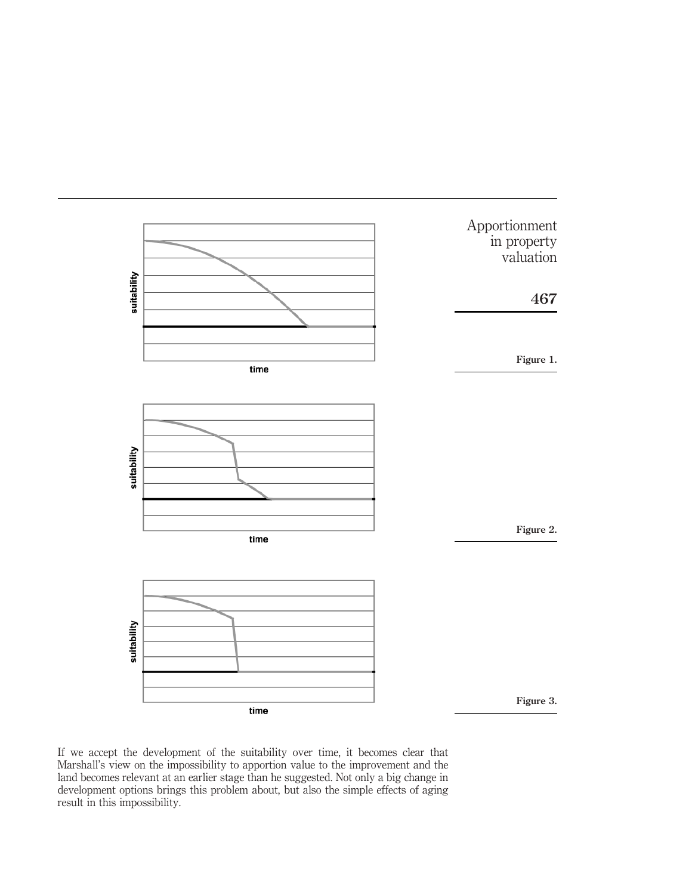suitability

time

Figure 1.

suitability

time

Figure 2.

suitability

time

Figure 3.

If we accept the development of the suitability over time, it becomes clear that Marshall's view on the impossibility to apportion value to the improvement and the land becomes relevant at an earlier stage than he suggested. Not only a big change in development options brings this problem about, but also the simple effects of aging result in this impossibility.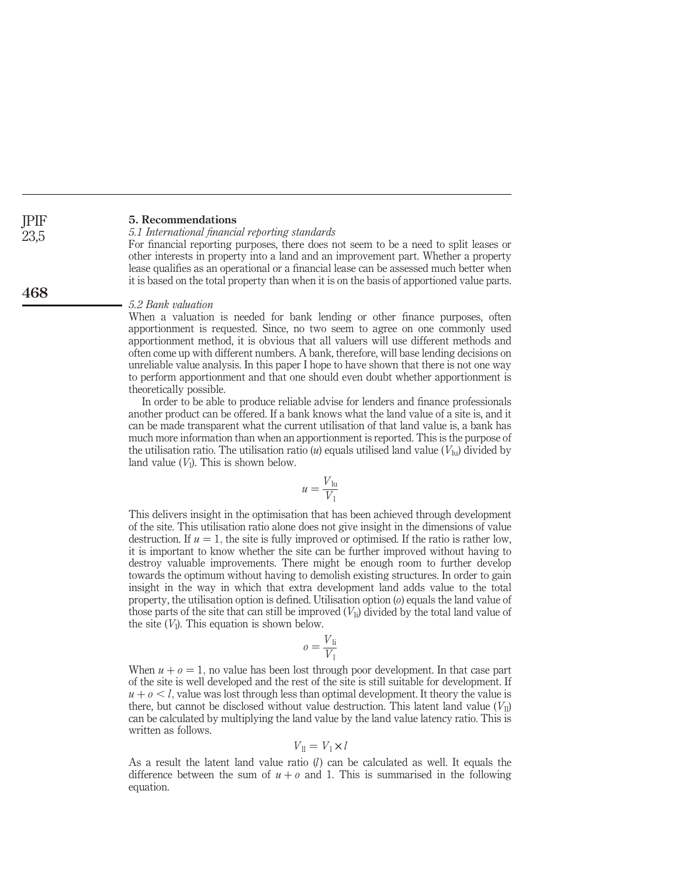## 5. Recommendations

### *5.1 International financial reporting standards*

For financial reporting purposes, there does not seem to be a need to split leases or other interests in property into a land and an improvement part. Whether a property lease qualifies as an operational or a financial lease can be assessed much better when it is based on the total property than when it is on the basis of apportioned value parts.

### *5.2 Bank valuation*

When a valuation is needed for bank lending or other finance purposes, often apportionment is requested. Since, no two seem to agree on one commonly used apportionment method, it is obvious that all valuers will use different methods and often come up with different numbers. A bank, therefore, will base lending decisions on unreliable value analysis. In this paper I hope to have shown that there is not one way to perform apportionment and that one should even doubt whether apportionment is theoretically possible.

In order to be able to produce reliable advise for lenders and finance professionals another product can be offered. If a bank knows what the land value of a site is, and it can be made transparent what the current utilisation of that land value is, a bank has much more information than when an apportionment is reported. This is the purpose of the utilisation ratio. The utilisation ratio ($u$) equals utilised land value ($V_{\mathrm{lu}}$) divided by land value ($V_{\mathrm{l}}$). This is shown below.

$$u = \frac{V_{\mathrm{lu}}}{V_{\mathrm{l}}}$$

This delivers insight in the optimisation that has been achieved through development of the site. This utilisation ratio alone does not give insight in the dimensions of value destruction. If $u = 1$, the site is fully improved or optimised. If the ratio is rather low, it is important to know whether the site can be further improved without having to destroy valuable improvements. There might be enough room to further develop towards the optimum without having to demolish existing structures. In order to gain insight in the way in which that extra development land adds value to the total property, the utilisation option is defined. Utilisation option ($o$) equals the land value of those parts of the site that can still be improved ($V_{\mathrm{li}}$) divided by the total land value of the site ($V_{\mathrm{l}}$). This equation is shown below.

$$o = \frac{V_{\mathrm{li}}}{V_{\mathrm{l}}}$$

When $u + o = 1$, no value has been lost through poor development. In that case part of the site is well developed and the rest of the site is still suitable for development. If $u + o < l$, value was lost through less than optimal development. It theory the value is there, but cannot be disclosed without value destruction. This latent land value ($V_{\mathrm{ll}}$) can be calculated by multiplying the land value by the land value latency ratio. This is written as follows.

$$V_{\mathrm{ll}} = V_{\mathrm{l}} \times l$$

As a result the latent land value ratio ($l$) can be calculated as well. It equals the difference between the sum of $u + o$ and 1. This is summarised in the following equation.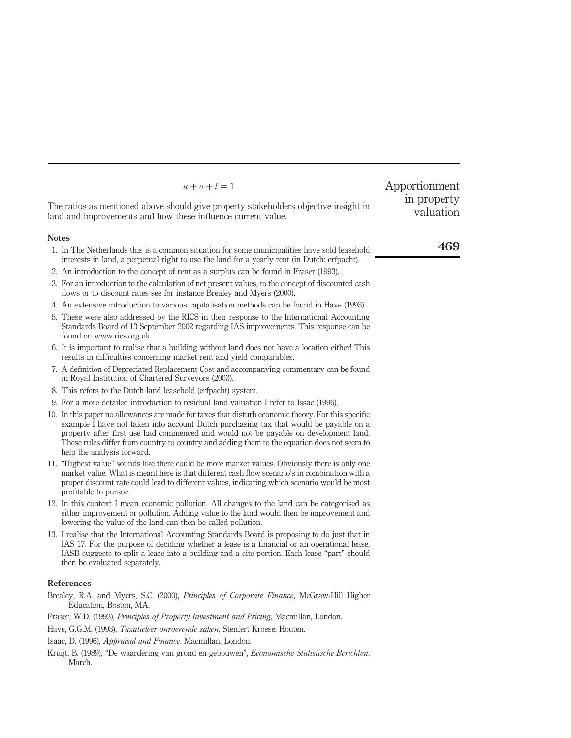$$u + o + l = 1$$

The ratios as mentioned above should give property stakeholders objective insight in land and improvements and how these influence current value.

## Notes

1. In The Netherlands this is a common situation for some municipalities have sold leasehold interests in land, a perpetual right to use the land for a yearly rent (in Dutch: erfpacht).
2. An introduction to the concept of rent as a surplus can be found in Fraser (1993).
3. For an introduction to the calculation of net present values, to the concept of discounted cash flows or to discount rates see for instance Brealey and Myers (2000).
4. An extensive introduction to various capitalisation methods can be found in Have (1993).
5. These were also addressed by the RICS in their response to the International Accounting Standards Board of 13 September 2002 regarding IAS improvements. This response can be found on www.rics.org.uk.
6. It is important to realise that a building without land does not have a location either! This results in difficulties concerning market rent and yield comparables.
7. A definition of Depreciated Replacement Cost and accompanying commentary can be found in Royal Institution of Chartered Surveyors (2003).
8. This refers to the Dutch land leasehold (erfpacht) system.
9. For a more detailed introduction to residual land valuation I refer to Issac (1996).
10. In this paper no allowances are made for taxes that disturb economic theory. For this specific example I have not taken into account Dutch purchasing tax that would be payable on a property after first use had commenced and would not be payable on development land. These rules differ from country to country and adding them to the equation does not seem to help the analysis forward.
11. "Highest value" sounds like there could be more market values. Obviously there is only one market value. What is meant here is that different cash flow scenario's in combination with a proper discount rate could lead to different values, indicating which scenario would be most profitable to pursue.
12. In this context I mean economic pollution. All changes to the land can be categorised as either improvement or pollution. Adding value to the land would then be improvement and lowering the value of the land can then be called pollution.
13. I realise that the International Accounting Standards Board is proposing to do just that in IAS 17. For the purpose of deciding whether a lease is a financial or an operational lease, IASB suggests to split a lease into a building and a site portion. Each lease "part" should then be evaluated separately.

## References

Brealey, R.A. and Myers, S.C. (2000), *Principles of Corporate Finance*, McGraw-Hill Higher Education, Boston, MA.

Fraser, W.D. (1993), *Principles of Property Investment and Pricing*, Macmillan, London.

Have, G.G.M. (1993), *Taxatieleer onroerende zaken*, Stenfert Kroese, Houten.

Isaac, D. (1996), *Appraisal and Finance*, Macmillan, London.

Kruijt, B. (1989), "De waardering van grond en gebouwen", *Economische Statistische Berichten*, March.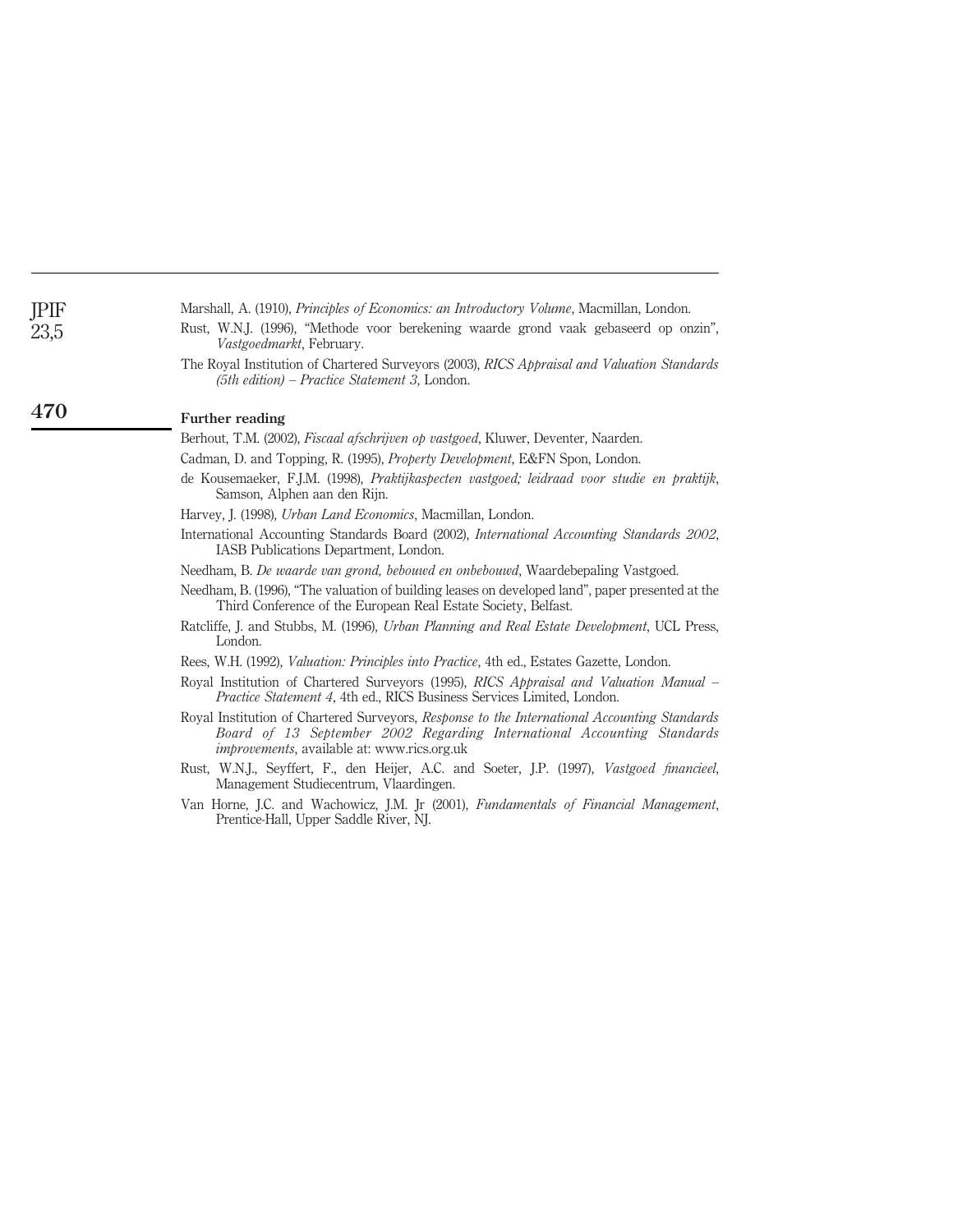Marshall, A. (1910), *Principles of Economics: an Introductory Volume*, Macmillan, London.

Rust, W.N.J. (1996), "Methode voor berekening waarde grond vaak gebaseerd op onzin", *Vastgoedmarkt*, February.

The Royal Institution of Chartered Surveyors (2003), *RICS Appraisal and Valuation Standards (5th edition) – Practice Statement 3*, London.

## Further reading

Berhout, T.M. (2002), *Fiscaal afschrijven op vastgoed*, Kluwer, Deventer, Naarden.

Cadman, D. and Topping, R. (1995), *Property Development*, E&FN Spon, London.

de Kousemaeker, F.J.M. (1998), *Praktijkaspecten vastgoed; leidraad voor studie en praktijk*, Samson, Alphen aan den Rijn.

Harvey, J. (1998), *Urban Land Economics*, Macmillan, London.

International Accounting Standards Board (2002), *International Accounting Standards 2002*, IASB Publications Department, London.

Needham, B. *De waarde van grond, bebouwd en onbebouwd*, Waardebepaling Vastgoed.

Needham, B. (1996), "The valuation of building leases on developed land", paper presented at the Third Conference of the European Real Estate Society, Belfast.

Ratcliffe, J. and Stubbs, M. (1996), *Urban Planning and Real Estate Development*, UCL Press, London.

Rees, W.H. (1992), *Valuation: Principles into Practice*, 4th ed., Estates Gazette, London.

Royal Institution of Chartered Surveyors (1995), *RICS Appraisal and Valuation Manual – Practice Statement 4*, 4th ed., RICS Business Services Limited, London.

Royal Institution of Chartered Surveyors, *Response to the International Accounting Standards Board of 13 September 2002 Regarding International Accounting Standards improvements*, available at: www.rics.org.uk

Rust, W.N.J., Seyffert, F., den Heijer, A.C. and Soeter, J.P. (1997), *Vastgoed financieel*, Management Studiecentrum, Vlaardingen.

Van Horne, J.C. and Wachowicz, J.M. Jr (2001), *Fundamentals of Financial Management*, Prentice-Hall, Upper Saddle River, NJ.